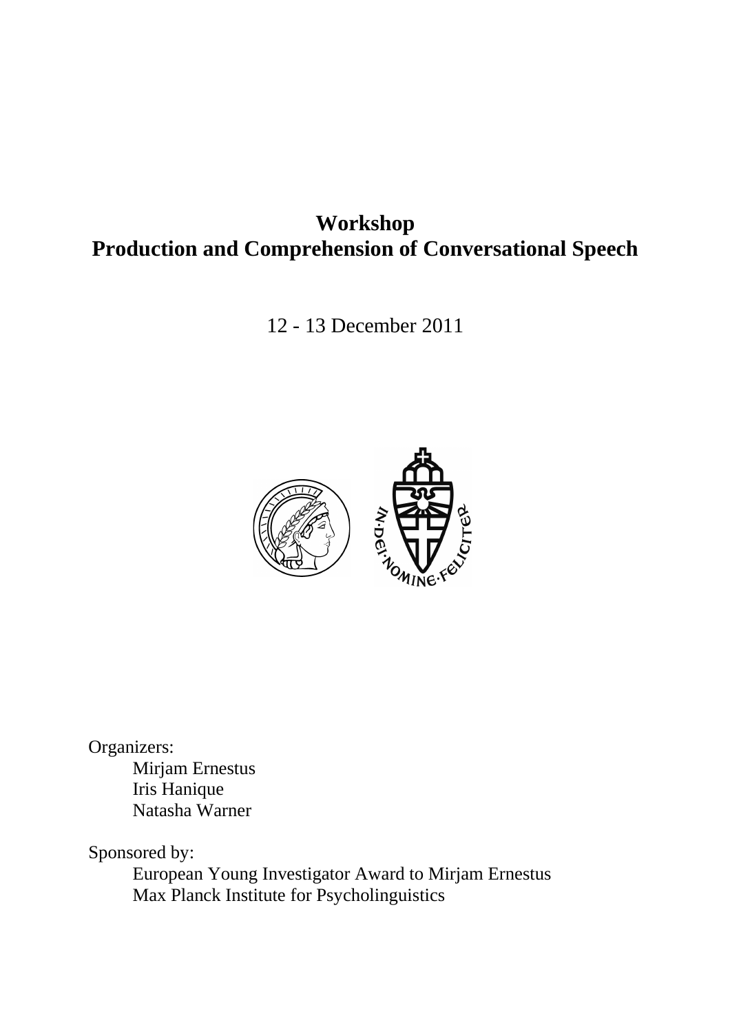# Workshop
# Production and Comprehension of Conversational Speech

12 - 13 December 2011

Organizers:

Mirjam Ernestus
Iris Hanique
Natasha Warner

Sponsored by:

European Young Investigator Award to Mirjam Ernestus
Max Planck Institute for Psycholinguistics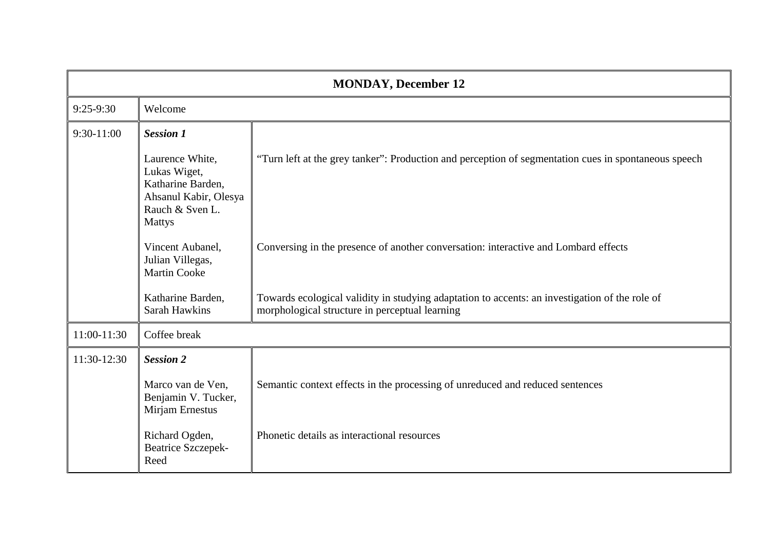| MONDAY, December 12 | | |
|---|---|---|
| 9:25-9:30 | Welcome | |
| 9:30-11:00 | ***Session 1*** | |
| | Laurence White, Lukas Wiget, Katharine Barden, Ahsanul Kabir, Olesya Rauch & Sven L. Mattys | "Turn left at the grey tanker": Production and perception of segmentation cues in spontaneous speech |
| | Vincent Aubanel, Julian Villegas, Martin Cooke | Conversing in the presence of another conversation: interactive and Lombard effects |
| | Katharine Barden, Sarah Hawkins | Towards ecological validity in studying adaptation to accents: an investigation of the role of morphological structure in perceptual learning |
| 11:00-11:30 | Coffee break | |
| 11:30-12:30 | ***Session 2*** | |
| | Marco van de Ven, Benjamin V. Tucker, Mirjam Ernestus | Semantic context effects in the processing of unreduced and reduced sentences |
| | Richard Ogden, Beatrice Szczepek-Reed | Phonetic details as interactional resources |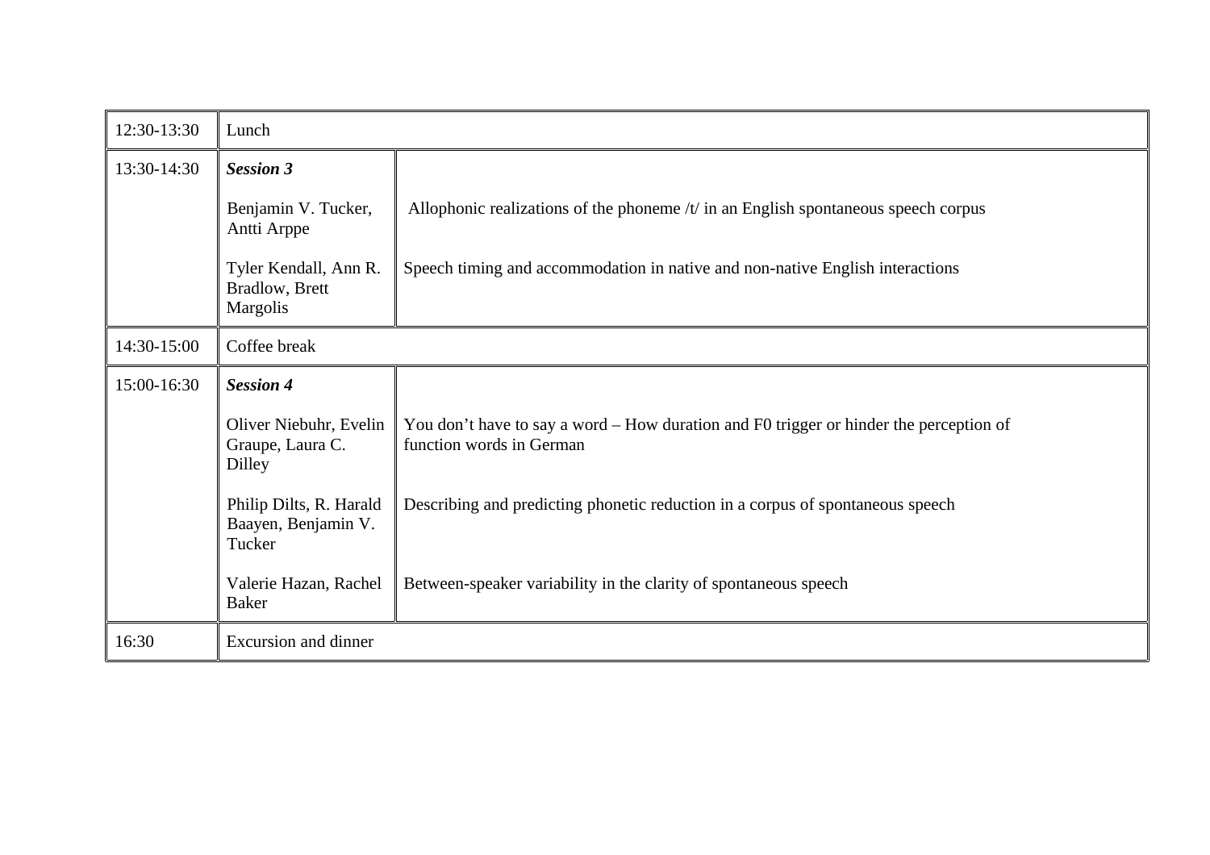| | | |
|---|---|---|
| 12:30-13:30 | Lunch | |
| 13:30-14:30 | ***Session 3*** | |
| | Benjamin V. Tucker, Antti Arppe | Allophonic realizations of the phoneme /t/ in an English spontaneous speech corpus |
| | Tyler Kendall, Ann R. Bradlow, Brett Margolis | Speech timing and accommodation in native and non-native English interactions |
| 14:30-15:00 | Coffee break | |
| 15:00-16:30 | ***Session 4*** | |
| | Oliver Niebuhr, Evelin Graupe, Laura C. Dilley | You don’t have to say a word – How duration and F0 trigger or hinder the perception of function words in German |
| | Philip Dilts, R. Harald Baayen, Benjamin V. Tucker | Describing and predicting phonetic reduction in a corpus of spontaneous speech |
| | Valerie Hazan, Rachel Baker | Between-speaker variability in the clarity of spontaneous speech |
| 16:30 | Excursion and dinner | |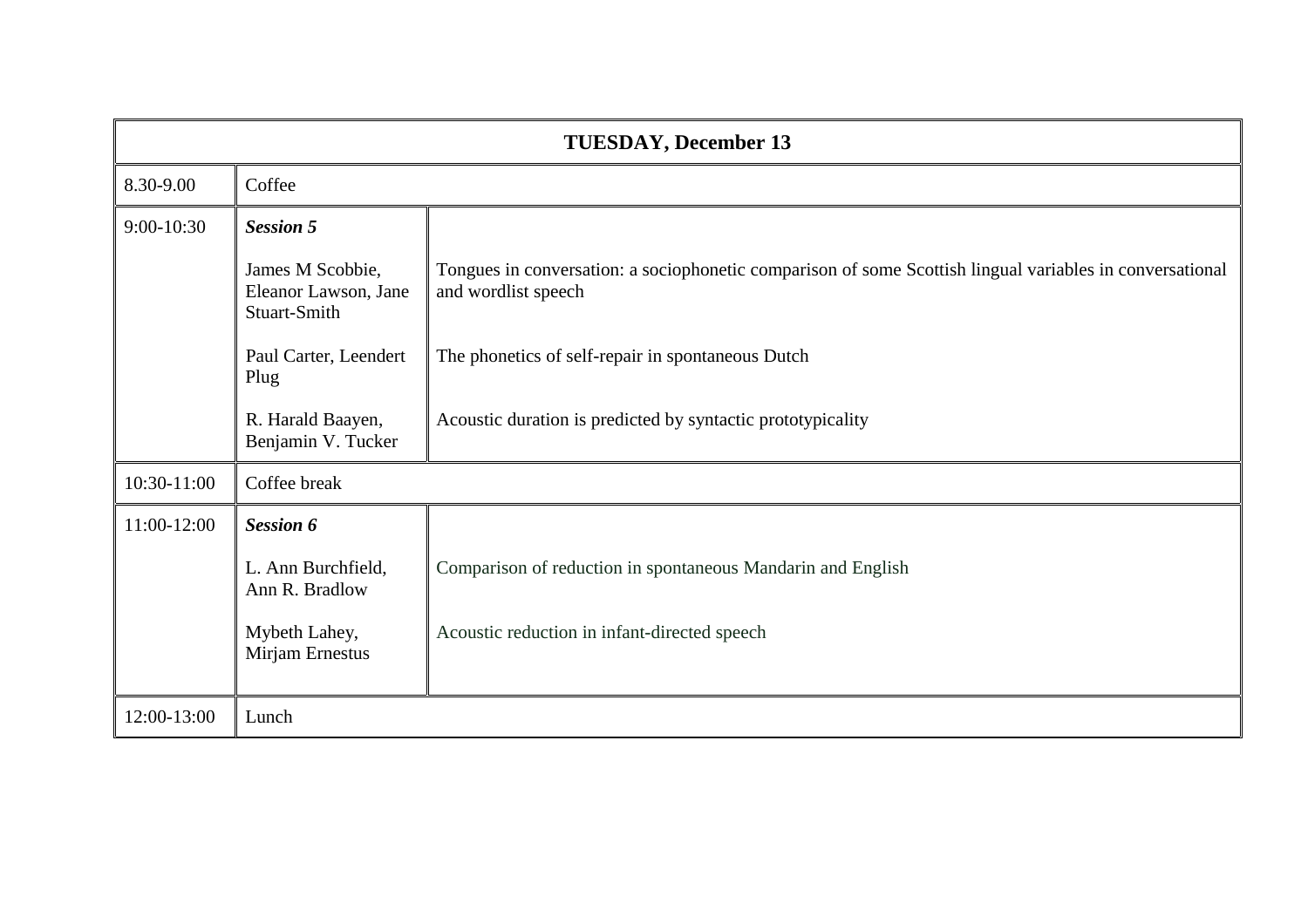| TUESDAY, December 13 | | |
|---|---|---|
| 8.30-9.00 | Coffee | |
| 9:00-10:30 | ***Session 5*** | |
| | James M Scobbie, Eleanor Lawson, Jane Stuart-Smith | Tongues in conversation: a sociophonetic comparison of some Scottish lingual variables in conversational and wordlist speech |
| | Paul Carter, Leendert Plug | The phonetics of self-repair in spontaneous Dutch |
| | R. Harald Baayen, Benjamin V. Tucker | Acoustic duration is predicted by syntactic prototypicality |
| 10:30-11:00 | Coffee break | |
| 11:00-12:00 | ***Session 6*** | |
| | L. Ann Burchfield, Ann R. Bradlow | Comparison of reduction in spontaneous Mandarin and English |
| | Mybeth Lahey, Mirjam Ernestus | Acoustic reduction in infant-directed speech |
| 12:00-13:00 | Lunch | |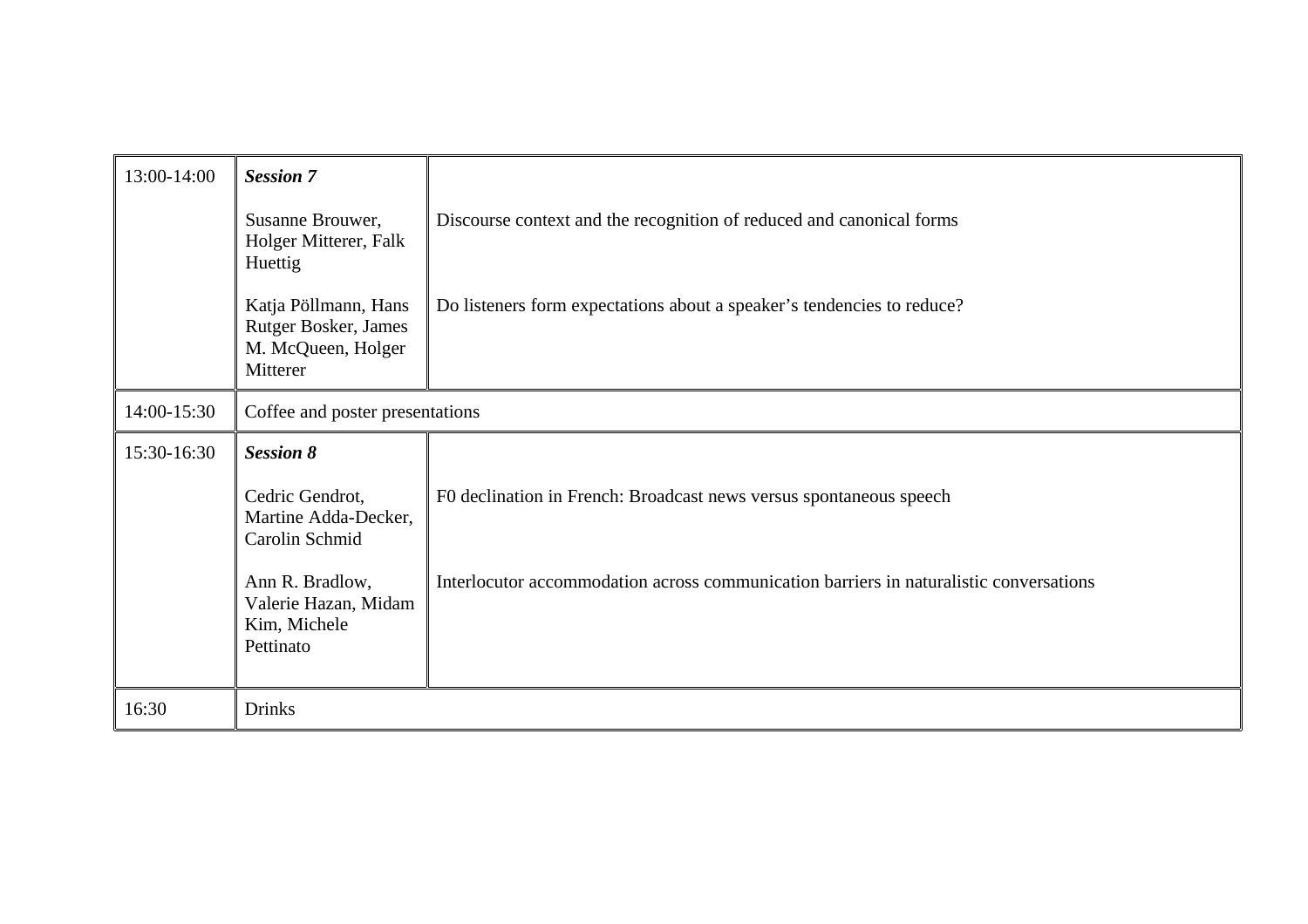| | | |
|---|---|---|
| 13:00-14:00 | ***Session 7*** | |
| | Susanne Brouwer, Holger Mitterer, Falk Huettig | Discourse context and the recognition of reduced and canonical forms |
| | Katja Pöllmann, Hans Rutger Bosker, James M. McQueen, Holger Mitterer | Do listeners form expectations about a speaker's tendencies to reduce? |
| 14:00-15:30 | Coffee and poster presentations | |
| 15:30-16:30 | ***Session 8*** | |
| | Cedric Gendrot, Martine Adda-Decker, Carolin Schmid | F0 declination in French: Broadcast news versus spontaneous speech |
| | Ann R. Bradlow, Valerie Hazan, Midam Kim, Michele Pettinato | Interlocutor accommodation across communication barriers in naturalistic conversations |
| 16:30 | Drinks | |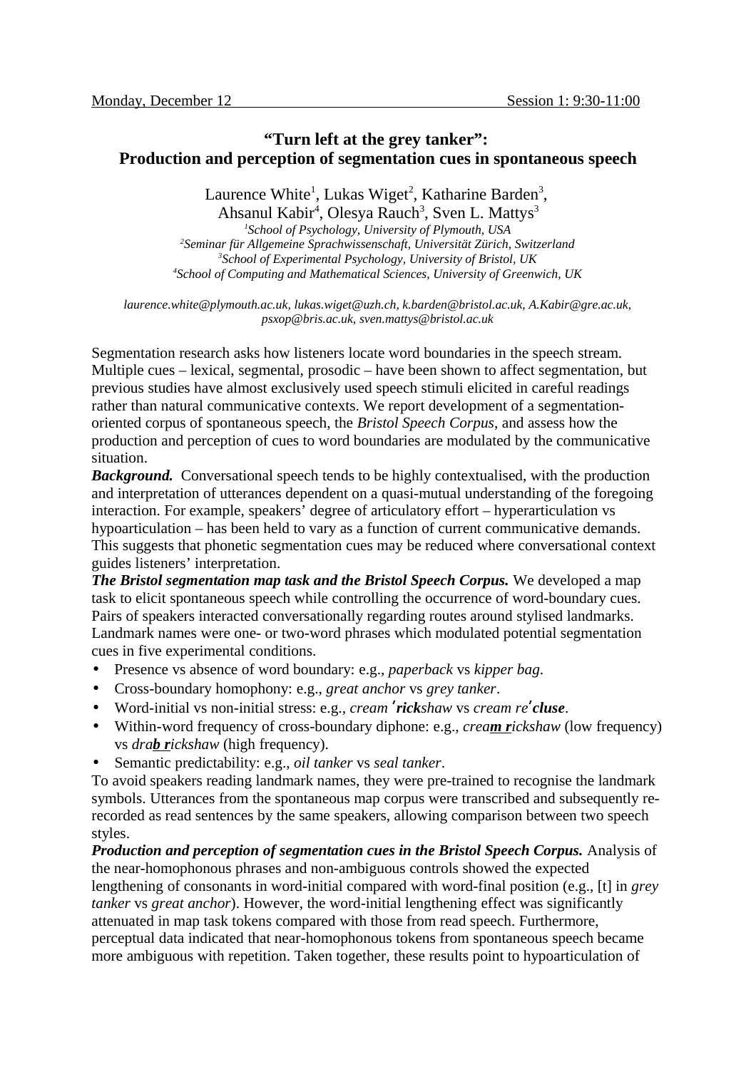Monday, December 12 Session 1: 9:30-11:00

# "Turn left at the grey tanker": Production and perception of segmentation cues in spontaneous speech

Laurence White[1], Lukas Wiget[2], Katharine Barden[3], Ahsanul Kabir[4], Olesya Rauch[3], Sven L. Mattys[3]

[1]*School of Psychology, University of Plymouth, USA*
[2]*Seminar für Allgemeine Sprachwissenschaft, Universität Zürich, Switzerland*
[3]*School of Experimental Psychology, University of Bristol, UK*
[4]*School of Computing and Mathematical Sciences, University of Greenwich, UK*

*laurence.white@plymouth.ac.uk, lukas.wiget@uzh.ch, k.barden@bristol.ac.uk, A.Kabir@gre.ac.uk, psxop@bris.ac.uk, sven.mattys@bristol.ac.uk*

Segmentation research asks how listeners locate word boundaries in the speech stream. Multiple cues – lexical, segmental, prosodic – have been shown to affect segmentation, but previous studies have almost exclusively used speech stimuli elicited in careful readings rather than natural communicative contexts. We report development of a segmentation-oriented corpus of spontaneous speech, the *Bristol Speech Corpus*, and assess how the production and perception of cues to word boundaries are modulated by the communicative situation.

***Background.*** Conversational speech tends to be highly contextualised, with the production and interpretation of utterances dependent on a quasi-mutual understanding of the foregoing interaction. For example, speakers' degree of articulatory effort – hyperarticulation vs hypoarticulation – has been held to vary as a function of current communicative demands. This suggests that phonetic segmentation cues may be reduced where conversational context guides listeners' interpretation.

***The Bristol segmentation map task and the Bristol Speech Corpus.*** We developed a map task to elicit spontaneous speech while controlling the occurrence of word-boundary cues. Pairs of speakers interacted conversationally regarding routes around stylised landmarks. Landmark names were one- or two-word phrases which modulated potential segmentation cues in five experimental conditions.

- Presence vs absence of word boundary: e.g., *paperback* vs *kipper bag*.
- Cross-boundary homophony: e.g., *great anchor* vs *grey tanker*.
- Word-initial vs non-initial stress: e.g., *cream ˈ**rick**shaw* vs *cream reˈ**cluse***.
- Within-word frequency of cross-boundary diphone: e.g., *crea**m r**ickshaw* (low frequency) vs *dra**b r**ickshaw* (high frequency).
- Semantic predictability: e.g., *oil tanker* vs *seal tanker*.

To avoid speakers reading landmark names, they were pre-trained to recognise the landmark symbols. Utterances from the spontaneous map corpus were transcribed and subsequently re-recorded as read sentences by the same speakers, allowing comparison between two speech styles.

***Production and perception of segmentation cues in the Bristol Speech Corpus.*** Analysis of the near-homophonous phrases and non-ambiguous controls showed the expected lengthening of consonants in word-initial compared with word-final position (e.g., [t] in *grey tanker* vs *great anchor*). However, the word-initial lengthening effect was significantly attenuated in map task tokens compared with those from read speech. Furthermore, perceptual data indicated that near-homophonous tokens from spontaneous speech became more ambiguous with repetition. Taken together, these results point to hypoarticulation of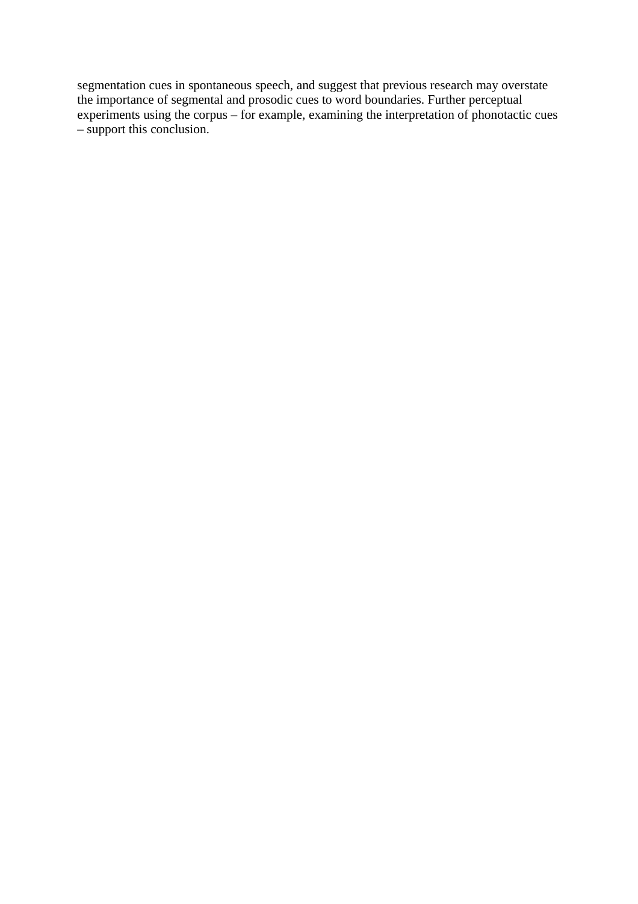segmentation cues in spontaneous speech, and suggest that previous research may overstate the importance of segmental and prosodic cues to word boundaries. Further perceptual experiments using the corpus – for example, examining the interpretation of phonotactic cues – support this conclusion.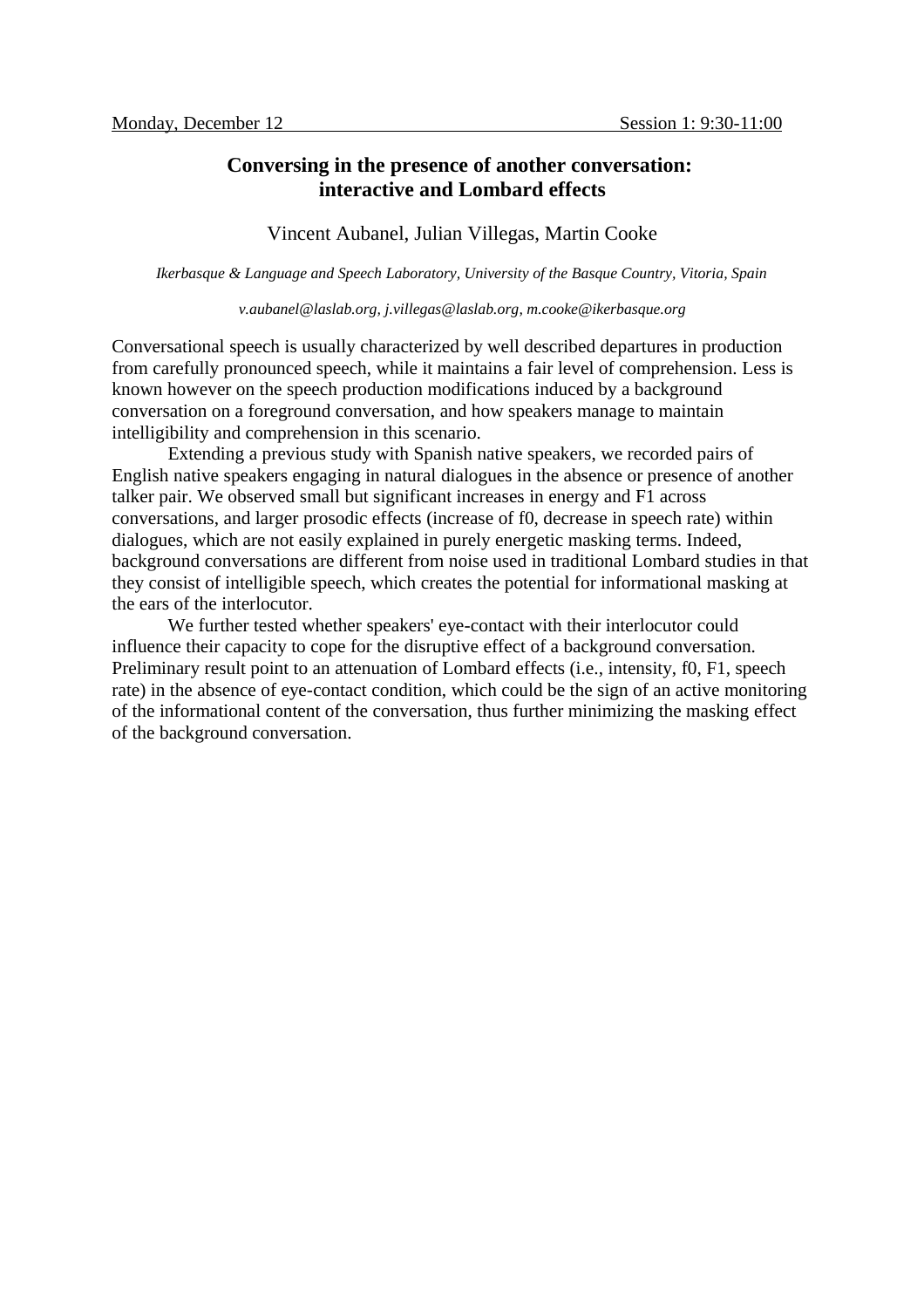Monday, December 12 Session 1: 9:30-11:00

## Conversing in the presence of another conversation: interactive and Lombard effects

Vincent Aubanel, Julian Villegas, Martin Cooke

*Ikerbasque & Language and Speech Laboratory, University of the Basque Country, Vitoria, Spain*

*v.aubanel@laslab.org, j.villegas@laslab.org, m.cooke@ikerbasque.org*

Conversational speech is usually characterized by well described departures in production from carefully pronounced speech, while it maintains a fair level of comprehension. Less is known however on the speech production modifications induced by a background conversation on a foreground conversation, and how speakers manage to maintain intelligibility and comprehension in this scenario.

Extending a previous study with Spanish native speakers, we recorded pairs of English native speakers engaging in natural dialogues in the absence or presence of another talker pair. We observed small but significant increases in energy and F1 across conversations, and larger prosodic effects (increase of f0, decrease in speech rate) within dialogues, which are not easily explained in purely energetic masking terms. Indeed, background conversations are different from noise used in traditional Lombard studies in that they consist of intelligible speech, which creates the potential for informational masking at the ears of the interlocutor.

We further tested whether speakers' eye-contact with their interlocutor could influence their capacity to cope for the disruptive effect of a background conversation. Preliminary result point to an attenuation of Lombard effects (i.e., intensity, f0, F1, speech rate) in the absence of eye-contact condition, which could be the sign of an active monitoring of the informational content of the conversation, thus further minimizing the masking effect of the background conversation.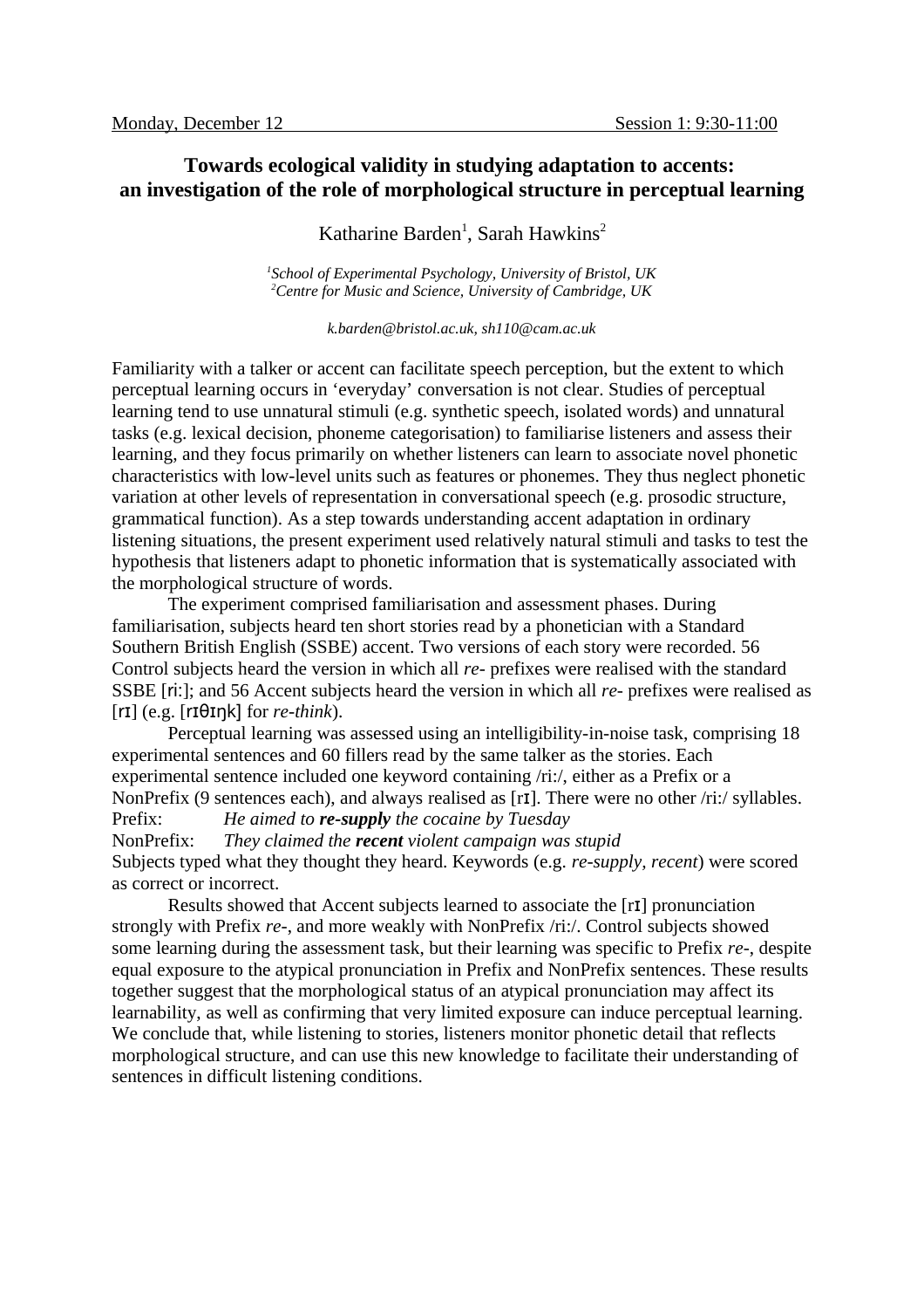Monday, December 12 Session 1: 9:30-11:00

## Towards ecological validity in studying adaptation to accents: an investigation of the role of morphological structure in perceptual learning

Katharine Barden[1], Sarah Hawkins[2]

[1]*School of Experimental Psychology, University of Bristol, UK*
[2]*Centre for Music and Science, University of Cambridge, UK*

*k.barden@bristol.ac.uk, sh110@cam.ac.uk*

Familiarity with a talker or accent can facilitate speech perception, but the extent to which perceptual learning occurs in 'everyday' conversation is not clear. Studies of perceptual learning tend to use unnatural stimuli (e.g. synthetic speech, isolated words) and unnatural tasks (e.g. lexical decision, phoneme categorisation) to familiarise listeners and assess their learning, and they focus primarily on whether listeners can learn to associate novel phonetic characteristics with low-level units such as features or phonemes. They thus neglect phonetic variation at other levels of representation in conversational speech (e.g. prosodic structure, grammatical function). As a step towards understanding accent adaptation in ordinary listening situations, the present experiment used relatively natural stimuli and tasks to test the hypothesis that listeners adapt to phonetic information that is systematically associated with the morphological structure of words.

The experiment comprised familiarisation and assessment phases. During familiarisation, subjects heard ten short stories read by a phonetician with a Standard Southern British English (SSBE) accent. Two versions of each story were recorded. 56 Control subjects heard the version in which all *re-* prefixes were realised with the standard SSBE [riː]; and 56 Accent subjects heard the version in which all *re-* prefixes were realised as [rɪ] (e.g. [rɪθɪŋk] for *re-think*).

Perceptual learning was assessed using an intelligibility-in-noise task, comprising 18 experimental sentences and 60 fillers read by the same talker as the stories. Each experimental sentence included one keyword containing /riː/, either as a Prefix or a NonPrefix (9 sentences each), and always realised as [rɪ]. There were no other /riː/ syllables.

Prefix: *He aimed to **re-supply** the cocaine by Tuesday*
NonPrefix: *They claimed the **recent** violent campaign was stupid*

Subjects typed what they thought they heard. Keywords (e.g. *re-supply*, *recent*) were scored as correct or incorrect.

Results showed that Accent subjects learned to associate the [rɪ] pronunciation strongly with Prefix *re-*, and more weakly with NonPrefix /riː/. Control subjects showed some learning during the assessment task, but their learning was specific to Prefix *re-*, despite equal exposure to the atypical pronunciation in Prefix and NonPrefix sentences. These results together suggest that the morphological status of an atypical pronunciation may affect its learnability, as well as confirming that very limited exposure can induce perceptual learning. We conclude that, while listening to stories, listeners monitor phonetic detail that reflects morphological structure, and can use this new knowledge to facilitate their understanding of sentences in difficult listening conditions.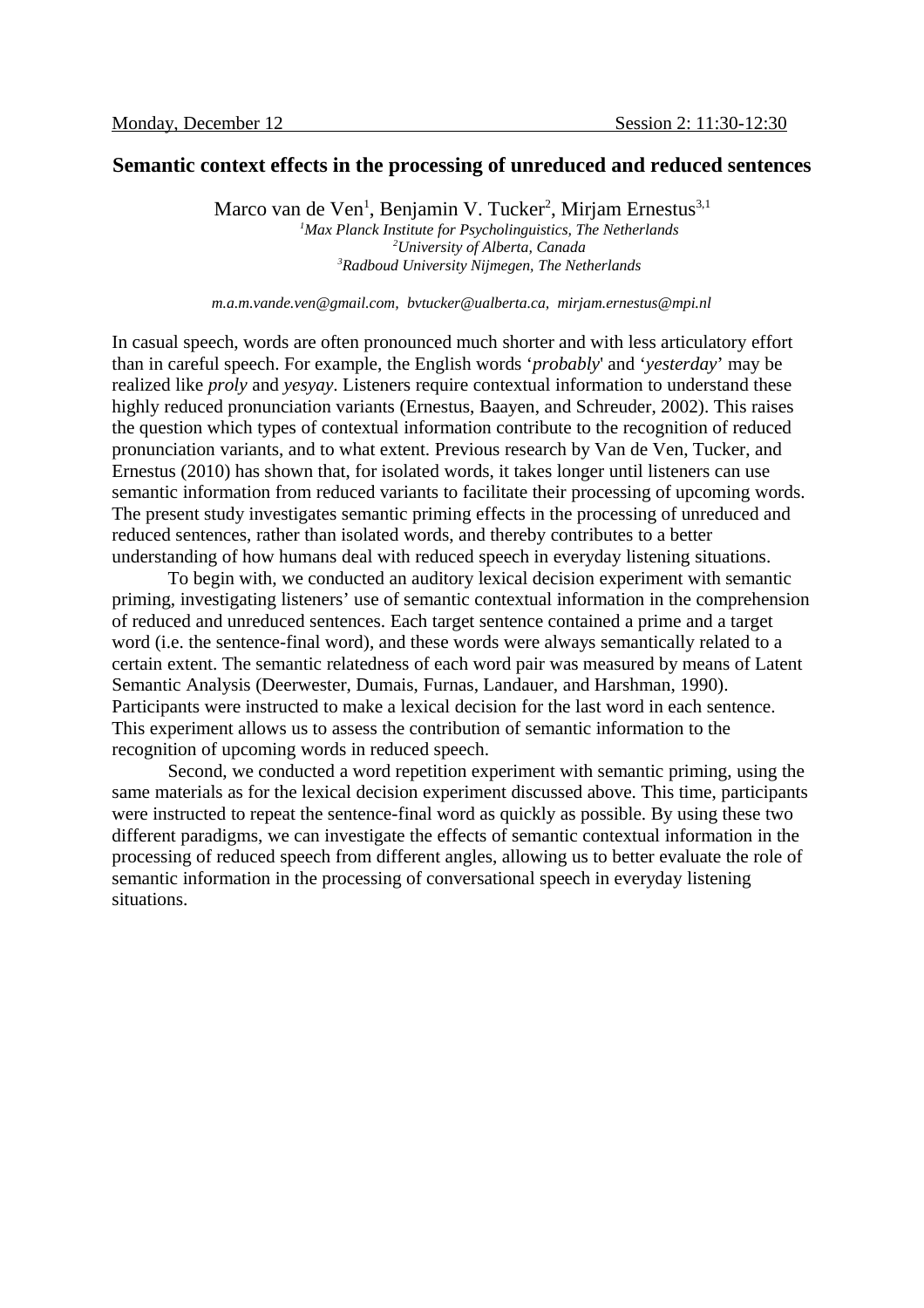Monday, December 12 Session 2: 11:30-12:30

## Semantic context effects in the processing of unreduced and reduced sentences

Marco van de Ven[1], Benjamin V. Tucker[2], Mirjam Ernestus[3,1]

[1]*Max Planck Institute for Psycholinguistics, The Netherlands*
[2]*University of Alberta, Canada*
[3]*Radboud University Nijmegen, The Netherlands*

*m.a.m.vande.ven@gmail.com, bvtucker@ualberta.ca, mirjam.ernestus@mpi.nl*

In casual speech, words are often pronounced much shorter and with less articulatory effort than in careful speech. For example, the English words '*probably*' and '*yesterday*' may be realized like *proly* and *yesyay*. Listeners require contextual information to understand these highly reduced pronunciation variants (Ernestus, Baayen, and Schreuder, 2002). This raises the question which types of contextual information contribute to the recognition of reduced pronunciation variants, and to what extent. Previous research by Van de Ven, Tucker, and Ernestus (2010) has shown that, for isolated words, it takes longer until listeners can use semantic information from reduced variants to facilitate their processing of upcoming words. The present study investigates semantic priming effects in the processing of unreduced and reduced sentences, rather than isolated words, and thereby contributes to a better understanding of how humans deal with reduced speech in everyday listening situations.

To begin with, we conducted an auditory lexical decision experiment with semantic priming, investigating listeners' use of semantic contextual information in the comprehension of reduced and unreduced sentences. Each target sentence contained a prime and a target word (i.e. the sentence-final word), and these words were always semantically related to a certain extent. The semantic relatedness of each word pair was measured by means of Latent Semantic Analysis (Deerwester, Dumais, Furnas, Landauer, and Harshman, 1990). Participants were instructed to make a lexical decision for the last word in each sentence. This experiment allows us to assess the contribution of semantic information to the recognition of upcoming words in reduced speech.

Second, we conducted a word repetition experiment with semantic priming, using the same materials as for the lexical decision experiment discussed above. This time, participants were instructed to repeat the sentence-final word as quickly as possible. By using these two different paradigms, we can investigate the effects of semantic contextual information in the processing of reduced speech from different angles, allowing us to better evaluate the role of semantic information in the processing of conversational speech in everyday listening situations.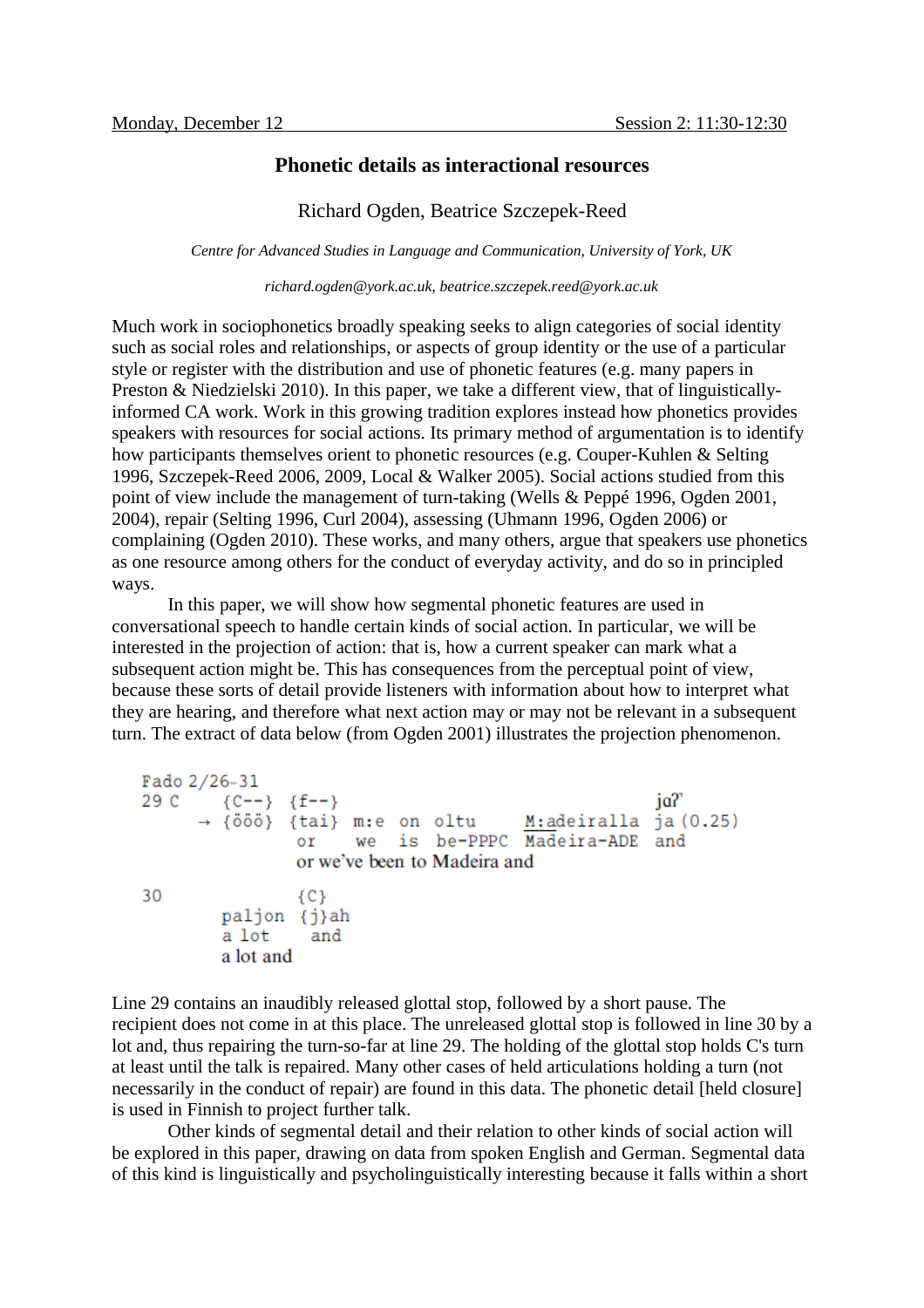Monday, December 12 Session 2: 11:30-12:30

## Phonetic details as interactional resources

Richard Ogden, Beatrice Szczepek-Reed

*Centre for Advanced Studies in Language and Communication, University of York, UK*

*richard.ogden@york.ac.uk, beatrice.szczepek.reed@york.ac.uk*

Much work in sociophonetics broadly speaking seeks to align categories of social identity such as social roles and relationships, or aspects of group identity or the use of a particular style or register with the distribution and use of phonetic features (e.g. many papers in Preston & Niedzielski 2010). In this paper, we take a different view, that of linguistically-informed CA work. Work in this growing tradition explores instead how phonetics provides speakers with resources for social actions. Its primary method of argumentation is to identify how participants themselves orient to phonetic resources (e.g. Couper-Kuhlen & Selting 1996, Szczepek-Reed 2006, 2009, Local & Walker 2005). Social actions studied from this point of view include the management of turn-taking (Wells & Peppé 1996, Ogden 2001, 2004), repair (Selting 1996, Curl 2004), assessing (Uhmann 1996, Ogden 2006) or complaining (Ogden 2010). These works, and many others, argue that speakers use phonetics as one resource among others for the conduct of everyday activity, and do so in principled ways.

In this paper, we will show how segmental phonetic features are used in conversational speech to handle certain kinds of social action. In particular, we will be interested in the projection of action: that is, how a current speaker can mark what a subsequent action might be. This has consequences from the perceptual point of view, because these sorts of detail provide listeners with information about how to interpret what they are hearing, and therefore what next action may or may not be relevant in a subsequent turn. The extract of data below (from Ogden 2001) illustrates the projection phenomenon.

```
Fado 2/26-31
29 C     {C--}  {f--}                                   jɑʔ˺
       → {ööö}  {tai}  m:e  on  oltu      M:adeiralla   ja (0.25)
                or     we   is  be-PPPC   Madeira-ADE   and
                or we've been to Madeira and

30              {C}
         paljon {j}ah
         a lot    and
         a lot and
```

Line 29 contains an inaudibly released glottal stop, followed by a short pause. The recipient does not come in at this place. The unreleased glottal stop is followed in line 30 by a lot and, thus repairing the turn-so-far at line 29. The holding of the glottal stop holds C's turn at least until the talk is repaired. Many other cases of held articulations holding a turn (not necessarily in the conduct of repair) are found in this data. The phonetic detail [held closure] is used in Finnish to project further talk.

Other kinds of segmental detail and their relation to other kinds of social action will be explored in this paper, drawing on data from spoken English and German. Segmental data of this kind is linguistically and psycholinguistically interesting because it falls within a short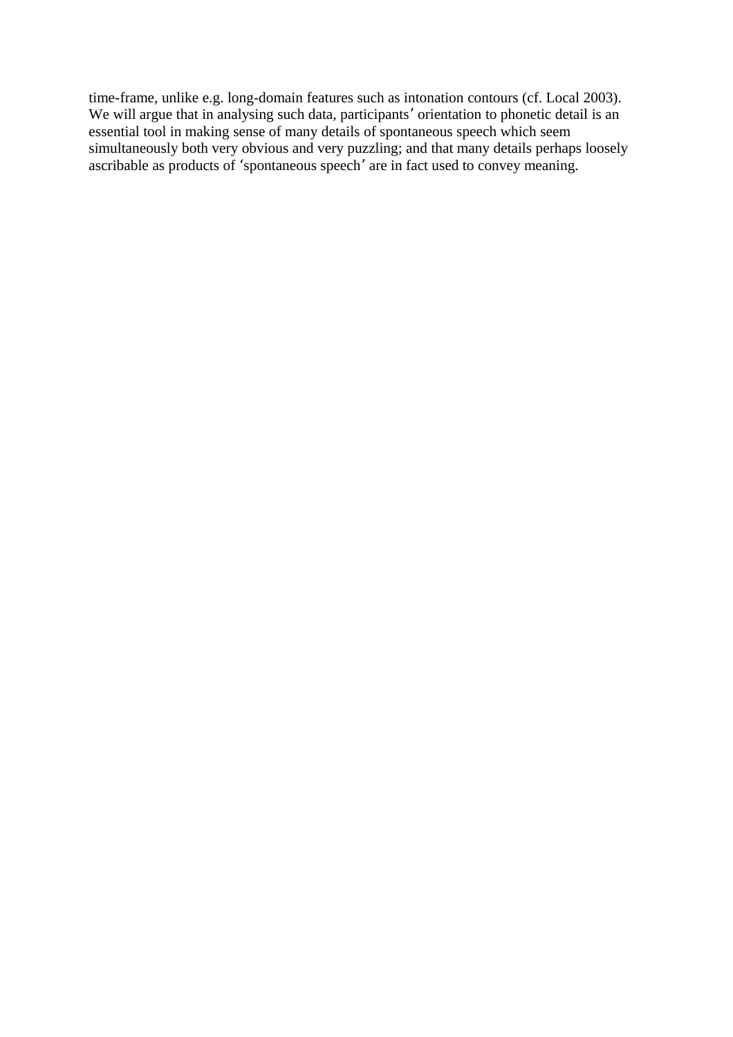time-frame, unlike e.g. long-domain features such as intonation contours (cf. Local 2003). We will argue that in analysing such data, participants' orientation to phonetic detail is an essential tool in making sense of many details of spontaneous speech which seem simultaneously both very obvious and very puzzling; and that many details perhaps loosely ascribable as products of 'spontaneous speech' are in fact used to convey meaning.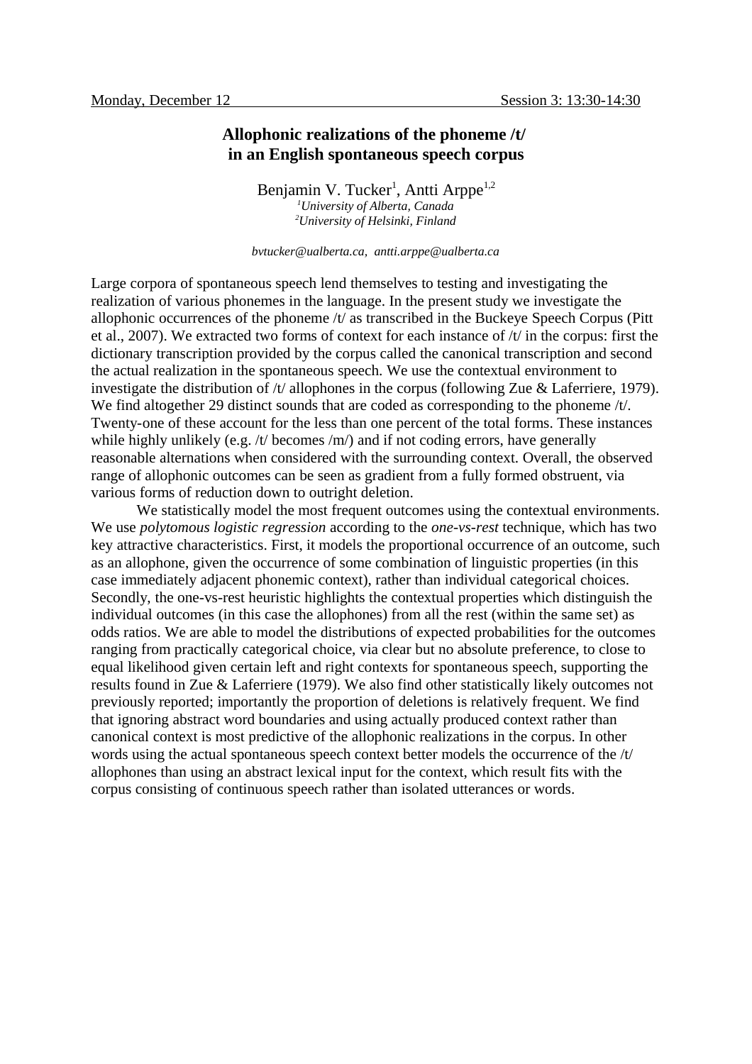Monday, December 12 Session 3: 13:30-14:30

## Allophonic realizations of the phoneme /t/ in an English spontaneous speech corpus

Benjamin V. Tucker[1], Antti Arppe[1,2]

[1]*University of Alberta, Canada*

[2]*University of Helsinki, Finland*

*bvtucker@ualberta.ca, antti.arppe@ualberta.ca*

Large corpora of spontaneous speech lend themselves to testing and investigating the realization of various phonemes in the language. In the present study we investigate the allophonic occurrences of the phoneme /t/ as transcribed in the Buckeye Speech Corpus (Pitt et al., 2007). We extracted two forms of context for each instance of /t/ in the corpus: first the dictionary transcription provided by the corpus called the canonical transcription and second the actual realization in the spontaneous speech. We use the contextual environment to investigate the distribution of /t/ allophones in the corpus (following Zue & Laferriere, 1979). We find altogether 29 distinct sounds that are coded as corresponding to the phoneme /t/. Twenty-one of these account for the less than one percent of the total forms. These instances while highly unlikely (e.g. /t/ becomes /m/) and if not coding errors, have generally reasonable alternations when considered with the surrounding context. Overall, the observed range of allophonic outcomes can be seen as gradient from a fully formed obstruent, via various forms of reduction down to outright deletion.

We statistically model the most frequent outcomes using the contextual environments. We use *polytomous logistic regression* according to the *one-vs-rest* technique, which has two key attractive characteristics. First, it models the proportional occurrence of an outcome, such as an allophone, given the occurrence of some combination of linguistic properties (in this case immediately adjacent phonemic context), rather than individual categorical choices. Secondly, the one-vs-rest heuristic highlights the contextual properties which distinguish the individual outcomes (in this case the allophones) from all the rest (within the same set) as odds ratios. We are able to model the distributions of expected probabilities for the outcomes ranging from practically categorical choice, via clear but no absolute preference, to close to equal likelihood given certain left and right contexts for spontaneous speech, supporting the results found in Zue & Laferriere (1979). We also find other statistically likely outcomes not previously reported; importantly the proportion of deletions is relatively frequent. We find that ignoring abstract word boundaries and using actually produced context rather than canonical context is most predictive of the allophonic realizations in the corpus. In other words using the actual spontaneous speech context better models the occurrence of the /t/ allophones than using an abstract lexical input for the context, which result fits with the corpus consisting of continuous speech rather than isolated utterances or words.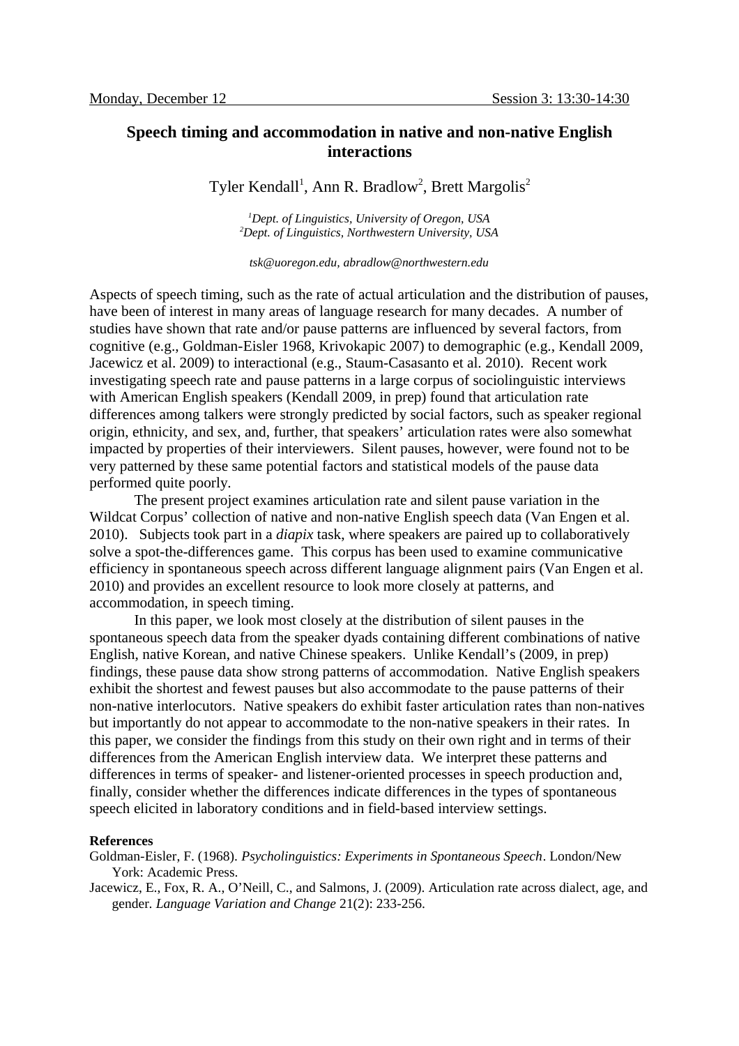Monday, December 12 Session 3: 13:30-14:30

# Speech timing and accommodation in native and non-native English interactions

Tyler Kendall[1], Ann R. Bradlow[2], Brett Margolis[2]

*[1]Dept. of Linguistics, University of Oregon, USA*
*[2]Dept. of Linguistics, Northwestern University, USA*

*tsk@uoregon.edu, abradlow@northwestern.edu*

Aspects of speech timing, such as the rate of actual articulation and the distribution of pauses, have been of interest in many areas of language research for many decades. A number of studies have shown that rate and/or pause patterns are influenced by several factors, from cognitive (e.g., Goldman-Eisler 1968, Krivokapic 2007) to demographic (e.g., Kendall 2009, Jacewicz et al. 2009) to interactional (e.g., Staum-Casasanto et al. 2010). Recent work investigating speech rate and pause patterns in a large corpus of sociolinguistic interviews with American English speakers (Kendall 2009, in prep) found that articulation rate differences among talkers were strongly predicted by social factors, such as speaker regional origin, ethnicity, and sex, and, further, that speakers' articulation rates were also somewhat impacted by properties of their interviewers. Silent pauses, however, were found not to be very patterned by these same potential factors and statistical models of the pause data performed quite poorly.

The present project examines articulation rate and silent pause variation in the Wildcat Corpus' collection of native and non-native English speech data (Van Engen et al. 2010). Subjects took part in a *diapix* task, where speakers are paired up to collaboratively solve a spot-the-differences game. This corpus has been used to examine communicative efficiency in spontaneous speech across different language alignment pairs (Van Engen et al. 2010) and provides an excellent resource to look more closely at patterns, and accommodation, in speech timing.

In this paper, we look most closely at the distribution of silent pauses in the spontaneous speech data from the speaker dyads containing different combinations of native English, native Korean, and native Chinese speakers. Unlike Kendall's (2009, in prep) findings, these pause data show strong patterns of accommodation. Native English speakers exhibit the shortest and fewest pauses but also accommodate to the pause patterns of their non-native interlocutors. Native speakers do exhibit faster articulation rates than non-natives but importantly do not appear to accommodate to the non-native speakers in their rates. In this paper, we consider the findings from this study on their own right and in terms of their differences from the American English interview data. We interpret these patterns and differences in terms of speaker- and listener-oriented processes in speech production and, finally, consider whether the differences indicate differences in the types of spontaneous speech elicited in laboratory conditions and in field-based interview settings.

**References**

Goldman-Eisler, F. (1968). *Psycholinguistics: Experiments in Spontaneous Speech*. London/New York: Academic Press.

Jacewicz, E., Fox, R. A., O'Neill, C., and Salmons, J. (2009). Articulation rate across dialect, age, and gender. *Language Variation and Change* 21(2): 233-256.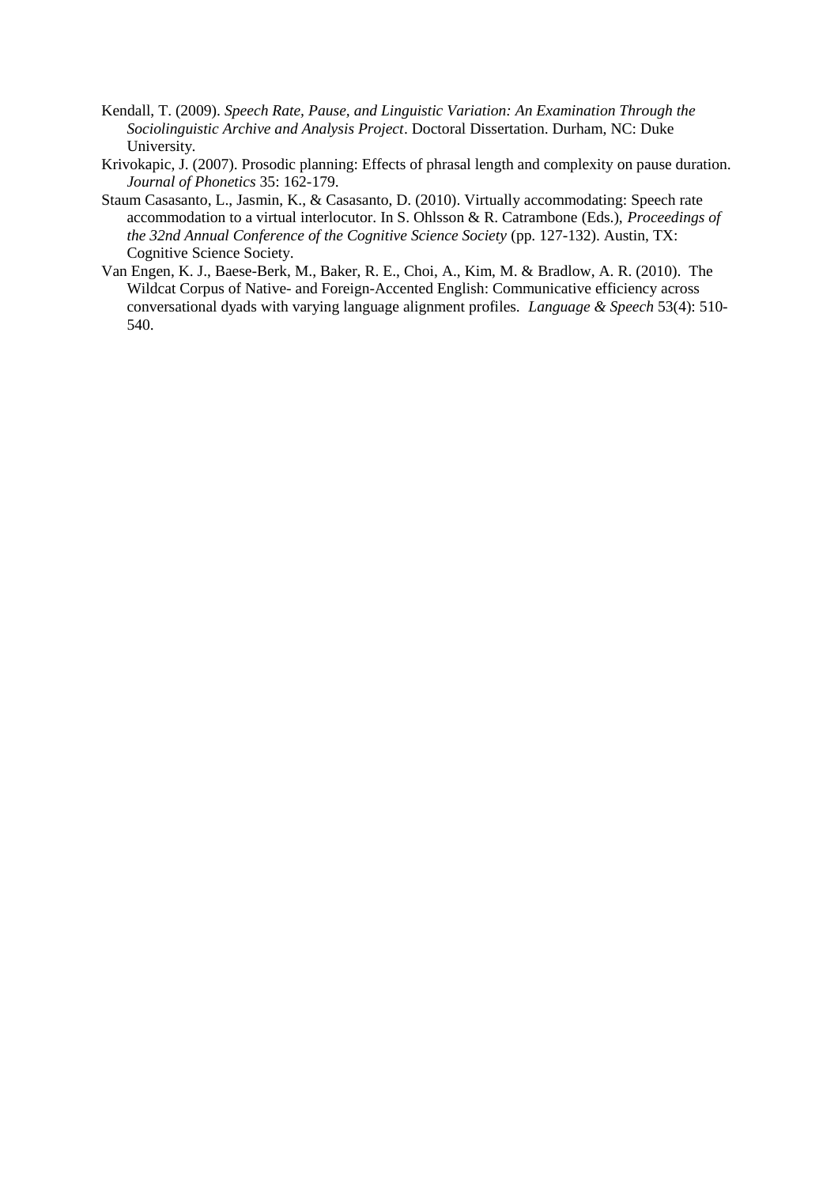Kendall, T. (2009). *Speech Rate, Pause, and Linguistic Variation: An Examination Through the Sociolinguistic Archive and Analysis Project*. Doctoral Dissertation. Durham, NC: Duke University.

Krivokapic, J. (2007). Prosodic planning: Effects of phrasal length and complexity on pause duration. *Journal of Phonetics* 35: 162-179.

Staum Casasanto, L., Jasmin, K., & Casasanto, D. (2010). Virtually accommodating: Speech rate accommodation to a virtual interlocutor. In S. Ohlsson & R. Catrambone (Eds.), *Proceedings of the 32nd Annual Conference of the Cognitive Science Society* (pp. 127-132). Austin, TX: Cognitive Science Society.

Van Engen, K. J., Baese-Berk, M., Baker, R. E., Choi, A., Kim, M. & Bradlow, A. R. (2010). The Wildcat Corpus of Native- and Foreign-Accented English: Communicative efficiency across conversational dyads with varying language alignment profiles. *Language & Speech* 53(4): 510-540.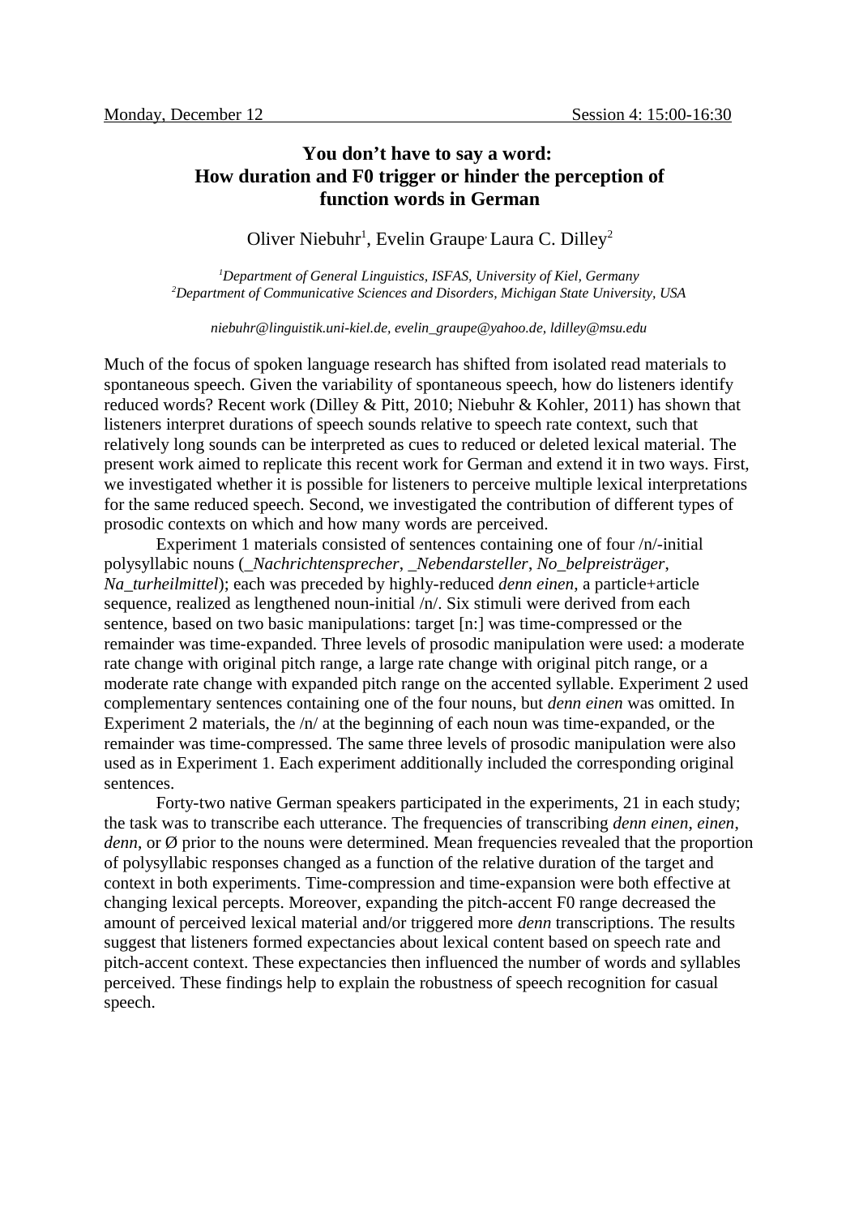Monday, December 12 Session 4: 15:00-16:30

# You don't have to say a word: How duration and F0 trigger or hinder the perception of function words in German

Oliver Niebuhr[1], Evelin Graupe, Laura C. Dilley[2]

*[1]Department of General Linguistics, ISFAS, University of Kiel, Germany*
*[2]Department of Communicative Sciences and Disorders, Michigan State University, USA*

*niebuhr@linguistik.uni-kiel.de, evelin_graupe@yahoo.de, ldilley@msu.edu*

Much of the focus of spoken language research has shifted from isolated read materials to spontaneous speech. Given the variability of spontaneous speech, how do listeners identify reduced words? Recent work (Dilley & Pitt, 2010; Niebuhr & Kohler, 2011) has shown that listeners interpret durations of speech sounds relative to speech rate context, such that relatively long sounds can be interpreted as cues to reduced or deleted lexical material. The present work aimed to replicate this recent work for German and extend it in two ways. First, we investigated whether it is possible for listeners to perceive multiple lexical interpretations for the same reduced speech. Second, we investigated the contribution of different types of prosodic contexts on which and how many words are perceived.

Experiment 1 materials consisted of sentences containing one of four /n/-initial polysyllabic nouns (*_Nachrichtensprecher*, *_Nebendarsteller*, *No_belpreisträger*, *Na_turheilmittel*); each was preceded by highly-reduced *denn einen*, a particle+article sequence, realized as lengthened noun-initial /n/. Six stimuli were derived from each sentence, based on two basic manipulations: target [n:] was time-compressed or the remainder was time-expanded. Three levels of prosodic manipulation were used: a moderate rate change with original pitch range, a large rate change with original pitch range, or a moderate rate change with expanded pitch range on the accented syllable. Experiment 2 used complementary sentences containing one of the four nouns, but *denn einen* was omitted. In Experiment 2 materials, the /n/ at the beginning of each noun was time-expanded, or the remainder was time-compressed. The same three levels of prosodic manipulation were also used as in Experiment 1. Each experiment additionally included the corresponding original sentences.

Forty-two native German speakers participated in the experiments, 21 in each study; the task was to transcribe each utterance. The frequencies of transcribing *denn einen*, *einen*, *denn*, or Ø prior to the nouns were determined. Mean frequencies revealed that the proportion of polysyllabic responses changed as a function of the relative duration of the target and context in both experiments. Time-compression and time-expansion were both effective at changing lexical percepts. Moreover, expanding the pitch-accent F0 range decreased the amount of perceived lexical material and/or triggered more *denn* transcriptions. The results suggest that listeners formed expectancies about lexical content based on speech rate and pitch-accent context. These expectancies then influenced the number of words and syllables perceived. These findings help to explain the robustness of speech recognition for casual speech.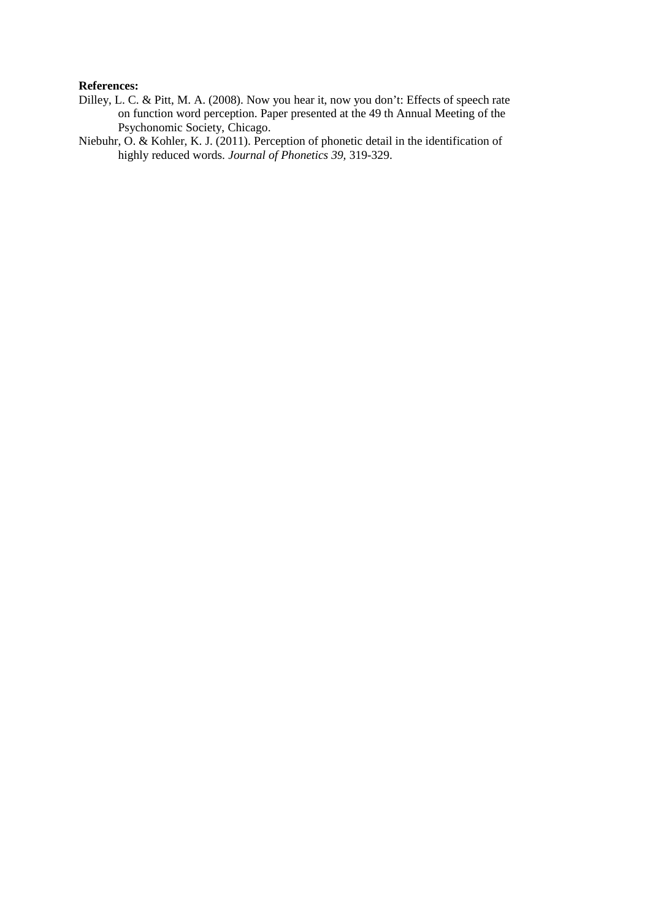**References:**

Dilley, L. C. & Pitt, M. A. (2008). Now you hear it, now you don't: Effects of speech rate on function word perception. Paper presented at the 49 th Annual Meeting of the Psychonomic Society, Chicago.

Niebuhr, O. & Kohler, K. J. (2011). Perception of phonetic detail in the identification of highly reduced words. *Journal of Phonetics 39*, 319-329.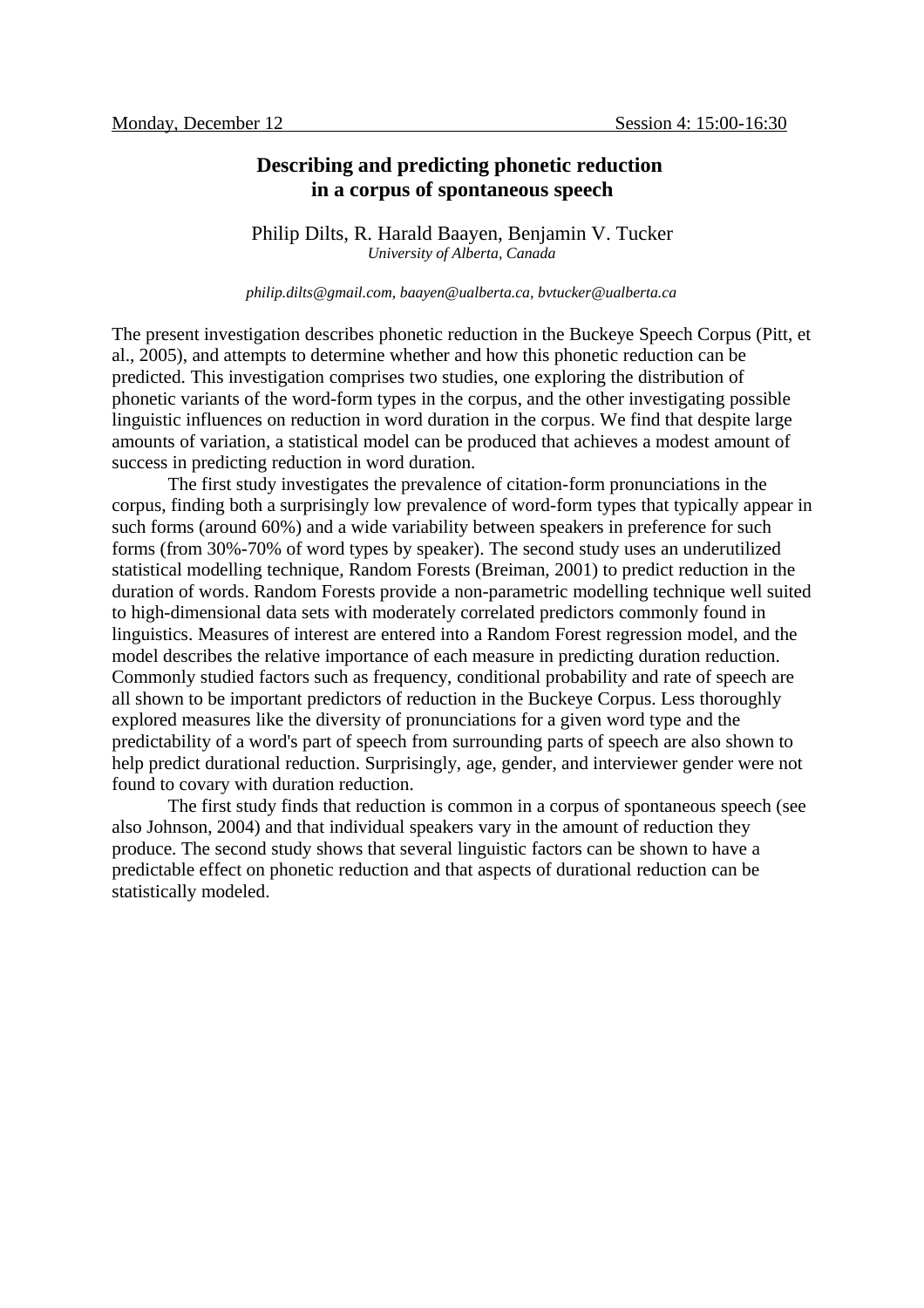Monday, December 12 Session 4: 15:00-16:30

# Describing and predicting phonetic reduction in a corpus of spontaneous speech

Philip Dilts, R. Harald Baayen, Benjamin V. Tucker
*University of Alberta, Canada*

*philip.dilts@gmail.com, baayen@ualberta.ca, bvtucker@ualberta.ca*

The present investigation describes phonetic reduction in the Buckeye Speech Corpus (Pitt, et al., 2005), and attempts to determine whether and how this phonetic reduction can be predicted. This investigation comprises two studies, one exploring the distribution of phonetic variants of the word-form types in the corpus, and the other investigating possible linguistic influences on reduction in word duration in the corpus. We find that despite large amounts of variation, a statistical model can be produced that achieves a modest amount of success in predicting reduction in word duration.

The first study investigates the prevalence of citation-form pronunciations in the corpus, finding both a surprisingly low prevalence of word-form types that typically appear in such forms (around 60%) and a wide variability between speakers in preference for such forms (from 30%-70% of word types by speaker). The second study uses an underutilized statistical modelling technique, Random Forests (Breiman, 2001) to predict reduction in the duration of words. Random Forests provide a non-parametric modelling technique well suited to high-dimensional data sets with moderately correlated predictors commonly found in linguistics. Measures of interest are entered into a Random Forest regression model, and the model describes the relative importance of each measure in predicting duration reduction. Commonly studied factors such as frequency, conditional probability and rate of speech are all shown to be important predictors of reduction in the Buckeye Corpus. Less thoroughly explored measures like the diversity of pronunciations for a given word type and the predictability of a word's part of speech from surrounding parts of speech are also shown to help predict durational reduction. Surprisingly, age, gender, and interviewer gender were not found to covary with duration reduction.

The first study finds that reduction is common in a corpus of spontaneous speech (see also Johnson, 2004) and that individual speakers vary in the amount of reduction they produce. The second study shows that several linguistic factors can be shown to have a predictable effect on phonetic reduction and that aspects of durational reduction can be statistically modeled.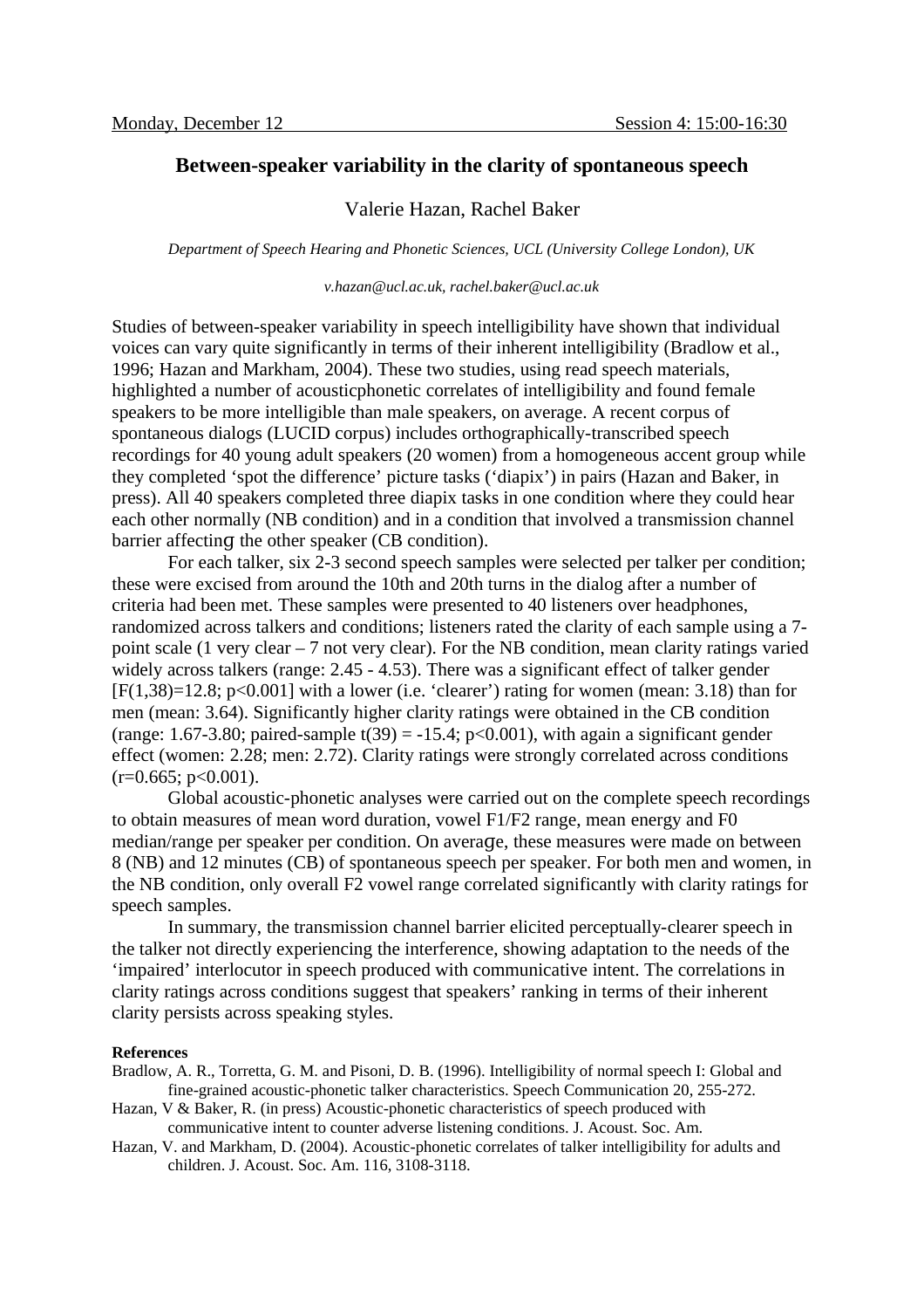Monday, December 12 Session 4: 15:00-16:30

## Between-speaker variability in the clarity of spontaneous speech

Valerie Hazan, Rachel Baker

*Department of Speech Hearing and Phonetic Sciences, UCL (University College London), UK*

*v.hazan@ucl.ac.uk, rachel.baker@ucl.ac.uk*

Studies of between-speaker variability in speech intelligibility have shown that individual voices can vary quite significantly in terms of their inherent intelligibility (Bradlow et al., 1996; Hazan and Markham, 2004). These two studies, using read speech materials, highlighted a number of acousticphonetic correlates of intelligibility and found female speakers to be more intelligible than male speakers, on average. A recent corpus of spontaneous dialogs (LUCID corpus) includes orthographically-transcribed speech recordings for 40 young adult speakers (20 women) from a homogeneous accent group while they completed 'spot the difference' picture tasks ('diapix') in pairs (Hazan and Baker, in press). All 40 speakers completed three diapix tasks in one condition where they could hear each other normally (NB condition) and in a condition that involved a transmission channel barrier affecting the other speaker (CB condition).

For each talker, six 2-3 second speech samples were selected per talker per condition; these were excised from around the 10th and 20th turns in the dialog after a number of criteria had been met. These samples were presented to 40 listeners over headphones, randomized across talkers and conditions; listeners rated the clarity of each sample using a 7-point scale (1 very clear – 7 not very clear). For the NB condition, mean clarity ratings varied widely across talkers (range: 2.45 - 4.53). There was a significant effect of talker gender [$F(1,38)=12.8$; $p<0.001$] with a lower (i.e. 'clearer') rating for women (mean: 3.18) than for men (mean: 3.64). Significantly higher clarity ratings were obtained in the CB condition (range: 1.67-3.80; paired-sample $t(39) = -15.4$; $p<0.001$), with again a significant gender effect (women: 2.28; men: 2.72). Clarity ratings were strongly correlated across conditions ($r=0.665$; $p<0.001$).

Global acoustic-phonetic analyses were carried out on the complete speech recordings to obtain measures of mean word duration, vowel F1/F2 range, mean energy and F0 median/range per speaker per condition. On average, these measures were made on between 8 (NB) and 12 minutes (CB) of spontaneous speech per speaker. For both men and women, in the NB condition, only overall F2 vowel range correlated significantly with clarity ratings for speech samples.

In summary, the transmission channel barrier elicited perceptually-clearer speech in the talker not directly experiencing the interference, showing adaptation to the needs of the 'impaired' interlocutor in speech produced with communicative intent. The correlations in clarity ratings across conditions suggest that speakers' ranking in terms of their inherent clarity persists across speaking styles.

**References**

Bradlow, A. R., Torretta, G. M. and Pisoni, D. B. (1996). Intelligibility of normal speech I: Global and fine-grained acoustic-phonetic talker characteristics. Speech Communication 20, 255-272.

Hazan, V & Baker, R. (in press) Acoustic-phonetic characteristics of speech produced with communicative intent to counter adverse listening conditions. J. Acoust. Soc. Am.

Hazan, V. and Markham, D. (2004). Acoustic-phonetic correlates of talker intelligibility for adults and children. J. Acoust. Soc. Am. 116, 3108-3118.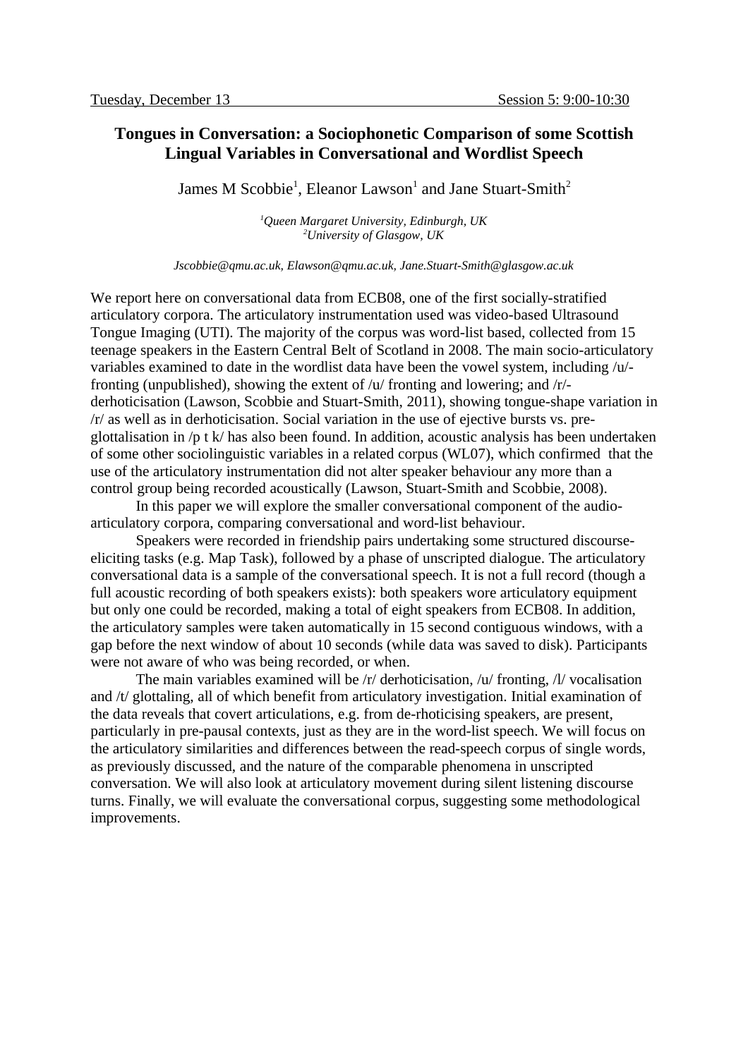Tuesday, December 13 Session 5: 9:00-10:30

## Tongues in Conversation: a Sociophonetic Comparison of some Scottish Lingual Variables in Conversational and Wordlist Speech

James M Scobbie[1], Eleanor Lawson[1] and Jane Stuart-Smith[2]

*[1]Queen Margaret University, Edinburgh, UK*
*[2]University of Glasgow, UK*

*Jscobbie@qmu.ac.uk, Elawson@qmu.ac.uk, Jane.Stuart-Smith@glasgow.ac.uk*

We report here on conversational data from ECB08, one of the first socially-stratified articulatory corpora. The articulatory instrumentation used was video-based Ultrasound Tongue Imaging (UTI). The majority of the corpus was word-list based, collected from 15 teenage speakers in the Eastern Central Belt of Scotland in 2008. The main socio-articulatory variables examined to date in the wordlist data have been the vowel system, including /u/-fronting (unpublished), showing the extent of /u/ fronting and lowering; and /r/-derhoticisation (Lawson, Scobbie and Stuart-Smith, 2011), showing tongue-shape variation in /r/ as well as in derhoticisation. Social variation in the use of ejective bursts vs. pre-glottalisation in /p t k/ has also been found. In addition, acoustic analysis has been undertaken of some other sociolinguistic variables in a related corpus (WL07), which confirmed that the use of the articulatory instrumentation did not alter speaker behaviour any more than a control group being recorded acoustically (Lawson, Stuart-Smith and Scobbie, 2008).

In this paper we will explore the smaller conversational component of the audio-articulatory corpora, comparing conversational and word-list behaviour.

Speakers were recorded in friendship pairs undertaking some structured discourse-eliciting tasks (e.g. Map Task), followed by a phase of unscripted dialogue. The articulatory conversational data is a sample of the conversational speech. It is not a full record (though a full acoustic recording of both speakers exists): both speakers wore articulatory equipment but only one could be recorded, making a total of eight speakers from ECB08. In addition, the articulatory samples were taken automatically in 15 second contiguous windows, with a gap before the next window of about 10 seconds (while data was saved to disk). Participants were not aware of who was being recorded, or when.

The main variables examined will be /r/ derhoticisation, /u/ fronting, /l/ vocalisation and /t/ glottaling, all of which benefit from articulatory investigation. Initial examination of the data reveals that covert articulations, e.g. from de-rhoticising speakers, are present, particularly in pre-pausal contexts, just as they are in the word-list speech. We will focus on the articulatory similarities and differences between the read-speech corpus of single words, as previously discussed, and the nature of the comparable phenomena in unscripted conversation. We will also look at articulatory movement during silent listening discourse turns. Finally, we will evaluate the conversational corpus, suggesting some methodological improvements.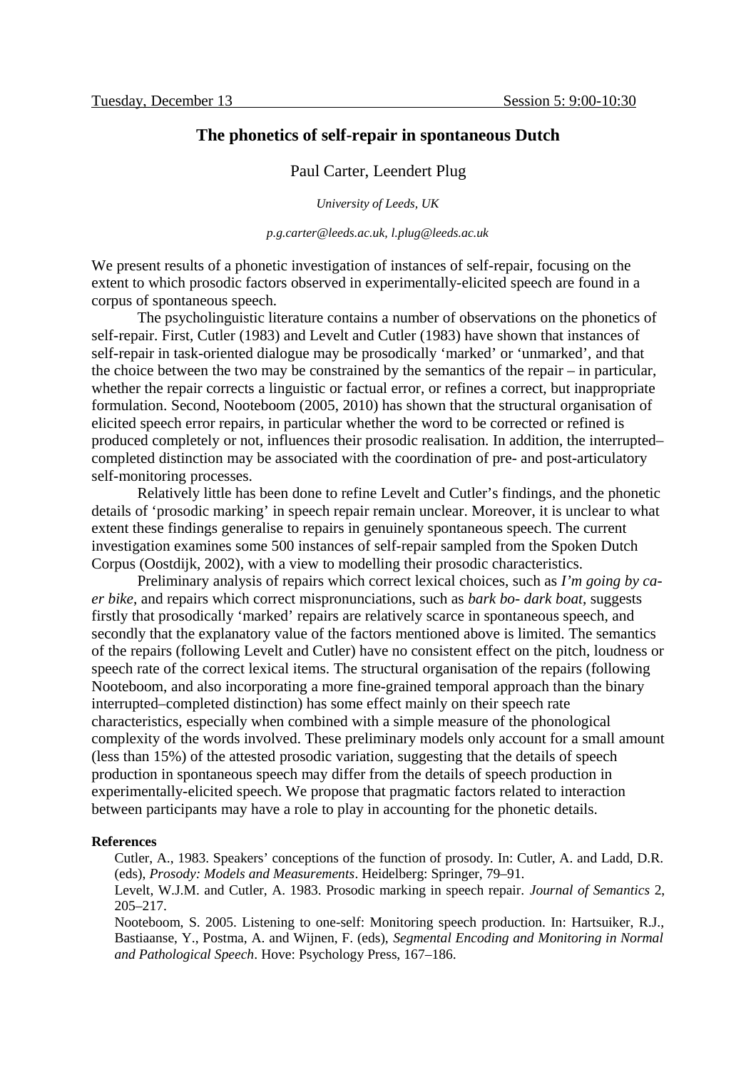Tuesday, December 13 Session 5: 9:00-10:30

## The phonetics of self-repair in spontaneous Dutch

Paul Carter, Leendert Plug

*University of Leeds, UK*

*p.g.carter@leeds.ac.uk, l.plug@leeds.ac.uk*

We present results of a phonetic investigation of instances of self-repair, focusing on the extent to which prosodic factors observed in experimentally-elicited speech are found in a corpus of spontaneous speech.

The psycholinguistic literature contains a number of observations on the phonetics of self-repair. First, Cutler (1983) and Levelt and Cutler (1983) have shown that instances of self-repair in task-oriented dialogue may be prosodically 'marked' or 'unmarked', and that the choice between the two may be constrained by the semantics of the repair – in particular, whether the repair corrects a linguistic or factual error, or refines a correct, but inappropriate formulation. Second, Nooteboom (2005, 2010) has shown that the structural organisation of elicited speech error repairs, in particular whether the word to be corrected or refined is produced completely or not, influences their prosodic realisation. In addition, the interrupted–completed distinction may be associated with the coordination of pre- and post-articulatory self-monitoring processes.

Relatively little has been done to refine Levelt and Cutler's findings, and the phonetic details of 'prosodic marking' in speech repair remain unclear. Moreover, it is unclear to what extent these findings generalise to repairs in genuinely spontaneous speech. The current investigation examines some 500 instances of self-repair sampled from the Spoken Dutch Corpus (Oostdijk, 2002), with a view to modelling their prosodic characteristics.

Preliminary analysis of repairs which correct lexical choices, such as *I'm going by ca- er bike*, and repairs which correct mispronunciations, such as *bark bo- dark boat*, suggests firstly that prosodically 'marked' repairs are relatively scarce in spontaneous speech, and secondly that the explanatory value of the factors mentioned above is limited. The semantics of the repairs (following Levelt and Cutler) have no consistent effect on the pitch, loudness or speech rate of the correct lexical items. The structural organisation of the repairs (following Nooteboom, and also incorporating a more fine-grained temporal approach than the binary interrupted–completed distinction) has some effect mainly on their speech rate characteristics, especially when combined with a simple measure of the phonological complexity of the words involved. These preliminary models only account for a small amount (less than 15%) of the attested prosodic variation, suggesting that the details of speech production in spontaneous speech may differ from the details of speech production in experimentally-elicited speech. We propose that pragmatic factors related to interaction between participants may have a role to play in accounting for the phonetic details.

**References**

Cutler, A., 1983. Speakers' conceptions of the function of prosody. In: Cutler, A. and Ladd, D.R. (eds), *Prosody: Models and Measurements*. Heidelberg: Springer, 79–91.

Levelt, W.J.M. and Cutler, A. 1983. Prosodic marking in speech repair. *Journal of Semantics* 2, 205–217.

Nooteboom, S. 2005. Listening to one-self: Monitoring speech production. In: Hartsuiker, R.J., Bastiaanse, Y., Postma, A. and Wijnen, F. (eds), *Segmental Encoding and Monitoring in Normal and Pathological Speech*. Hove: Psychology Press, 167–186.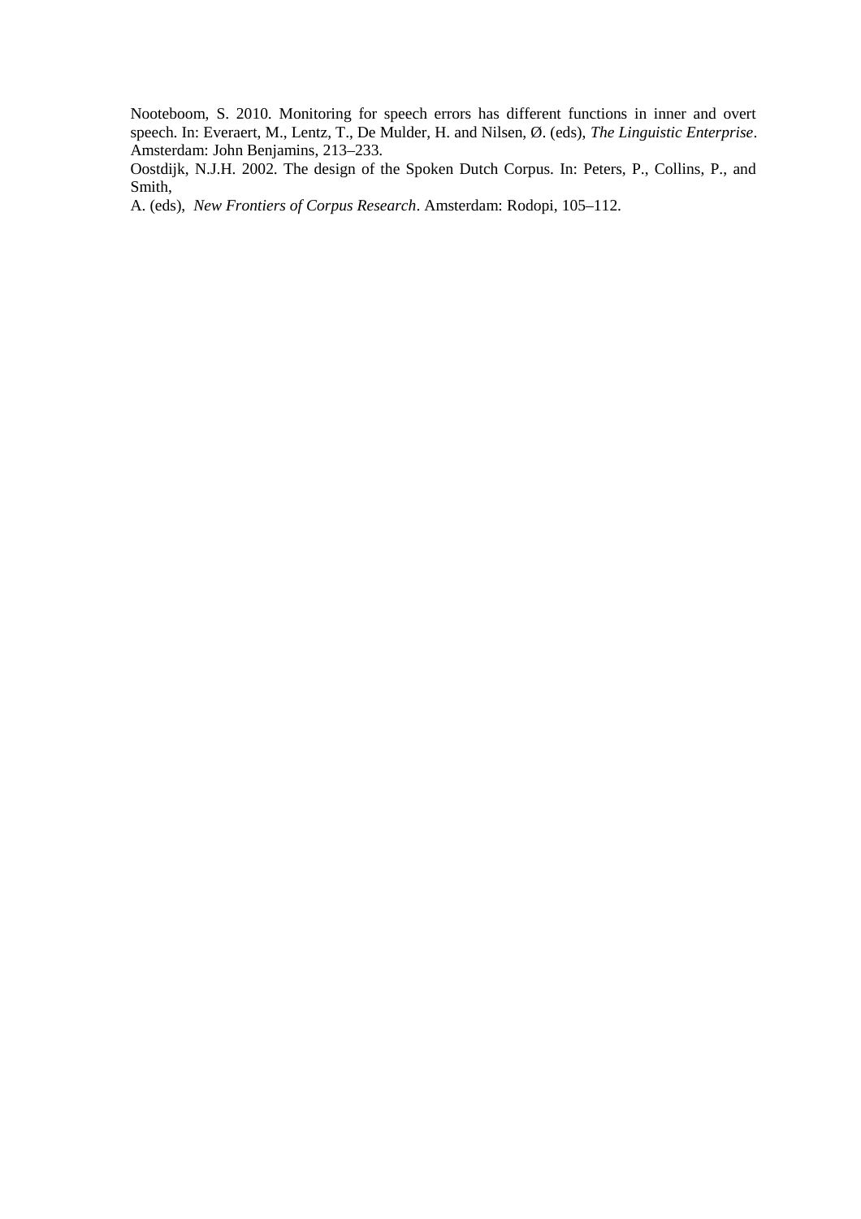Nooteboom, S. 2010. Monitoring for speech errors has different functions in inner and overt speech. In: Everaert, M., Lentz, T., De Mulder, H. and Nilsen, Ø. (eds), *The Linguistic Enterprise*. Amsterdam: John Benjamins, 213–233.

Oostdijk, N.J.H. 2002. The design of the Spoken Dutch Corpus. In: Peters, P., Collins, P., and Smith,

A. (eds), *New Frontiers of Corpus Research*. Amsterdam: Rodopi, 105–112.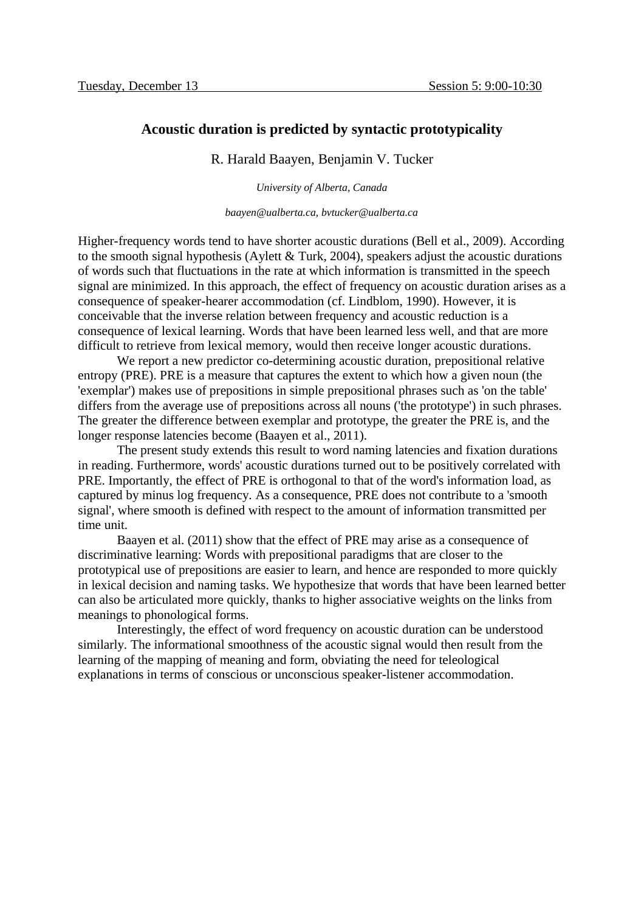Tuesday, December 13 Session 5: 9:00-10:30

## Acoustic duration is predicted by syntactic prototypicality

R. Harald Baayen, Benjamin V. Tucker

*University of Alberta, Canada*

*baayen@ualberta.ca, bvtucker@ualberta.ca*

Higher-frequency words tend to have shorter acoustic durations (Bell et al., 2009). According to the smooth signal hypothesis (Aylett & Turk, 2004), speakers adjust the acoustic durations of words such that fluctuations in the rate at which information is transmitted in the speech signal are minimized. In this approach, the effect of frequency on acoustic duration arises as a consequence of speaker-hearer accommodation (cf. Lindblom, 1990). However, it is conceivable that the inverse relation between frequency and acoustic reduction is a consequence of lexical learning. Words that have been learned less well, and that are more difficult to retrieve from lexical memory, would then receive longer acoustic durations.

We report a new predictor co-determining acoustic duration, prepositional relative entropy (PRE). PRE is a measure that captures the extent to which how a given noun (the 'exemplar') makes use of prepositions in simple prepositional phrases such as 'on the table' differs from the average use of prepositions across all nouns ('the prototype') in such phrases. The greater the difference between exemplar and prototype, the greater the PRE is, and the longer response latencies become (Baayen et al., 2011).

The present study extends this result to word naming latencies and fixation durations in reading. Furthermore, words' acoustic durations turned out to be positively correlated with PRE. Importantly, the effect of PRE is orthogonal to that of the word's information load, as captured by minus log frequency. As a consequence, PRE does not contribute to a 'smooth signal', where smooth is defined with respect to the amount of information transmitted per time unit.

Baayen et al. (2011) show that the effect of PRE may arise as a consequence of discriminative learning: Words with prepositional paradigms that are closer to the prototypical use of prepositions are easier to learn, and hence are responded to more quickly in lexical decision and naming tasks. We hypothesize that words that have been learned better can also be articulated more quickly, thanks to higher associative weights on the links from meanings to phonological forms.

Interestingly, the effect of word frequency on acoustic duration can be understood similarly. The informational smoothness of the acoustic signal would then result from the learning of the mapping of meaning and form, obviating the need for teleological explanations in terms of conscious or unconscious speaker-listener accommodation.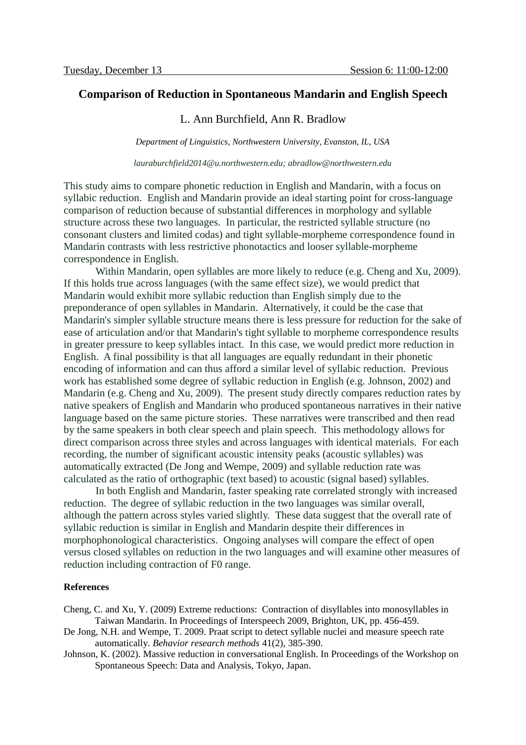Tuesday, December 13 Session 6: 11:00-12:00

# Comparison of Reduction in Spontaneous Mandarin and English Speech

L. Ann Burchfield, Ann R. Bradlow

*Department of Linguistics, Northwestern University, Evanston, IL, USA*

*lauraburchfield2014@u.northwestern.edu; abradlow@northwestern.edu*

This study aims to compare phonetic reduction in English and Mandarin, with a focus on syllabic reduction. English and Mandarin provide an ideal starting point for cross-language comparison of reduction because of substantial differences in morphology and syllable structure across these two languages. In particular, the restricted syllable structure (no consonant clusters and limited codas) and tight syllable-morpheme correspondence found in Mandarin contrasts with less restrictive phonotactics and looser syllable-morpheme correspondence in English.

Within Mandarin, open syllables are more likely to reduce (e.g. Cheng and Xu, 2009). If this holds true across languages (with the same effect size), we would predict that Mandarin would exhibit more syllabic reduction than English simply due to the preponderance of open syllables in Mandarin. Alternatively, it could be the case that Mandarin's simpler syllable structure means there is less pressure for reduction for the sake of ease of articulation and/or that Mandarin's tight syllable to morpheme correspondence results in greater pressure to keep syllables intact. In this case, we would predict more reduction in English. A final possibility is that all languages are equally redundant in their phonetic encoding of information and can thus afford a similar level of syllabic reduction. Previous work has established some degree of syllabic reduction in English (e.g. Johnson, 2002) and Mandarin (e.g. Cheng and Xu, 2009). The present study directly compares reduction rates by native speakers of English and Mandarin who produced spontaneous narratives in their native language based on the same picture stories. These narratives were transcribed and then read by the same speakers in both clear speech and plain speech. This methodology allows for direct comparison across three styles and across languages with identical materials. For each recording, the number of significant acoustic intensity peaks (acoustic syllables) was automatically extracted (De Jong and Wempe, 2009) and syllable reduction rate was calculated as the ratio of orthographic (text based) to acoustic (signal based) syllables.

In both English and Mandarin, faster speaking rate correlated strongly with increased reduction. The degree of syllabic reduction in the two languages was similar overall, although the pattern across styles varied slightly. These data suggest that the overall rate of syllabic reduction is similar in English and Mandarin despite their differences in morphophonological characteristics. Ongoing analyses will compare the effect of open versus closed syllables on reduction in the two languages and will examine other measures of reduction including contraction of F0 range.

**References**

Cheng, C. and Xu, Y. (2009) Extreme reductions: Contraction of disyllables into monosyllables in Taiwan Mandarin. In Proceedings of Interspeech 2009, Brighton, UK, pp. 456-459.

De Jong, N.H. and Wempe, T. 2009. Praat script to detect syllable nuclei and measure speech rate automatically. *Behavior research methods* 41(2), 385-390.

Johnson, K. (2002). Massive reduction in conversational English. In Proceedings of the Workshop on Spontaneous Speech: Data and Analysis, Tokyo, Japan.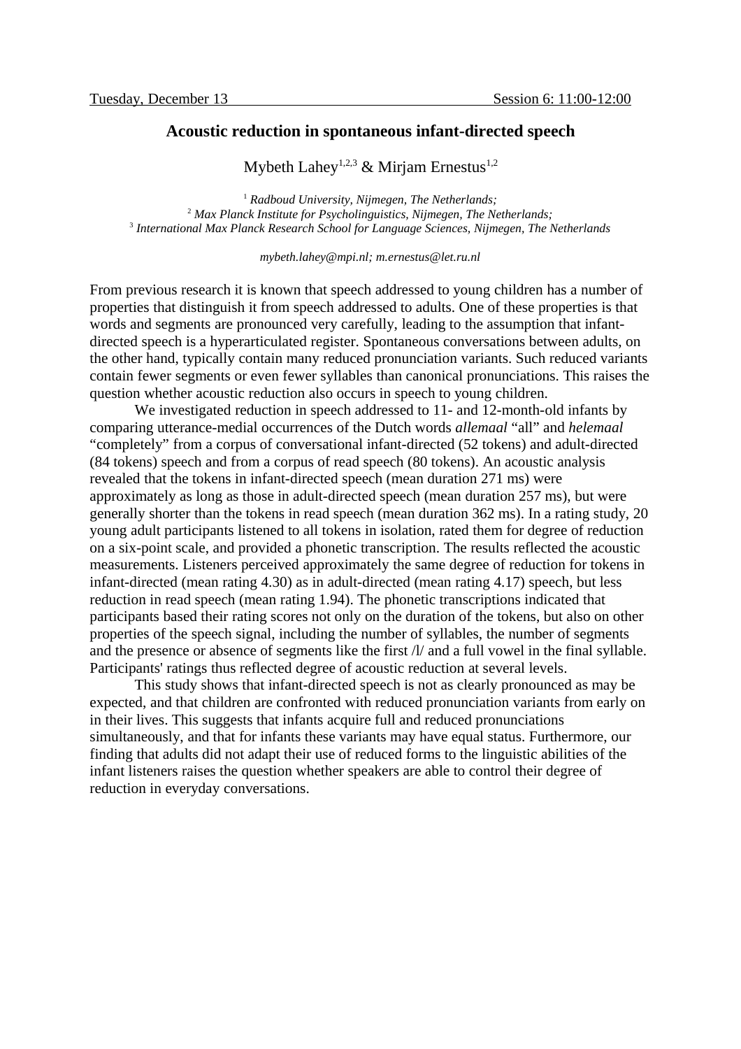Tuesday, December 13 Session 6: 11:00-12:00

# Acoustic reduction in spontaneous infant-directed speech

Mybeth Lahey[1,2,3] & Mirjam Ernestus[1,2]

[1] *Radboud University, Nijmegen, The Netherlands;*
[2] *Max Planck Institute for Psycholinguistics, Nijmegen, The Netherlands;*
[3] *International Max Planck Research School for Language Sciences, Nijmegen, The Netherlands*

*mybeth.lahey@mpi.nl; m.ernestus@let.ru.nl*

From previous research it is known that speech addressed to young children has a number of properties that distinguish it from speech addressed to adults. One of these properties is that words and segments are pronounced very carefully, leading to the assumption that infant-directed speech is a hyperarticulated register. Spontaneous conversations between adults, on the other hand, typically contain many reduced pronunciation variants. Such reduced variants contain fewer segments or even fewer syllables than canonical pronunciations. This raises the question whether acoustic reduction also occurs in speech to young children.

We investigated reduction in speech addressed to 11- and 12-month-old infants by comparing utterance-medial occurrences of the Dutch words *allemaal* "all" and *helemaal* "completely" from a corpus of conversational infant-directed (52 tokens) and adult-directed (84 tokens) speech and from a corpus of read speech (80 tokens). An acoustic analysis revealed that the tokens in infant-directed speech (mean duration 271 ms) were approximately as long as those in adult-directed speech (mean duration 257 ms), but were generally shorter than the tokens in read speech (mean duration 362 ms). In a rating study, 20 young adult participants listened to all tokens in isolation, rated them for degree of reduction on a six-point scale, and provided a phonetic transcription. The results reflected the acoustic measurements. Listeners perceived approximately the same degree of reduction for tokens in infant-directed (mean rating 4.30) as in adult-directed (mean rating 4.17) speech, but less reduction in read speech (mean rating 1.94). The phonetic transcriptions indicated that participants based their rating scores not only on the duration of the tokens, but also on other properties of the speech signal, including the number of syllables, the number of segments and the presence or absence of segments like the first /l/ and a full vowel in the final syllable. Participants' ratings thus reflected degree of acoustic reduction at several levels.

This study shows that infant-directed speech is not as clearly pronounced as may be expected, and that children are confronted with reduced pronunciation variants from early on in their lives. This suggests that infants acquire full and reduced pronunciations simultaneously, and that for infants these variants may have equal status. Furthermore, our finding that adults did not adapt their use of reduced forms to the linguistic abilities of the infant listeners raises the question whether speakers are able to control their degree of reduction in everyday conversations.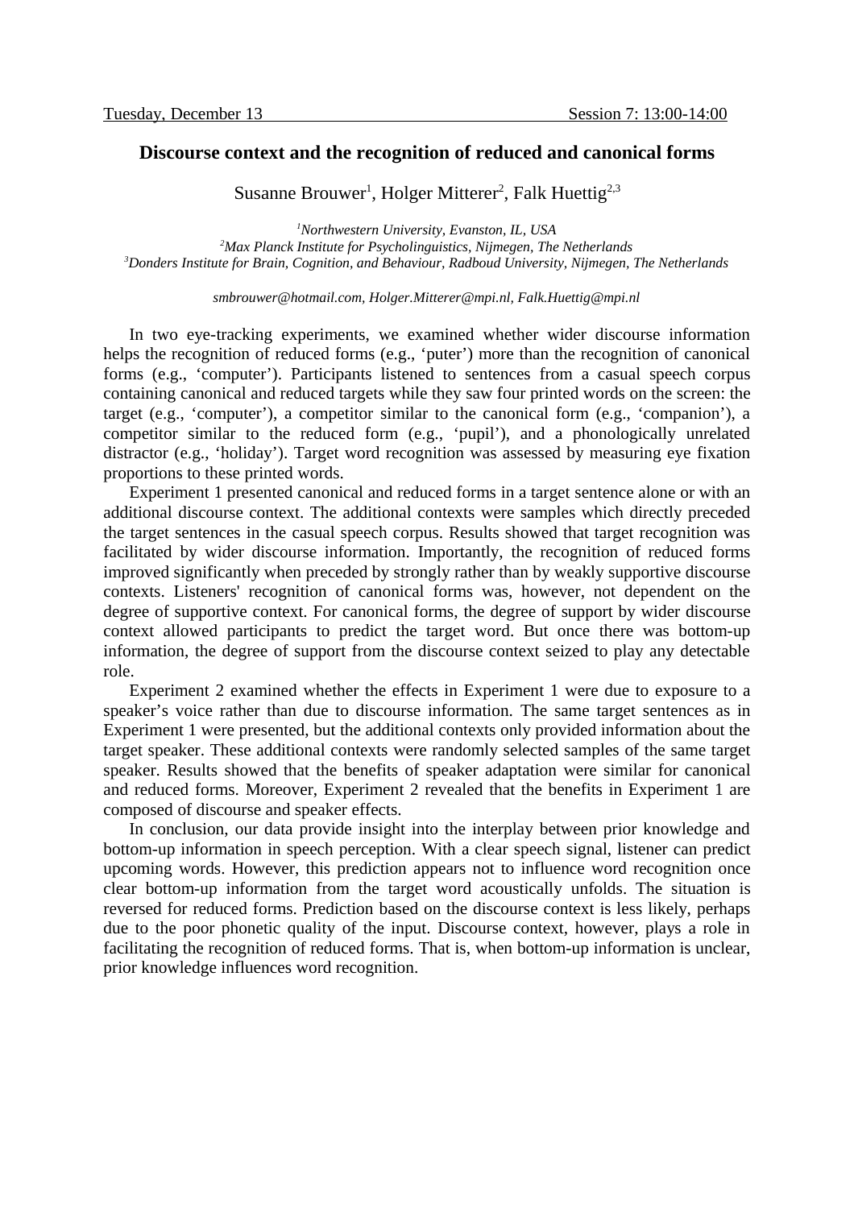Tuesday, December 13 Session 7: 13:00-14:00

# Discourse context and the recognition of reduced and canonical forms

Susanne Brouwer[1], Holger Mitterer[2], Falk Huettig[2,3]

[1]*Northwestern University, Evanston, IL, USA*
[2]*Max Planck Institute for Psycholinguistics, Nijmegen, The Netherlands*
[3]*Donders Institute for Brain, Cognition, and Behaviour, Radboud University, Nijmegen, The Netherlands*

*smbrouwer@hotmail.com, Holger.Mitterer@mpi.nl, Falk.Huettig@mpi.nl*

In two eye-tracking experiments, we examined whether wider discourse information helps the recognition of reduced forms (e.g., 'puter') more than the recognition of canonical forms (e.g., 'computer'). Participants listened to sentences from a casual speech corpus containing canonical and reduced targets while they saw four printed words on the screen: the target (e.g., 'computer'), a competitor similar to the canonical form (e.g., 'companion'), a competitor similar to the reduced form (e.g., 'pupil'), and a phonologically unrelated distractor (e.g., 'holiday'). Target word recognition was assessed by measuring eye fixation proportions to these printed words.

Experiment 1 presented canonical and reduced forms in a target sentence alone or with an additional discourse context. The additional contexts were samples which directly preceded the target sentences in the casual speech corpus. Results showed that target recognition was facilitated by wider discourse information. Importantly, the recognition of reduced forms improved significantly when preceded by strongly rather than by weakly supportive discourse contexts. Listeners' recognition of canonical forms was, however, not dependent on the degree of supportive context. For canonical forms, the degree of support by wider discourse context allowed participants to predict the target word. But once there was bottom-up information, the degree of support from the discourse context seized to play any detectable role.

Experiment 2 examined whether the effects in Experiment 1 were due to exposure to a speaker's voice rather than due to discourse information. The same target sentences as in Experiment 1 were presented, but the additional contexts only provided information about the target speaker. These additional contexts were randomly selected samples of the same target speaker. Results showed that the benefits of speaker adaptation were similar for canonical and reduced forms. Moreover, Experiment 2 revealed that the benefits in Experiment 1 are composed of discourse and speaker effects.

In conclusion, our data provide insight into the interplay between prior knowledge and bottom-up information in speech perception. With a clear speech signal, listener can predict upcoming words. However, this prediction appears not to influence word recognition once clear bottom-up information from the target word acoustically unfolds. The situation is reversed for reduced forms. Prediction based on the discourse context is less likely, perhaps due to the poor phonetic quality of the input. Discourse context, however, plays a role in facilitating the recognition of reduced forms. That is, when bottom-up information is unclear, prior knowledge influences word recognition.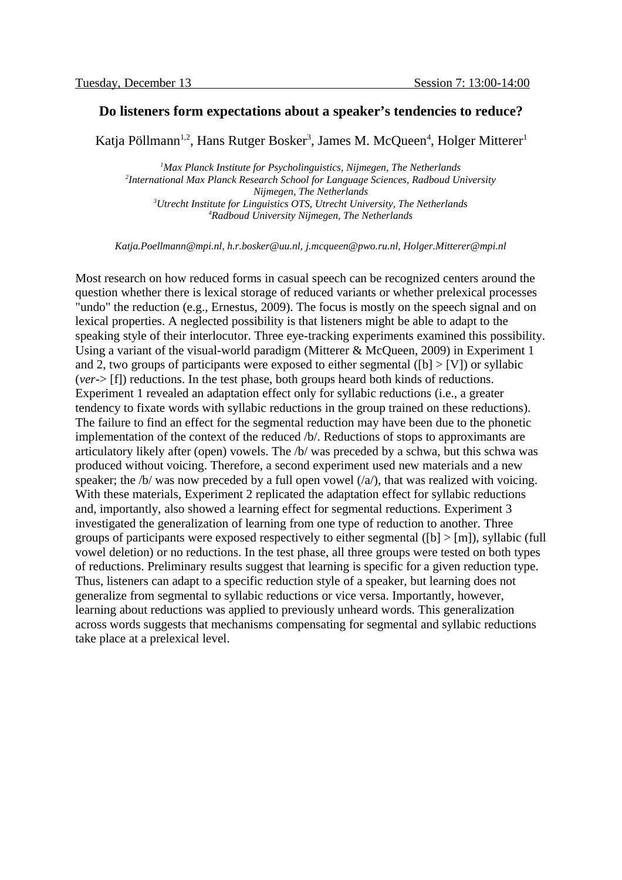Tuesday, December 13 Session 7: 13:00-14:00

## Do listeners form expectations about a speaker's tendencies to reduce?

Katja Pöllmann[1,2], Hans Rutger Bosker[3], James M. McQueen[4], Holger Mitterer[1]

*[1]Max Planck Institute for Psycholinguistics, Nijmegen, The Netherlands*
*[2]International Max Planck Research School for Language Sciences, Radboud University Nijmegen, The Netherlands*
*[3]Utrecht Institute for Linguistics OTS, Utrecht University, The Netherlands*
*[4]Radboud University Nijmegen, The Netherlands*

*Katja.Poellmann@mpi.nl, h.r.bosker@uu.nl, j.mcqueen@pwo.ru.nl, Holger.Mitterer@mpi.nl*

Most research on how reduced forms in casual speech can be recognized centers around the question whether there is lexical storage of reduced variants or whether prelexical processes "undo" the reduction (e.g., Ernestus, 2009). The focus is mostly on the speech signal and on lexical properties. A neglected possibility is that listeners might be able to adapt to the speaking style of their interlocutor. Three eye-tracking experiments examined this possibility. Using a variant of the visual-world paradigm (Mitterer & McQueen, 2009) in Experiment 1 and 2, two groups of participants were exposed to either segmental ([b] > [V]) or syllabic (*ver*-> [f]) reductions. In the test phase, both groups heard both kinds of reductions. Experiment 1 revealed an adaptation effect only for syllabic reductions (i.e., a greater tendency to fixate words with syllabic reductions in the group trained on these reductions). The failure to find an effect for the segmental reduction may have been due to the phonetic implementation of the context of the reduced /b/. Reductions of stops to approximants are articulatory likely after (open) vowels. The /b/ was preceded by a schwa, but this schwa was produced without voicing. Therefore, a second experiment used new materials and a new speaker; the /b/ was now preceded by a full open vowel (/a/), that was realized with voicing. With these materials, Experiment 2 replicated the adaptation effect for syllabic reductions and, importantly, also showed a learning effect for segmental reductions. Experiment 3 investigated the generalization of learning from one type of reduction to another. Three groups of participants were exposed respectively to either segmental ([b] > [m]), syllabic (full vowel deletion) or no reductions. In the test phase, all three groups were tested on both types of reductions. Preliminary results suggest that learning is specific for a given reduction type. Thus, listeners can adapt to a specific reduction style of a speaker, but learning does not generalize from segmental to syllabic reductions or vice versa. Importantly, however, learning about reductions was applied to previously unheard words. This generalization across words suggests that mechanisms compensating for segmental and syllabic reductions take place at a prelexical level.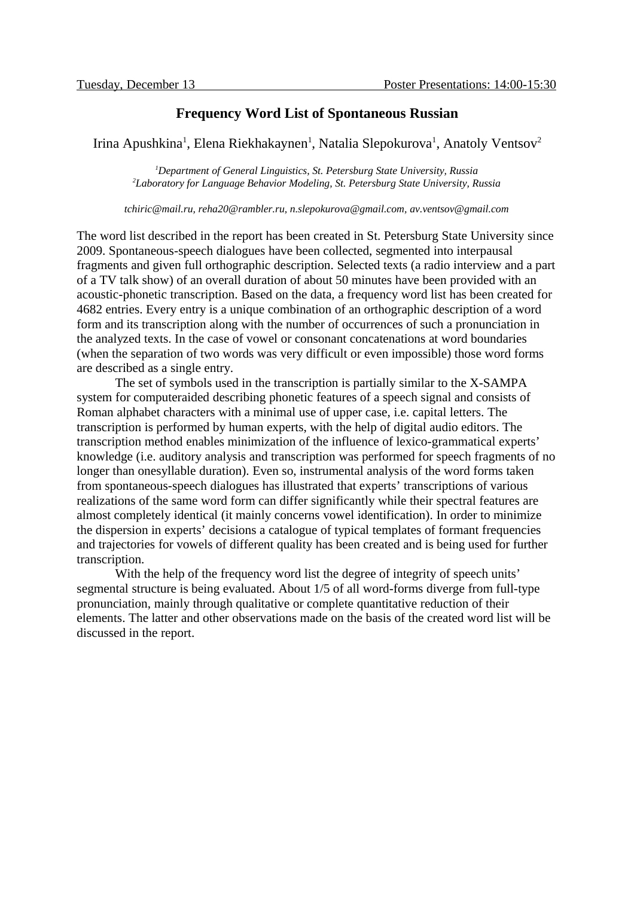# Frequency Word List of Spontaneous Russian

Irina Apushkina[1], Elena Riekhakaynen[1], Natalia Slepokurova[1], Anatoly Ventsov[2]

*[1]Department of General Linguistics, St. Petersburg State University, Russia*
*[2]Laboratory for Language Behavior Modeling, St. Petersburg State University, Russia*

*tchiric@mail.ru, reha20@rambler.ru, n.slepokurova@gmail.com, av.ventsov@gmail.com*

The word list described in the report has been created in St. Petersburg State University since 2009. Spontaneous-speech dialogues have been collected, segmented into interpausal fragments and given full orthographic description. Selected texts (a radio interview and a part of a TV talk show) of an overall duration of about 50 minutes have been provided with an acoustic-phonetic transcription. Based on the data, a frequency word list has been created for 4682 entries. Every entry is a unique combination of an orthographic description of a word form and its transcription along with the number of occurrences of such a pronunciation in the analyzed texts. In the case of vowel or consonant concatenations at word boundaries (when the separation of two words was very difficult or even impossible) those word forms are described as a single entry.

The set of symbols used in the transcription is partially similar to the X-SAMPA system for computeraided describing phonetic features of a speech signal and consists of Roman alphabet characters with a minimal use of upper case, i.e. capital letters. The transcription is performed by human experts, with the help of digital audio editors. The transcription method enables minimization of the influence of lexico-grammatical experts' knowledge (i.e. auditory analysis and transcription was performed for speech fragments of no longer than onesyllable duration). Even so, instrumental analysis of the word forms taken from spontaneous-speech dialogues has illustrated that experts' transcriptions of various realizations of the same word form can differ significantly while their spectral features are almost completely identical (it mainly concerns vowel identification). In order to minimize the dispersion in experts' decisions a catalogue of typical templates of formant frequencies and trajectories for vowels of different quality has been created and is being used for further transcription.

With the help of the frequency word list the degree of integrity of speech units' segmental structure is being evaluated. About 1/5 of all word-forms diverge from full-type pronunciation, mainly through qualitative or complete quantitative reduction of their elements. The latter and other observations made on the basis of the created word list will be discussed in the report.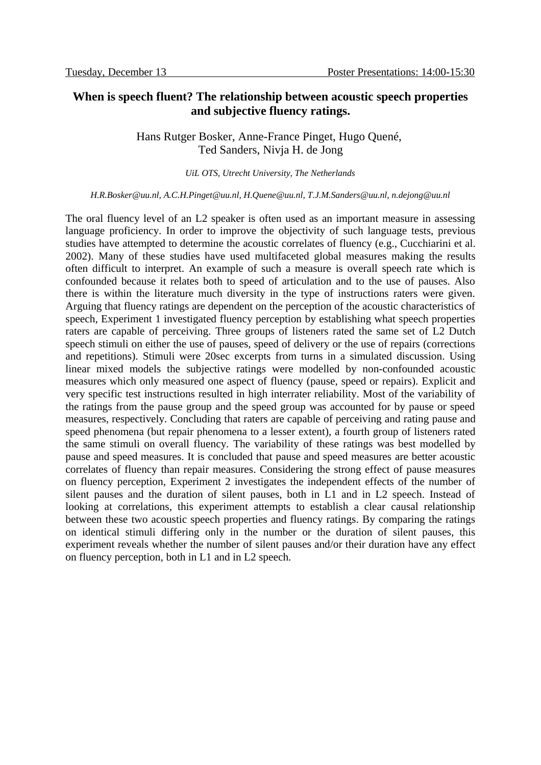# When is speech fluent? The relationship between acoustic speech properties and subjective fluency ratings.

Hans Rutger Bosker, Anne-France Pinget, Hugo Quené, Ted Sanders, Nivja H. de Jong

*UiL OTS, Utrecht University, The Netherlands*

*H.R.Bosker@uu.nl, A.C.H.Pinget@uu.nl, H.Quene@uu.nl, T.J.M.Sanders@uu.nl, n.dejong@uu.nl*

The oral fluency level of an L2 speaker is often used as an important measure in assessing language proficiency. In order to improve the objectivity of such language tests, previous studies have attempted to determine the acoustic correlates of fluency (e.g., Cucchiarini et al. 2002). Many of these studies have used multifaceted global measures making the results often difficult to interpret. An example of such a measure is overall speech rate which is confounded because it relates both to speed of articulation and to the use of pauses. Also there is within the literature much diversity in the type of instructions raters were given. Arguing that fluency ratings are dependent on the perception of the acoustic characteristics of speech, Experiment 1 investigated fluency perception by establishing what speech properties raters are capable of perceiving. Three groups of listeners rated the same set of L2 Dutch speech stimuli on either the use of pauses, speed of delivery or the use of repairs (corrections and repetitions). Stimuli were 20sec excerpts from turns in a simulated discussion. Using linear mixed models the subjective ratings were modelled by non-confounded acoustic measures which only measured one aspect of fluency (pause, speed or repairs). Explicit and very specific test instructions resulted in high interrater reliability. Most of the variability of the ratings from the pause group and the speed group was accounted for by pause or speed measures, respectively. Concluding that raters are capable of perceiving and rating pause and speed phenomena (but repair phenomena to a lesser extent), a fourth group of listeners rated the same stimuli on overall fluency. The variability of these ratings was best modelled by pause and speed measures. It is concluded that pause and speed measures are better acoustic correlates of fluency than repair measures. Considering the strong effect of pause measures on fluency perception, Experiment 2 investigates the independent effects of the number of silent pauses and the duration of silent pauses, both in L1 and in L2 speech. Instead of looking at correlations, this experiment attempts to establish a clear causal relationship between these two acoustic speech properties and fluency ratings. By comparing the ratings on identical stimuli differing only in the number or the duration of silent pauses, this experiment reveals whether the number of silent pauses and/or their duration have any effect on fluency perception, both in L1 and in L2 speech.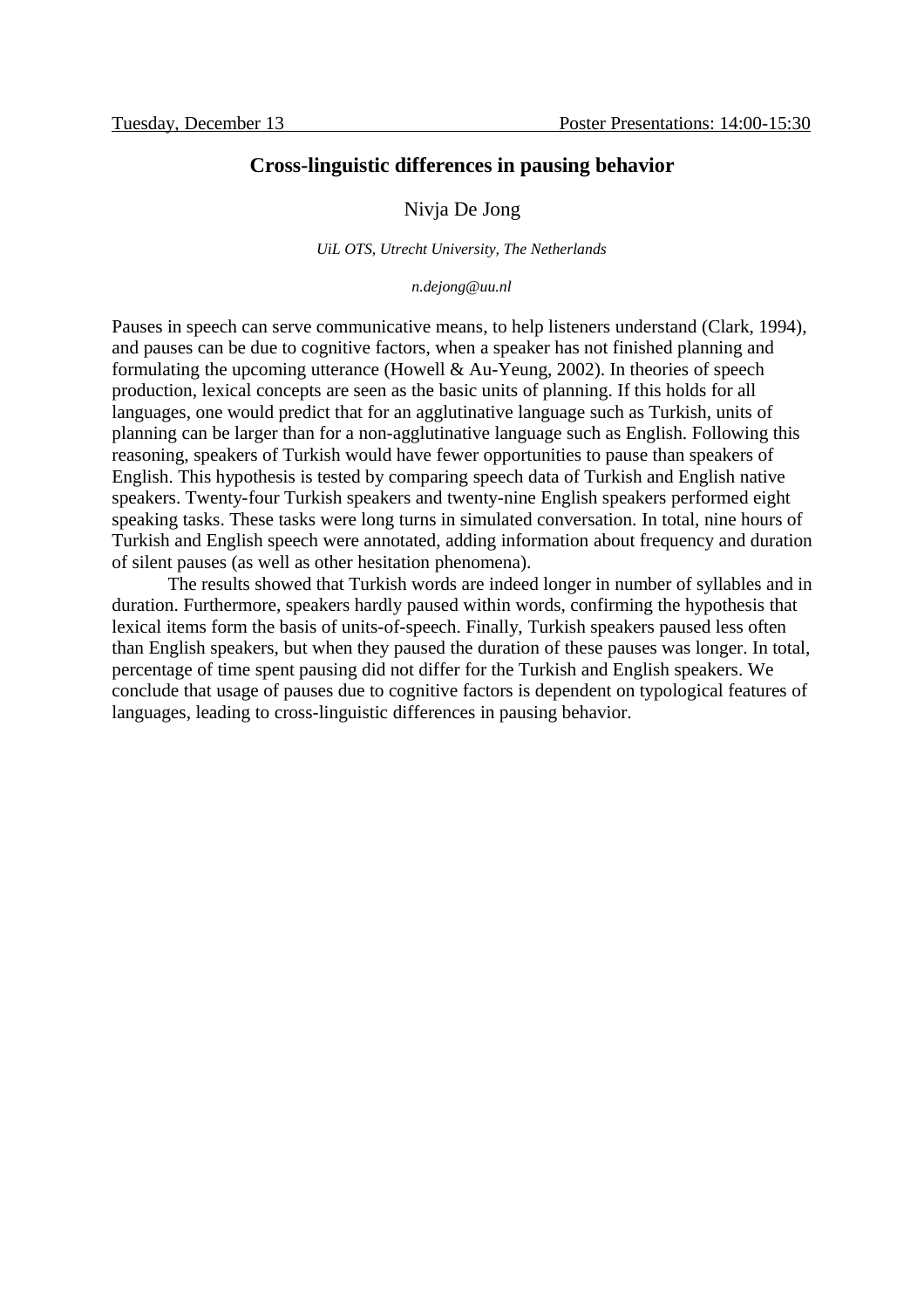Tuesday, December 13 Poster Presentations: 14:00-15:30

## Cross-linguistic differences in pausing behavior

Nivja De Jong

*UiL OTS, Utrecht University, The Netherlands*

*n.dejong@uu.nl*

Pauses in speech can serve communicative means, to help listeners understand (Clark, 1994), and pauses can be due to cognitive factors, when a speaker has not finished planning and formulating the upcoming utterance (Howell & Au-Yeung, 2002). In theories of speech production, lexical concepts are seen as the basic units of planning. If this holds for all languages, one would predict that for an agglutinative language such as Turkish, units of planning can be larger than for a non-agglutinative language such as English. Following this reasoning, speakers of Turkish would have fewer opportunities to pause than speakers of English. This hypothesis is tested by comparing speech data of Turkish and English native speakers. Twenty-four Turkish speakers and twenty-nine English speakers performed eight speaking tasks. These tasks were long turns in simulated conversation. In total, nine hours of Turkish and English speech were annotated, adding information about frequency and duration of silent pauses (as well as other hesitation phenomena).

The results showed that Turkish words are indeed longer in number of syllables and in duration. Furthermore, speakers hardly paused within words, confirming the hypothesis that lexical items form the basis of units-of-speech. Finally, Turkish speakers paused less often than English speakers, but when they paused the duration of these pauses was longer. In total, percentage of time spent pausing did not differ for the Turkish and English speakers. We conclude that usage of pauses due to cognitive factors is dependent on typological features of languages, leading to cross-linguistic differences in pausing behavior.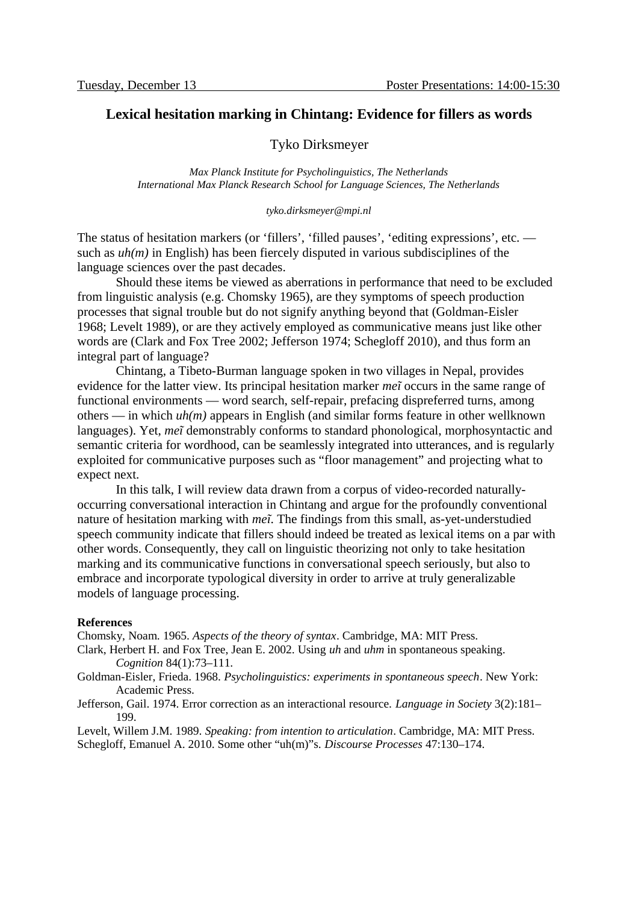Tuesday, December 13 Poster Presentations: 14:00-15:30

# Lexical hesitation marking in Chintang: Evidence for fillers as words

Tyko Dirksmeyer

*Max Planck Institute for Psycholinguistics, The Netherlands*
*International Max Planck Research School for Language Sciences, The Netherlands*

*tyko.dirksmeyer@mpi.nl*

The status of hesitation markers (or 'fillers', 'filled pauses', 'editing expressions', etc. — such as *uh(m)* in English) has been fiercely disputed in various subdisciplines of the language sciences over the past decades.

Should these items be viewed as aberrations in performance that need to be excluded from linguistic analysis (e.g. Chomsky 1965), are they symptoms of speech production processes that signal trouble but do not signify anything beyond that (Goldman-Eisler 1968; Levelt 1989), or are they actively employed as communicative means just like other words are (Clark and Fox Tree 2002; Jefferson 1974; Schegloff 2010), and thus form an integral part of language?

Chintang, a Tibeto-Burman language spoken in two villages in Nepal, provides evidence for the latter view. Its principal hesitation marker *meĩ* occurs in the same range of functional environments — word search, self-repair, prefacing dispreferred turns, among others — in which *uh(m)* appears in English (and similar forms feature in other wellknown languages). Yet, *meĩ* demonstrably conforms to standard phonological, morphosyntactic and semantic criteria for wordhood, can be seamlessly integrated into utterances, and is regularly exploited for communicative purposes such as "floor management" and projecting what to expect next.

In this talk, I will review data drawn from a corpus of video-recorded naturally-occurring conversational interaction in Chintang and argue for the profoundly conventional nature of hesitation marking with *meĩ*. The findings from this small, as-yet-understudied speech community indicate that fillers should indeed be treated as lexical items on a par with other words. Consequently, they call on linguistic theorizing not only to take hesitation marking and its communicative functions in conversational speech seriously, but also to embrace and incorporate typological diversity in order to arrive at truly generalizable models of language processing.

**References**

Chomsky, Noam. 1965. *Aspects of the theory of syntax*. Cambridge, MA: MIT Press.

Clark, Herbert H. and Fox Tree, Jean E. 2002. Using *uh* and *uhm* in spontaneous speaking. *Cognition* 84(1):73–111.

Goldman-Eisler, Frieda. 1968. *Psycholinguistics: experiments in spontaneous speech*. New York: Academic Press.

Jefferson, Gail. 1974. Error correction as an interactional resource. *Language in Society* 3(2):181–199.

Levelt, Willem J.M. 1989. *Speaking: from intention to articulation*. Cambridge, MA: MIT Press.

Schegloff, Emanuel A. 2010. Some other "uh(m)"s. *Discourse Processes* 47:130–174.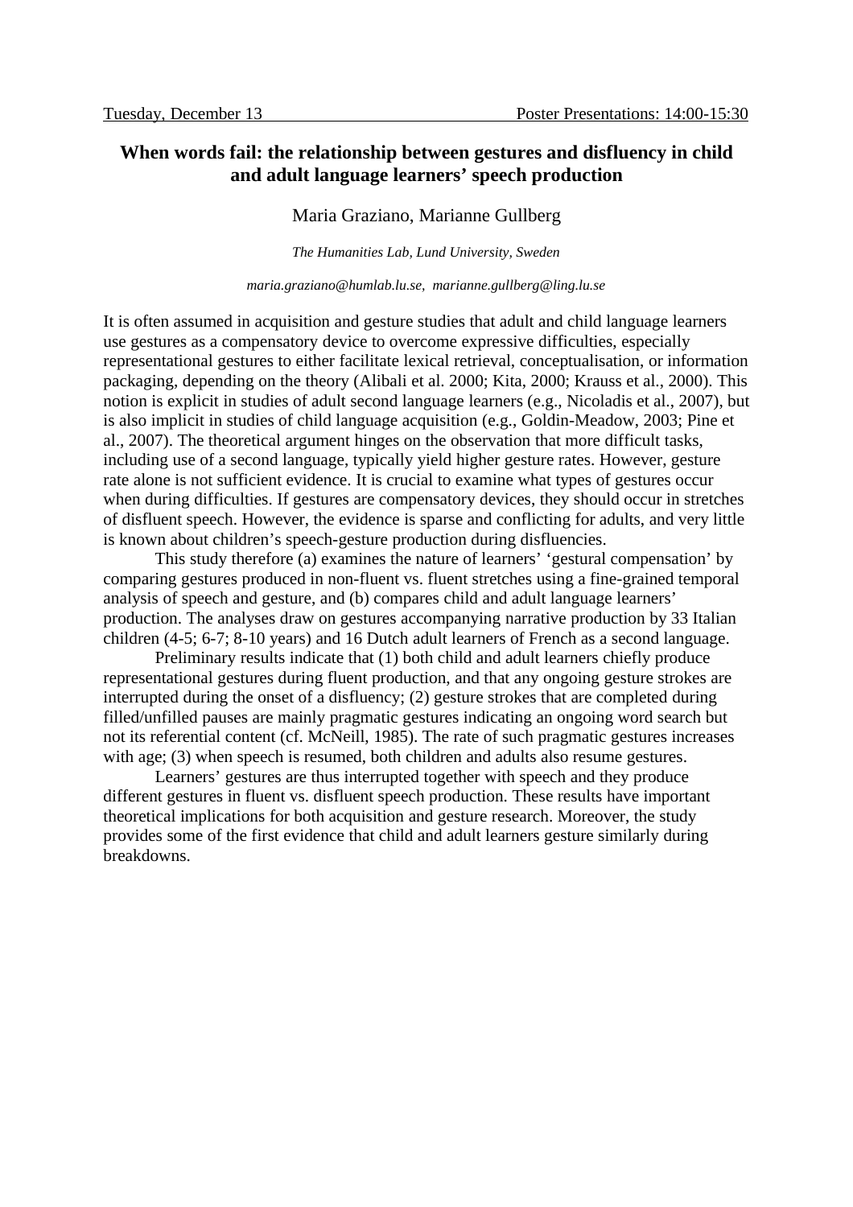# When words fail: the relationship between gestures and disfluency in child and adult language learners' speech production

Maria Graziano, Marianne Gullberg

*The Humanities Lab, Lund University, Sweden*

*maria.graziano@humlab.lu.se, marianne.gullberg@ling.lu.se*

It is often assumed in acquisition and gesture studies that adult and child language learners use gestures as a compensatory device to overcome expressive difficulties, especially representational gestures to either facilitate lexical retrieval, conceptualisation, or information packaging, depending on the theory (Alibali et al. 2000; Kita, 2000; Krauss et al., 2000). This notion is explicit in studies of adult second language learners (e.g., Nicoladis et al., 2007), but is also implicit in studies of child language acquisition (e.g., Goldin-Meadow, 2003; Pine et al., 2007). The theoretical argument hinges on the observation that more difficult tasks, including use of a second language, typically yield higher gesture rates. However, gesture rate alone is not sufficient evidence. It is crucial to examine what types of gestures occur when during difficulties. If gestures are compensatory devices, they should occur in stretches of disfluent speech. However, the evidence is sparse and conflicting for adults, and very little is known about children's speech-gesture production during disfluencies.

This study therefore (a) examines the nature of learners' 'gestural compensation' by comparing gestures produced in non-fluent vs. fluent stretches using a fine-grained temporal analysis of speech and gesture, and (b) compares child and adult language learners' production. The analyses draw on gestures accompanying narrative production by 33 Italian children (4-5; 6-7; 8-10 years) and 16 Dutch adult learners of French as a second language.

Preliminary results indicate that (1) both child and adult learners chiefly produce representational gestures during fluent production, and that any ongoing gesture strokes are interrupted during the onset of a disfluency; (2) gesture strokes that are completed during filled/unfilled pauses are mainly pragmatic gestures indicating an ongoing word search but not its referential content (cf. McNeill, 1985). The rate of such pragmatic gestures increases with age; (3) when speech is resumed, both children and adults also resume gestures.

Learners' gestures are thus interrupted together with speech and they produce different gestures in fluent vs. disfluent speech production. These results have important theoretical implications for both acquisition and gesture research. Moreover, the study provides some of the first evidence that child and adult learners gesture similarly during breakdowns.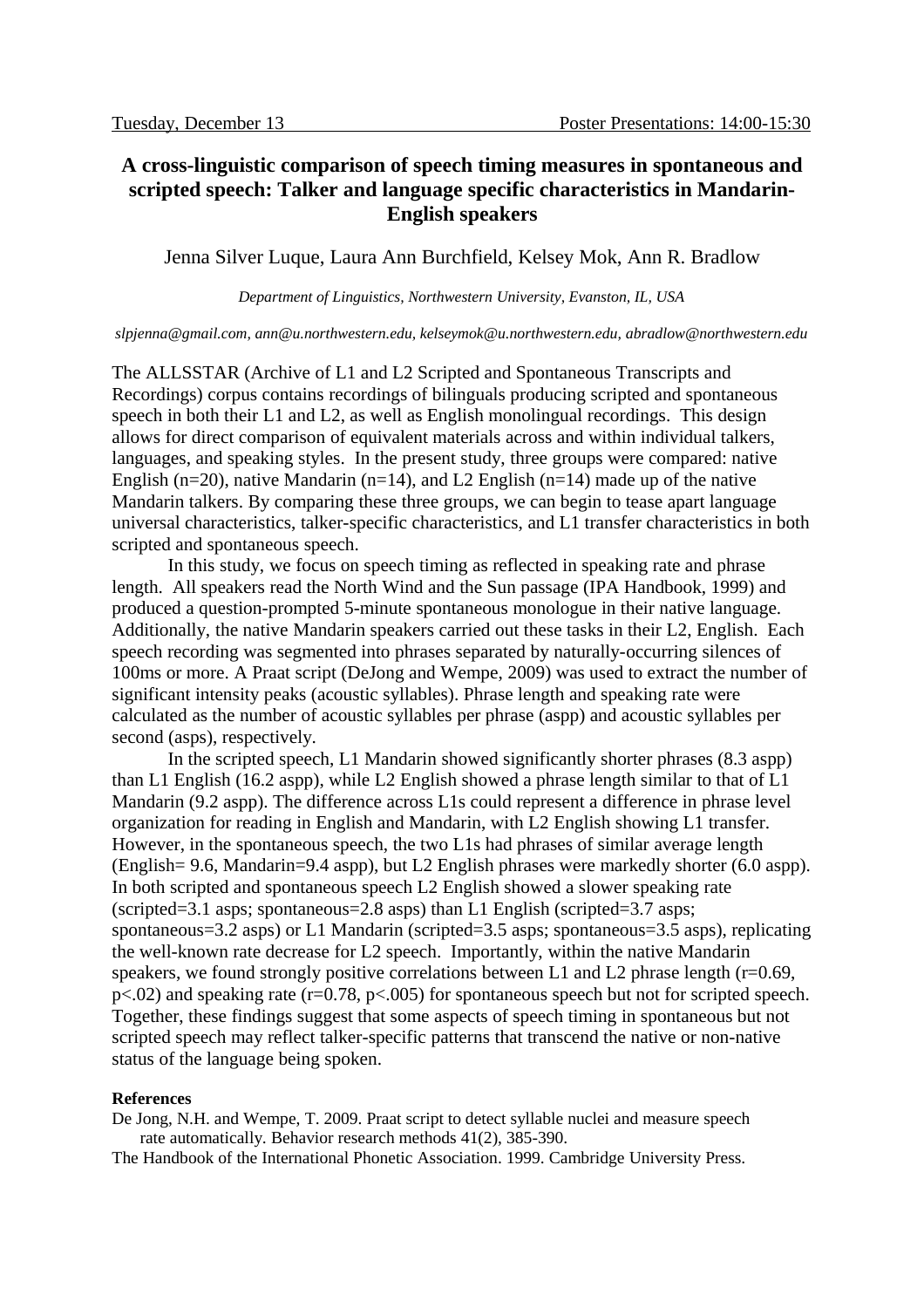Tuesday, December 13 Poster Presentations: 14:00-15:30

# A cross-linguistic comparison of speech timing measures in spontaneous and scripted speech: Talker and language specific characteristics in Mandarin-English speakers

Jenna Silver Luque, Laura Ann Burchfield, Kelsey Mok, Ann R. Bradlow

*Department of Linguistics, Northwestern University, Evanston, IL, USA*

*slpjenna@gmail.com, ann@u.northwestern.edu, kelseymok@u.northwestern.edu, abradlow@northwestern.edu*

The ALLSSTAR (Archive of L1 and L2 Scripted and Spontaneous Transcripts and Recordings) corpus contains recordings of bilinguals producing scripted and spontaneous speech in both their L1 and L2, as well as English monolingual recordings. This design allows for direct comparison of equivalent materials across and within individual talkers, languages, and speaking styles. In the present study, three groups were compared: native English (n=20), native Mandarin (n=14), and L2 English (n=14) made up of the native Mandarin talkers. By comparing these three groups, we can begin to tease apart language universal characteristics, talker-specific characteristics, and L1 transfer characteristics in both scripted and spontaneous speech.

In this study, we focus on speech timing as reflected in speaking rate and phrase length. All speakers read the North Wind and the Sun passage (IPA Handbook, 1999) and produced a question-prompted 5-minute spontaneous monologue in their native language. Additionally, the native Mandarin speakers carried out these tasks in their L2, English. Each speech recording was segmented into phrases separated by naturally-occurring silences of 100ms or more. A Praat script (DeJong and Wempe, 2009) was used to extract the number of significant intensity peaks (acoustic syllables). Phrase length and speaking rate were calculated as the number of acoustic syllables per phrase (aspp) and acoustic syllables per second (asps), respectively.

In the scripted speech, L1 Mandarin showed significantly shorter phrases (8.3 aspp) than L1 English (16.2 aspp), while L2 English showed a phrase length similar to that of L1 Mandarin (9.2 aspp). The difference across L1s could represent a difference in phrase level organization for reading in English and Mandarin, with L2 English showing L1 transfer. However, in the spontaneous speech, the two L1s had phrases of similar average length (English= 9.6, Mandarin=9.4 aspp), but L2 English phrases were markedly shorter (6.0 aspp). In both scripted and spontaneous speech L2 English showed a slower speaking rate (scripted=3.1 asps; spontaneous=2.8 asps) than L1 English (scripted=3.7 asps; spontaneous=3.2 asps) or L1 Mandarin (scripted=3.5 asps; spontaneous=3.5 asps), replicating the well-known rate decrease for L2 speech. Importantly, within the native Mandarin speakers, we found strongly positive correlations between L1 and L2 phrase length ($r=0.69$, $p<.02$) and speaking rate ($r=0.78$, $p<.005$) for spontaneous speech but not for scripted speech. Together, these findings suggest that some aspects of speech timing in spontaneous but not scripted speech may reflect talker-specific patterns that transcend the native or non-native status of the language being spoken.

**References**

De Jong, N.H. and Wempe, T. 2009. Praat script to detect syllable nuclei and measure speech rate automatically. Behavior research methods 41(2), 385-390.

The Handbook of the International Phonetic Association. 1999. Cambridge University Press.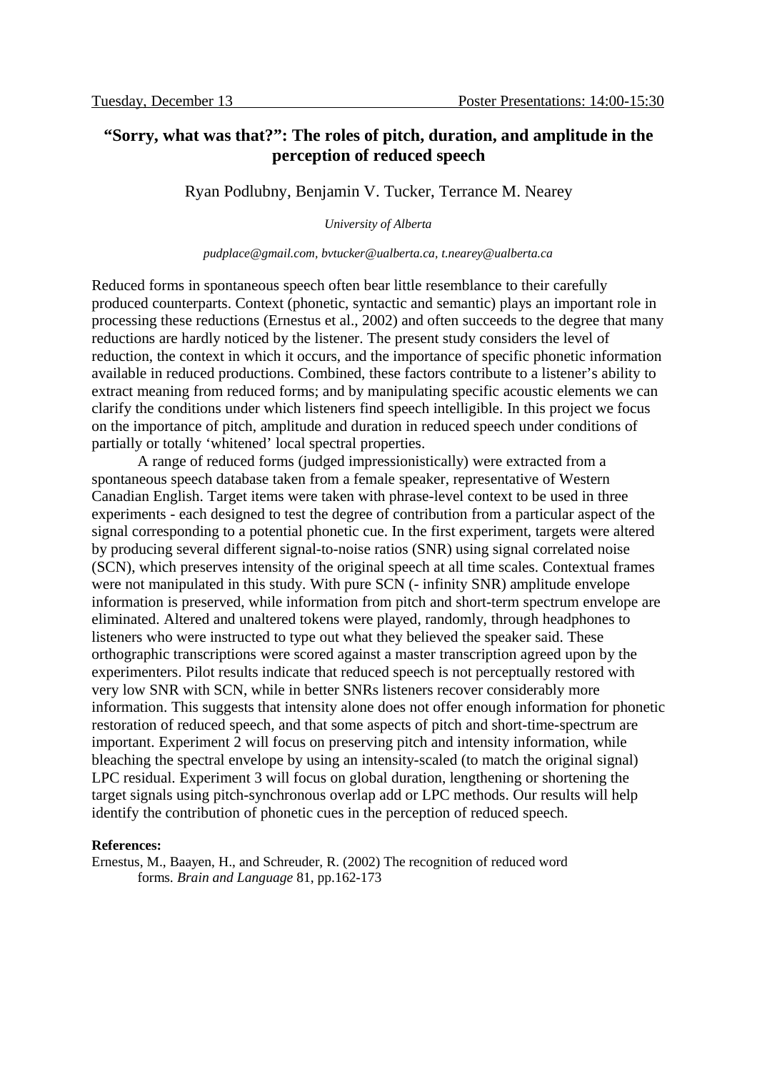# "Sorry, what was that?": The roles of pitch, duration, and amplitude in the perception of reduced speech

Ryan Podlubny, Benjamin V. Tucker, Terrance M. Nearey

*University of Alberta*

*pudplace@gmail.com, bvtucker@ualberta.ca, t.nearey@ualberta.ca*

Reduced forms in spontaneous speech often bear little resemblance to their carefully produced counterparts. Context (phonetic, syntactic and semantic) plays an important role in processing these reductions (Ernestus et al., 2002) and often succeeds to the degree that many reductions are hardly noticed by the listener. The present study considers the level of reduction, the context in which it occurs, and the importance of specific phonetic information available in reduced productions. Combined, these factors contribute to a listener's ability to extract meaning from reduced forms; and by manipulating specific acoustic elements we can clarify the conditions under which listeners find speech intelligible. In this project we focus on the importance of pitch, amplitude and duration in reduced speech under conditions of partially or totally 'whitened' local spectral properties.

A range of reduced forms (judged impressionistically) were extracted from a spontaneous speech database taken from a female speaker, representative of Western Canadian English. Target items were taken with phrase-level context to be used in three experiments - each designed to test the degree of contribution from a particular aspect of the signal corresponding to a potential phonetic cue. In the first experiment, targets were altered by producing several different signal-to-noise ratios (SNR) using signal correlated noise (SCN), which preserves intensity of the original speech at all time scales. Contextual frames were not manipulated in this study. With pure SCN (- infinity SNR) amplitude envelope information is preserved, while information from pitch and short-term spectrum envelope are eliminated. Altered and unaltered tokens were played, randomly, through headphones to listeners who were instructed to type out what they believed the speaker said. These orthographic transcriptions were scored against a master transcription agreed upon by the experimenters. Pilot results indicate that reduced speech is not perceptually restored with very low SNR with SCN, while in better SNRs listeners recover considerably more information. This suggests that intensity alone does not offer enough information for phonetic restoration of reduced speech, and that some aspects of pitch and short-time-spectrum are important. Experiment 2 will focus on preserving pitch and intensity information, while bleaching the spectral envelope by using an intensity-scaled (to match the original signal) LPC residual. Experiment 3 will focus on global duration, lengthening or shortening the target signals using pitch-synchronous overlap add or LPC methods. Our results will help identify the contribution of phonetic cues in the perception of reduced speech.

**References:**

Ernestus, M., Baayen, H., and Schreuder, R. (2002) The recognition of reduced word forms. *Brain and Language* 81, pp.162-173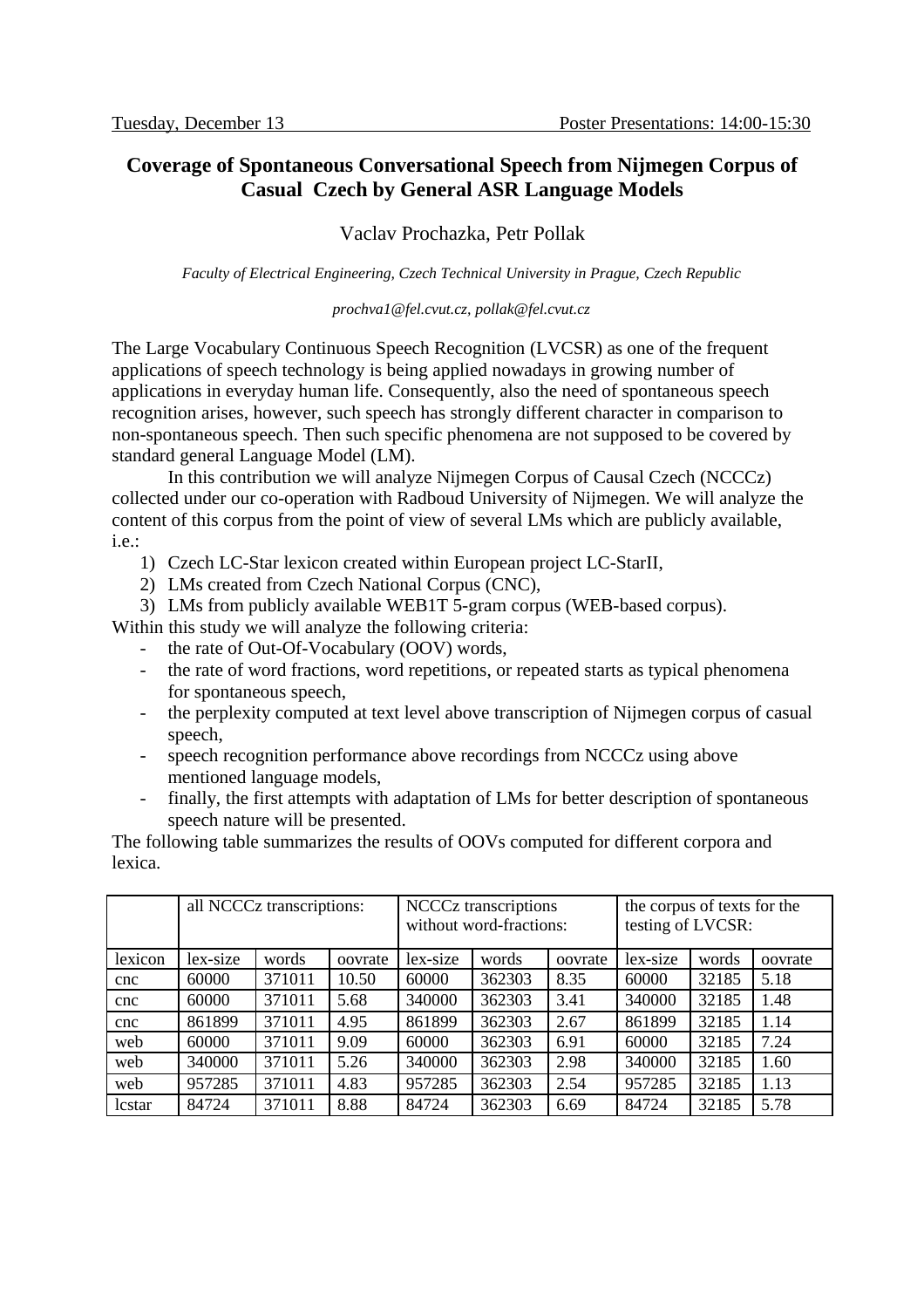# Coverage of Spontaneous Conversational Speech from Nijmegen Corpus of Casual Czech by General ASR Language Models

Vaclav Prochazka, Petr Pollak

*Faculty of Electrical Engineering, Czech Technical University in Prague, Czech Republic*

*prochva1@fel.cvut.cz, pollak@fel.cvut.cz*

The Large Vocabulary Continuous Speech Recognition (LVCSR) as one of the frequent applications of speech technology is being applied nowadays in growing number of applications in everyday human life. Consequently, also the need of spontaneous speech recognition arises, however, such speech has strongly different character in comparison to non-spontaneous speech. Then such specific phenomena are not supposed to be covered by standard general Language Model (LM).

In this contribution we will analyze Nijmegen Corpus of Causal Czech (NCCCz) collected under our co-operation with Radboud University of Nijmegen. We will analyze the content of this corpus from the point of view of several LMs which are publicly available, i.e.:

1) Czech LC-Star lexicon created within European project LC-StarII,
2) LMs created from Czech National Corpus (CNC),
3) LMs from publicly available WEB1T 5-gram corpus (WEB-based corpus).

Within this study we will analyze the following criteria:

- the rate of Out-Of-Vocabulary (OOV) words,
- the rate of word fractions, word repetitions, or repeated starts as typical phenomena for spontaneous speech,
- the perplexity computed at text level above transcription of Nijmegen corpus of casual speech,
- speech recognition performance above recordings from NCCCz using above mentioned language models,
- finally, the first attempts with adaptation of LMs for better description of spontaneous speech nature will be presented.

The following table summarizes the results of OOVs computed for different corpora and lexica.

| | all NCCCz transcriptions: | | | NCCCz transcriptions without word-fractions: | | | the corpus of texts for the testing of LVCSR: | | |
|---|---|---|---|---|---|---|---|---|---|
| lexicon | lex-size | words | oovrate | lex-size | words | oovrate | lex-size | words | oovrate |
| cnc | 60000 | 371011 | 10.50 | 60000 | 362303 | 8.35 | 60000 | 32185 | 5.18 |
| cnc | 60000 | 371011 | 5.68 | 340000 | 362303 | 3.41 | 340000 | 32185 | 1.48 |
| cnc | 861899 | 371011 | 4.95 | 861899 | 362303 | 2.67 | 861899 | 32185 | 1.14 |
| web | 60000 | 371011 | 9.09 | 60000 | 362303 | 6.91 | 60000 | 32185 | 7.24 |
| web | 340000 | 371011 | 5.26 | 340000 | 362303 | 2.98 | 340000 | 32185 | 1.60 |
| web | 957285 | 371011 | 4.83 | 957285 | 362303 | 2.54 | 957285 | 32185 | 1.13 |
| lcstar | 84724 | 371011 | 8.88 | 84724 | 362303 | 6.69 | 84724 | 32185 | 5.78 |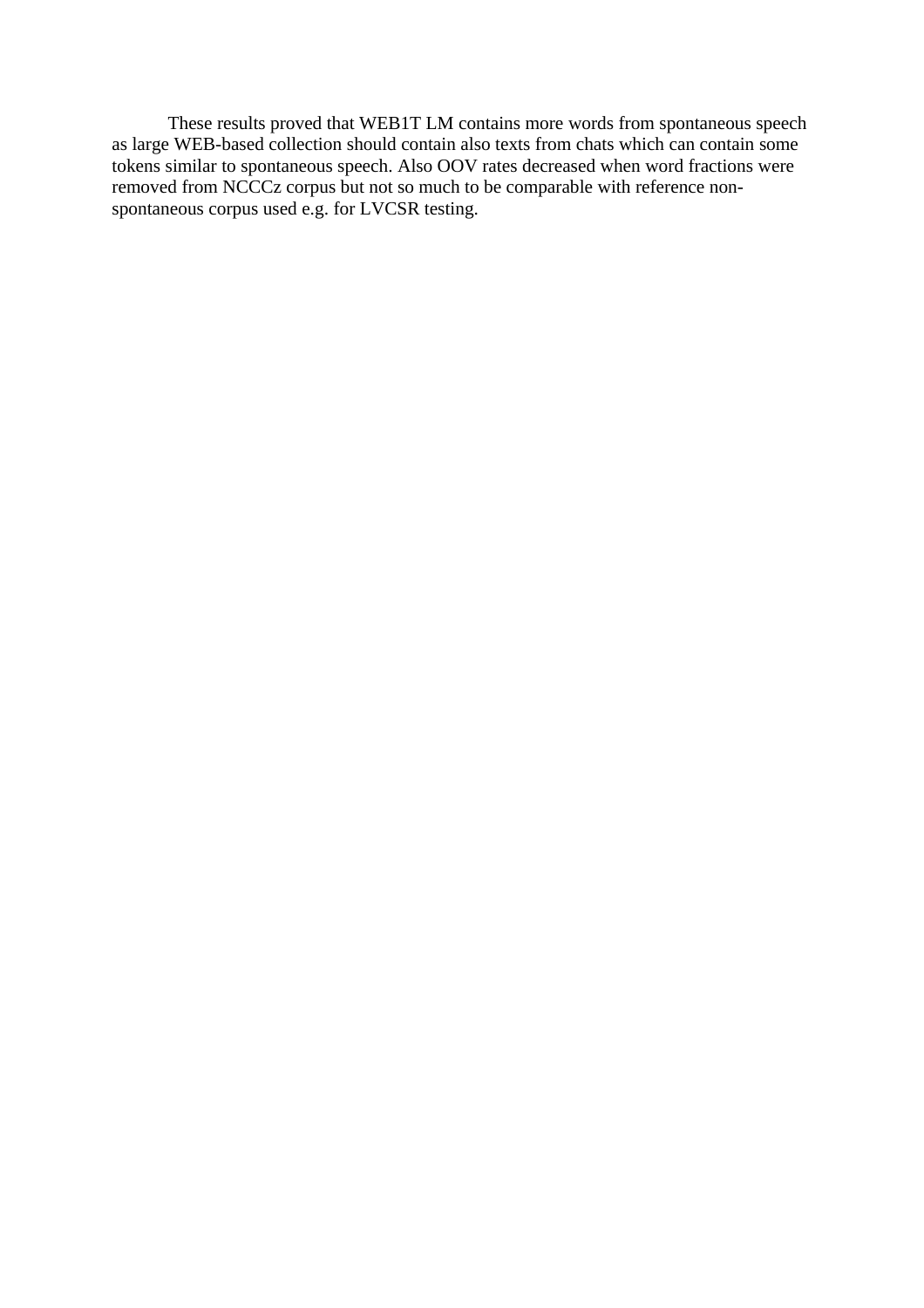These results proved that WEB1T LM contains more words from spontaneous speech as large WEB-based collection should contain also texts from chats which can contain some tokens similar to spontaneous speech. Also OOV rates decreased when word fractions were removed from NCCCz corpus but not so much to be comparable with reference non-spontaneous corpus used e.g. for LVCSR testing.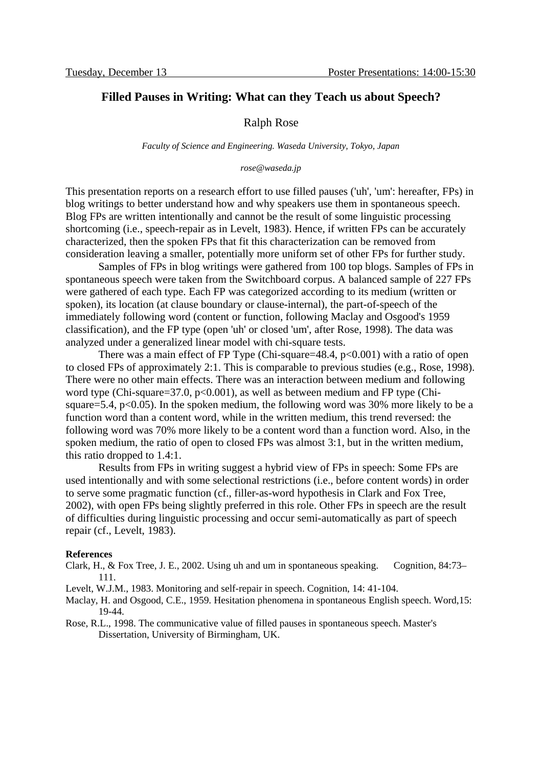# Filled Pauses in Writing: What can they Teach us about Speech?

Ralph Rose

*Faculty of Science and Engineering. Waseda University, Tokyo, Japan*

*rose@waseda.jp*

This presentation reports on a research effort to use filled pauses ('uh', 'um': hereafter, FPs) in blog writings to better understand how and why speakers use them in spontaneous speech. Blog FPs are written intentionally and cannot be the result of some linguistic processing shortcoming (i.e., speech-repair as in Levelt, 1983). Hence, if written FPs can be accurately characterized, then the spoken FPs that fit this characterization can be removed from consideration leaving a smaller, potentially more uniform set of other FPs for further study.

Samples of FPs in blog writings were gathered from 100 top blogs. Samples of FPs in spontaneous speech were taken from the Switchboard corpus. A balanced sample of 227 FPs were gathered of each type. Each FP was categorized according to its medium (written or spoken), its location (at clause boundary or clause-internal), the part-of-speech of the immediately following word (content or function, following Maclay and Osgood's 1959 classification), and the FP type (open 'uh' or closed 'um', after Rose, 1998). The data was analyzed under a generalized linear model with chi-square tests.

There was a main effect of FP Type (Chi-square=48.4, $p<0.001$) with a ratio of open to closed FPs of approximately 2:1. This is comparable to previous studies (e.g., Rose, 1998). There were no other main effects. There was an interaction between medium and following word type (Chi-square=37.0, $p<0.001$), as well as between medium and FP type (Chi-square=5.4, $p<0.05$). In the spoken medium, the following word was 30% more likely to be a function word than a content word, while in the written medium, this trend reversed: the following word was 70% more likely to be a content word than a function word. Also, in the spoken medium, the ratio of open to closed FPs was almost 3:1, but in the written medium, this ratio dropped to 1.4:1.

Results from FPs in writing suggest a hybrid view of FPs in speech: Some FPs are used intentionally and with some selectional restrictions (i.e., before content words) in order to serve some pragmatic function (cf., filler-as-word hypothesis in Clark and Fox Tree, 2002), with open FPs being slightly preferred in this role. Other FPs in speech are the result of difficulties during linguistic processing and occur semi-automatically as part of speech repair (cf., Levelt, 1983).

**References**

Clark, H., & Fox Tree, J. E., 2002. Using uh and um in spontaneous speaking. Cognition, 84:73–111.

Levelt, W.J.M., 1983. Monitoring and self-repair in speech. Cognition, 14: 41-104.

Maclay, H. and Osgood, C.E., 1959. Hesitation phenomena in spontaneous English speech. Word,15: 19-44.

Rose, R.L., 1998. The communicative value of filled pauses in spontaneous speech. Master's Dissertation, University of Birmingham, UK.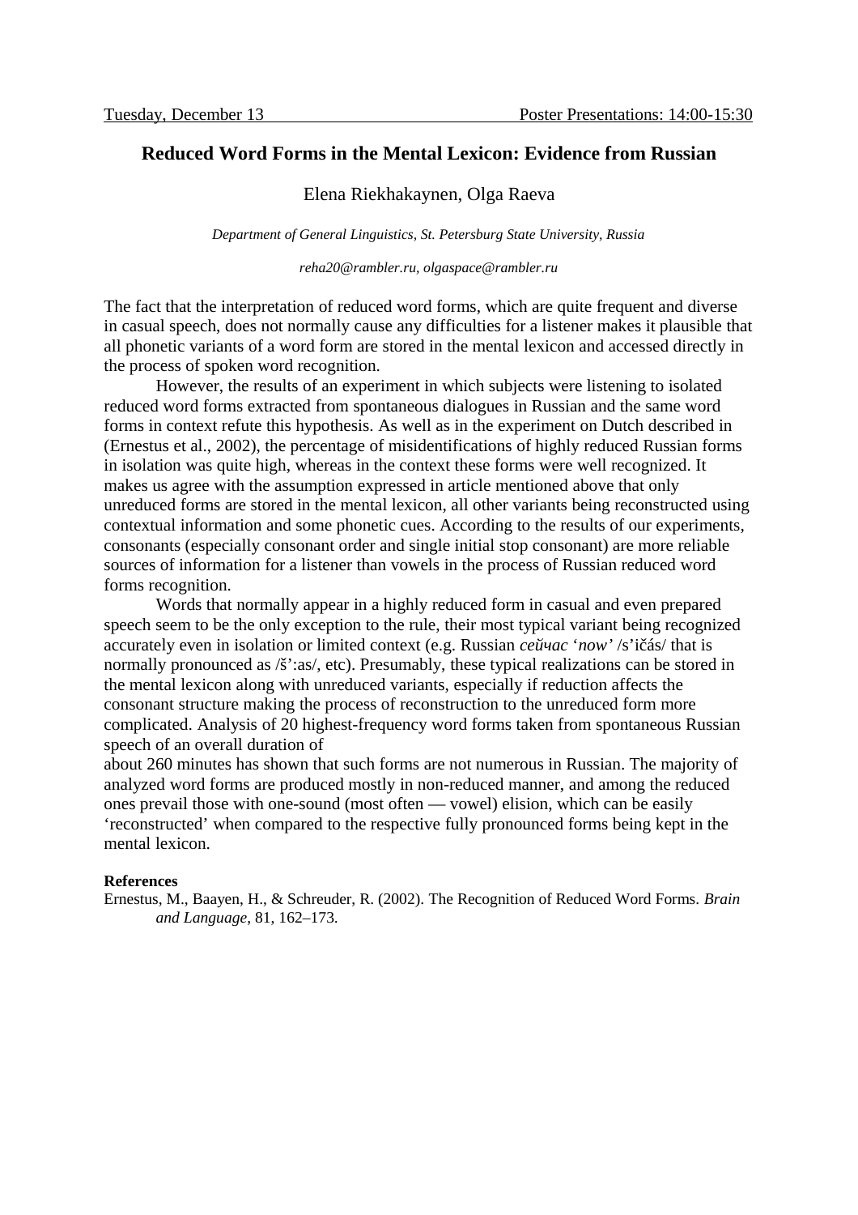# Reduced Word Forms in the Mental Lexicon: Evidence from Russian

Elena Riekhakaynen, Olga Raeva

*Department of General Linguistics, St. Petersburg State University, Russia*

*reha20@rambler.ru, olgaspace@rambler.ru*

The fact that the interpretation of reduced word forms, which are quite frequent and diverse in casual speech, does not normally cause any difficulties for a listener makes it plausible that all phonetic variants of a word form are stored in the mental lexicon and accessed directly in the process of spoken word recognition.

However, the results of an experiment in which subjects were listening to isolated reduced word forms extracted from spontaneous dialogues in Russian and the same word forms in context refute this hypothesis. As well as in the experiment on Dutch described in (Ernestus et al., 2002), the percentage of misidentifications of highly reduced Russian forms in isolation was quite high, whereas in the context these forms were well recognized. It makes us agree with the assumption expressed in article mentioned above that only unreduced forms are stored in the mental lexicon, all other variants being reconstructed using contextual information and some phonetic cues. According to the results of our experiments, consonants (especially consonant order and single initial stop consonant) are more reliable sources of information for a listener than vowels in the process of Russian reduced word forms recognition.

Words that normally appear in a highly reduced form in casual and even prepared speech seem to be the only exception to the rule, their most typical variant being recognized accurately even in isolation or limited context (e.g. Russian *сейчас* '*now*' /s'ičás/ that is normally pronounced as /š':as/, etc). Presumably, these typical realizations can be stored in the mental lexicon along with unreduced variants, especially if reduction affects the consonant structure making the process of reconstruction to the unreduced form more complicated. Analysis of 20 highest-frequency word forms taken from spontaneous Russian speech of an overall duration of about 260 minutes has shown that such forms are not numerous in Russian. The majority of analyzed word forms are produced mostly in non-reduced manner, and among the reduced ones prevail those with one-sound (most often — vowel) elision, which can be easily 'reconstructed' when compared to the respective fully pronounced forms being kept in the mental lexicon.

**References**

Ernestus, M., Baayen, H., & Schreuder, R. (2002). The Recognition of Reduced Word Forms. *Brain and Language*, 81, 162–173.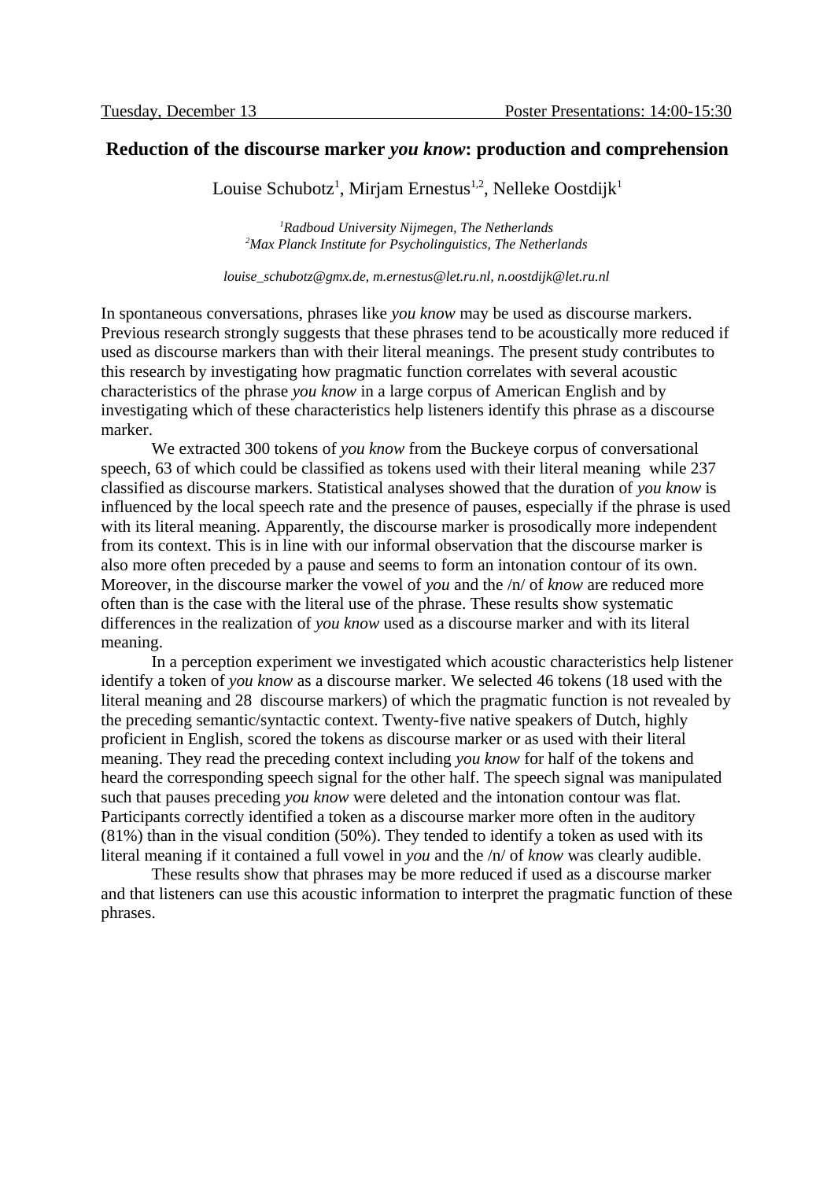## Reduction of the discourse marker *you know*: production and comprehension

Louise Schubotz[1], Mirjam Ernestus[1,2], Nelleke Oostdijk[1]

*[1]Radboud University Nijmegen, The Netherlands*
*[2]Max Planck Institute for Psycholinguistics, The Netherlands*

*louise_schubotz@gmx.de, m.ernestus@let.ru.nl, n.oostdijk@let.ru.nl*

In spontaneous conversations, phrases like *you know* may be used as discourse markers. Previous research strongly suggests that these phrases tend to be acoustically more reduced if used as discourse markers than with their literal meanings. The present study contributes to this research by investigating how pragmatic function correlates with several acoustic characteristics of the phrase *you know* in a large corpus of American English and by investigating which of these characteristics help listeners identify this phrase as a discourse marker.

We extracted 300 tokens of *you know* from the Buckeye corpus of conversational speech, 63 of which could be classified as tokens used with their literal meaning while 237 classified as discourse markers. Statistical analyses showed that the duration of *you know* is influenced by the local speech rate and the presence of pauses, especially if the phrase is used with its literal meaning. Apparently, the discourse marker is prosodically more independent from its context. This is in line with our informal observation that the discourse marker is also more often preceded by a pause and seems to form an intonation contour of its own. Moreover, in the discourse marker the vowel of *you* and the /n/ of *know* are reduced more often than is the case with the literal use of the phrase. These results show systematic differences in the realization of *you know* used as a discourse marker and with its literal meaning.

In a perception experiment we investigated which acoustic characteristics help listener identify a token of *you know* as a discourse marker. We selected 46 tokens (18 used with the literal meaning and 28 discourse markers) of which the pragmatic function is not revealed by the preceding semantic/syntactic context. Twenty-five native speakers of Dutch, highly proficient in English, scored the tokens as discourse marker or as used with their literal meaning. They read the preceding context including *you know* for half of the tokens and heard the corresponding speech signal for the other half. The speech signal was manipulated such that pauses preceding *you know* were deleted and the intonation contour was flat. Participants correctly identified a token as a discourse marker more often in the auditory (81%) than in the visual condition (50%). They tended to identify a token as used with its literal meaning if it contained a full vowel in *you* and the /n/ of *know* was clearly audible.

These results show that phrases may be more reduced if used as a discourse marker and that listeners can use this acoustic information to interpret the pragmatic function of these phrases.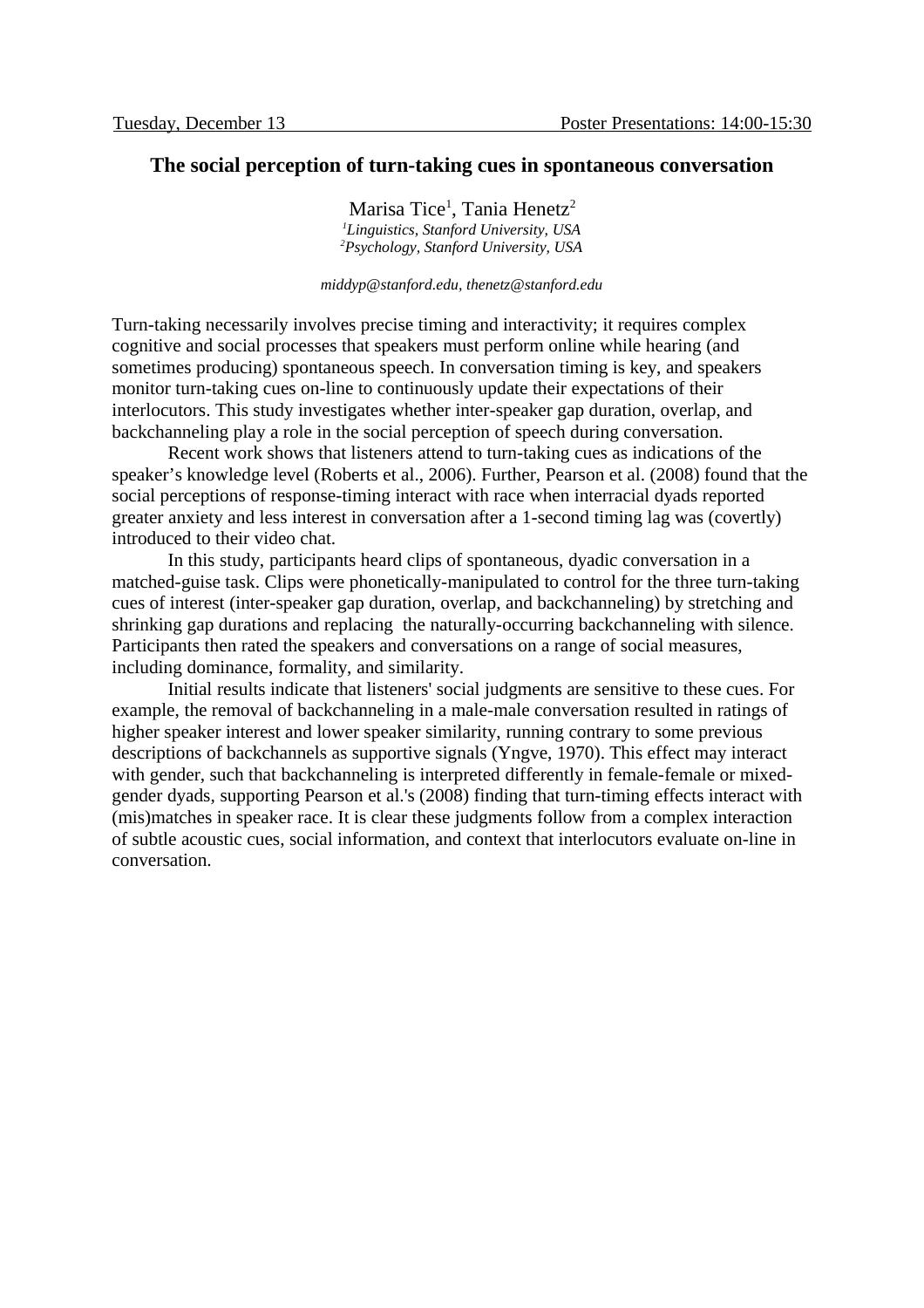## The social perception of turn-taking cues in spontaneous conversation

Marisa Tice[1], Tania Henetz[2]

[1]*Linguistics, Stanford University, USA*
[2]*Psychology, Stanford University, USA*

*middyp@stanford.edu, thenetz@stanford.edu*

Turn-taking necessarily involves precise timing and interactivity; it requires complex cognitive and social processes that speakers must perform online while hearing (and sometimes producing) spontaneous speech. In conversation timing is key, and speakers monitor turn-taking cues on-line to continuously update their expectations of their interlocutors. This study investigates whether inter-speaker gap duration, overlap, and backchanneling play a role in the social perception of speech during conversation.

Recent work shows that listeners attend to turn-taking cues as indications of the speaker's knowledge level (Roberts et al., 2006). Further, Pearson et al. (2008) found that the social perceptions of response-timing interact with race when interracial dyads reported greater anxiety and less interest in conversation after a 1-second timing lag was (covertly) introduced to their video chat.

In this study, participants heard clips of spontaneous, dyadic conversation in a matched-guise task. Clips were phonetically-manipulated to control for the three turn-taking cues of interest (inter-speaker gap duration, overlap, and backchanneling) by stretching and shrinking gap durations and replacing the naturally-occurring backchanneling with silence. Participants then rated the speakers and conversations on a range of social measures, including dominance, formality, and similarity.

Initial results indicate that listeners' social judgments are sensitive to these cues. For example, the removal of backchanneling in a male-male conversation resulted in ratings of higher speaker interest and lower speaker similarity, running contrary to some previous descriptions of backchannels as supportive signals (Yngve, 1970). This effect may interact with gender, such that backchanneling is interpreted differently in female-female or mixed-gender dyads, supporting Pearson et al.'s (2008) finding that turn-timing effects interact with (mis)matches in speaker race. It is clear these judgments follow from a complex interaction of subtle acoustic cues, social information, and context that interlocutors evaluate on-line in conversation.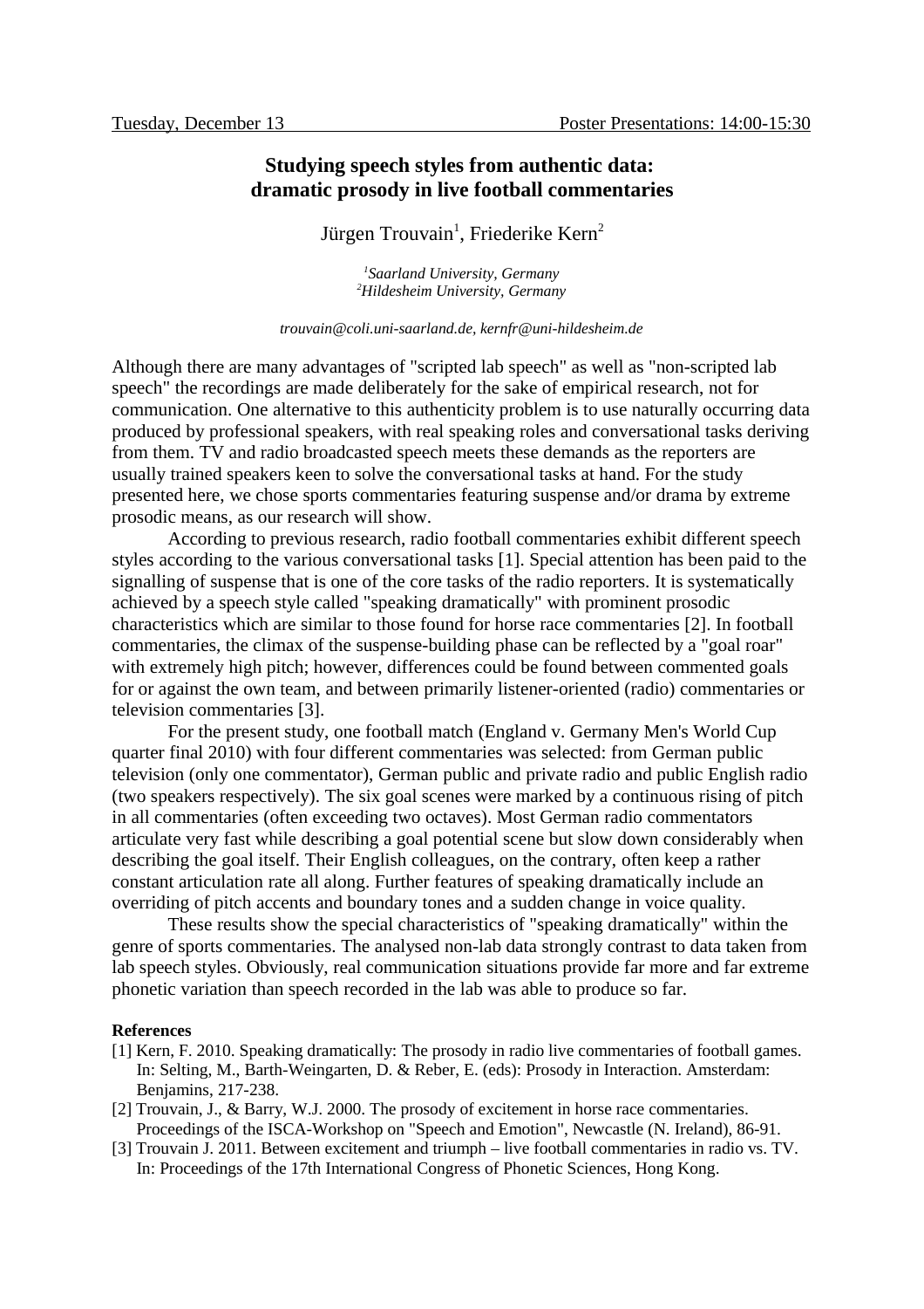# Studying speech styles from authentic data: dramatic prosody in live football commentaries

Jürgen Trouvain[1], Friederike Kern[2]

*[1]Saarland University, Germany*
*[2]Hildesheim University, Germany*

*trouvain@coli.uni-saarland.de, kernfr@uni-hildesheim.de*

Although there are many advantages of "scripted lab speech" as well as "non-scripted lab speech" the recordings are made deliberately for the sake of empirical research, not for communication. One alternative to this authenticity problem is to use naturally occurring data produced by professional speakers, with real speaking roles and conversational tasks deriving from them. TV and radio broadcasted speech meets these demands as the reporters are usually trained speakers keen to solve the conversational tasks at hand. For the study presented here, we chose sports commentaries featuring suspense and/or drama by extreme prosodic means, as our research will show.

According to previous research, radio football commentaries exhibit different speech styles according to the various conversational tasks [1]. Special attention has been paid to the signalling of suspense that is one of the core tasks of the radio reporters. It is systematically achieved by a speech style called "speaking dramatically" with prominent prosodic characteristics which are similar to those found for horse race commentaries [2]. In football commentaries, the climax of the suspense-building phase can be reflected by a "goal roar" with extremely high pitch; however, differences could be found between commented goals for or against the own team, and between primarily listener-oriented (radio) commentaries or television commentaries [3].

For the present study, one football match (England v. Germany Men's World Cup quarter final 2010) with four different commentaries was selected: from German public television (only one commentator), German public and private radio and public English radio (two speakers respectively). The six goal scenes were marked by a continuous rising of pitch in all commentaries (often exceeding two octaves). Most German radio commentators articulate very fast while describing a goal potential scene but slow down considerably when describing the goal itself. Their English colleagues, on the contrary, often keep a rather constant articulation rate all along. Further features of speaking dramatically include an overriding of pitch accents and boundary tones and a sudden change in voice quality.

These results show the special characteristics of "speaking dramatically" within the genre of sports commentaries. The analysed non-lab data strongly contrast to data taken from lab speech styles. Obviously, real communication situations provide far more and far extreme phonetic variation than speech recorded in the lab was able to produce so far.

**References**

[1] Kern, F. 2010. Speaking dramatically: The prosody in radio live commentaries of football games. In: Selting, M., Barth-Weingarten, D. & Reber, E. (eds): Prosody in Interaction. Amsterdam: Benjamins, 217-238.

[2] Trouvain, J., & Barry, W.J. 2000. The prosody of excitement in horse race commentaries. Proceedings of the ISCA-Workshop on "Speech and Emotion", Newcastle (N. Ireland), 86-91.

[3] Trouvain J. 2011. Between excitement and triumph – live football commentaries in radio vs. TV. In: Proceedings of the 17th International Congress of Phonetic Sciences, Hong Kong.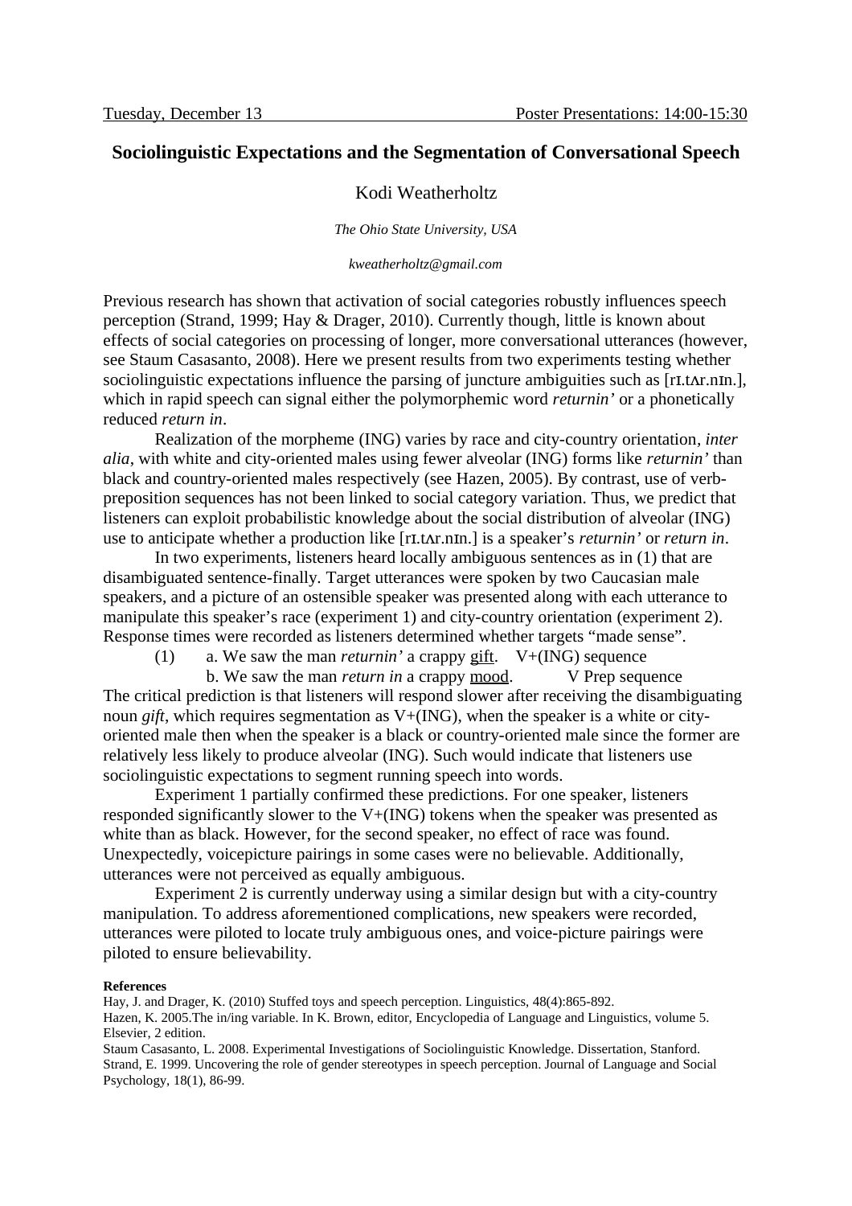# Sociolinguistic Expectations and the Segmentation of Conversational Speech

Kodi Weatherholtz

*The Ohio State University, USA*

*kweatherholtz@gmail.com*

Previous research has shown that activation of social categories robustly influences speech perception (Strand, 1999; Hay & Drager, 2010). Currently though, little is known about effects of social categories on processing of longer, more conversational utterances (however, see Staum Casasanto, 2008). Here we present results from two experiments testing whether sociolinguistic expectations influence the parsing of juncture ambiguities such as [rɪ.tʌr.nɪn.], which in rapid speech can signal either the polymorphemic word *returnin'* or a phonetically reduced *return in*.

Realization of the morpheme (ING) varies by race and city-country orientation, *inter alia*, with white and city-oriented males using fewer alveolar (ING) forms like *returnin'* than black and country-oriented males respectively (see Hazen, 2005). By contrast, use of verb-preposition sequences has not been linked to social category variation. Thus, we predict that listeners can exploit probabilistic knowledge about the social distribution of alveolar (ING) use to anticipate whether a production like [rɪ.tʌr.nɪn.] is a speaker's *returnin'* or *return in*.

In two experiments, listeners heard locally ambiguous sentences as in (1) that are disambiguated sentence-finally. Target utterances were spoken by two Caucasian male speakers, and a picture of an ostensible speaker was presented along with each utterance to manipulate this speaker's race (experiment 1) and city-country orientation (experiment 2). Response times were recorded as listeners determined whether targets "made sense".

(1) a. We saw the man *returnin'* a crappy <u>gift</u>. V+(ING) sequence
 b. We saw the man *return in* a crappy <u>mood</u>. V Prep sequence

The critical prediction is that listeners will respond slower after receiving the disambiguating noun *gift*, which requires segmentation as V+(ING), when the speaker is a white or city-oriented male then when the speaker is a black or country-oriented male since the former are relatively less likely to produce alveolar (ING). Such would indicate that listeners use sociolinguistic expectations to segment running speech into words.

Experiment 1 partially confirmed these predictions. For one speaker, listeners responded significantly slower to the V+(ING) tokens when the speaker was presented as white than as black. However, for the second speaker, no effect of race was found. Unexpectedly, voicepicture pairings in some cases were no believable. Additionally, utterances were not perceived as equally ambiguous.

Experiment 2 is currently underway using a similar design but with a city-country manipulation. To address aforementioned complications, new speakers were recorded, utterances were piloted to locate truly ambiguous ones, and voice-picture pairings were piloted to ensure believability.

**References**

Hay, J. and Drager, K. (2010) Stuffed toys and speech perception. Linguistics, 48(4):865-892.

Hazen, K. 2005.The in/ing variable. In K. Brown, editor, Encyclopedia of Language and Linguistics, volume 5. Elsevier, 2 edition.

Staum Casasanto, L. 2008. Experimental Investigations of Sociolinguistic Knowledge. Dissertation, Stanford.

Strand, E. 1999. Uncovering the role of gender stereotypes in speech perception. Journal of Language and Social Psychology, 18(1), 86-99.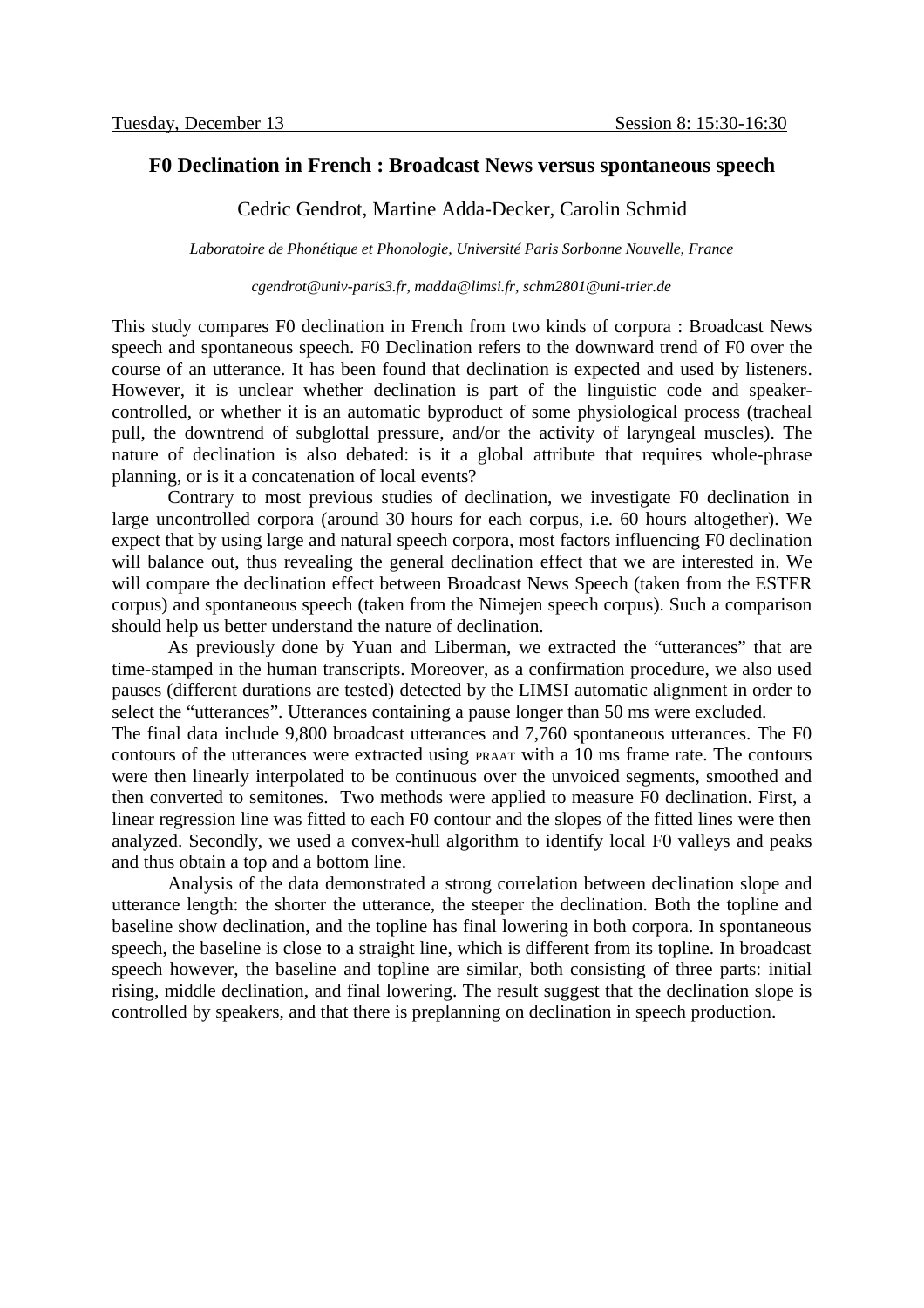Tuesday, December 13 Session 8: 15:30-16:30

### F0 Declination in French : Broadcast News versus spontaneous speech

Cedric Gendrot, Martine Adda-Decker, Carolin Schmid

*Laboratoire de Phonétique et Phonologie, Université Paris Sorbonne Nouvelle, France*

*cgendrot@univ-paris3.fr, madda@limsi.fr, schm2801@uni-trier.de*

This study compares F0 declination in French from two kinds of corpora : Broadcast News speech and spontaneous speech. F0 Declination refers to the downward trend of F0 over the course of an utterance. It has been found that declination is expected and used by listeners. However, it is unclear whether declination is part of the linguistic code and speaker-controlled, or whether it is an automatic byproduct of some physiological process (tracheal pull, the downtrend of subglottal pressure, and/or the activity of laryngeal muscles). The nature of declination is also debated: is it a global attribute that requires whole-phrase planning, or is it a concatenation of local events?

Contrary to most previous studies of declination, we investigate F0 declination in large uncontrolled corpora (around 30 hours for each corpus, i.e. 60 hours altogether). We expect that by using large and natural speech corpora, most factors influencing F0 declination will balance out, thus revealing the general declination effect that we are interested in. We will compare the declination effect between Broadcast News Speech (taken from the ESTER corpus) and spontaneous speech (taken from the Nimejen speech corpus). Such a comparison should help us better understand the nature of declination.

As previously done by Yuan and Liberman, we extracted the "utterances" that are time-stamped in the human transcripts. Moreover, as a confirmation procedure, we also used pauses (different durations are tested) detected by the LIMSI automatic alignment in order to select the "utterances". Utterances containing a pause longer than 50 ms were excluded.

The final data include 9,800 broadcast utterances and 7,760 spontaneous utterances. The F0 contours of the utterances were extracted using PRAAT with a 10 ms frame rate. The contours were then linearly interpolated to be continuous over the unvoiced segments, smoothed and then converted to semitones. Two methods were applied to measure F0 declination. First, a linear regression line was fitted to each F0 contour and the slopes of the fitted lines were then analyzed. Secondly, we used a convex-hull algorithm to identify local F0 valleys and peaks and thus obtain a top and a bottom line.

Analysis of the data demonstrated a strong correlation between declination slope and utterance length: the shorter the utterance, the steeper the declination. Both the topline and baseline show declination, and the topline has final lowering in both corpora. In spontaneous speech, the baseline is close to a straight line, which is different from its topline. In broadcast speech however, the baseline and topline are similar, both consisting of three parts: initial rising, middle declination, and final lowering. The result suggest that the declination slope is controlled by speakers, and that there is preplanning on declination in speech production.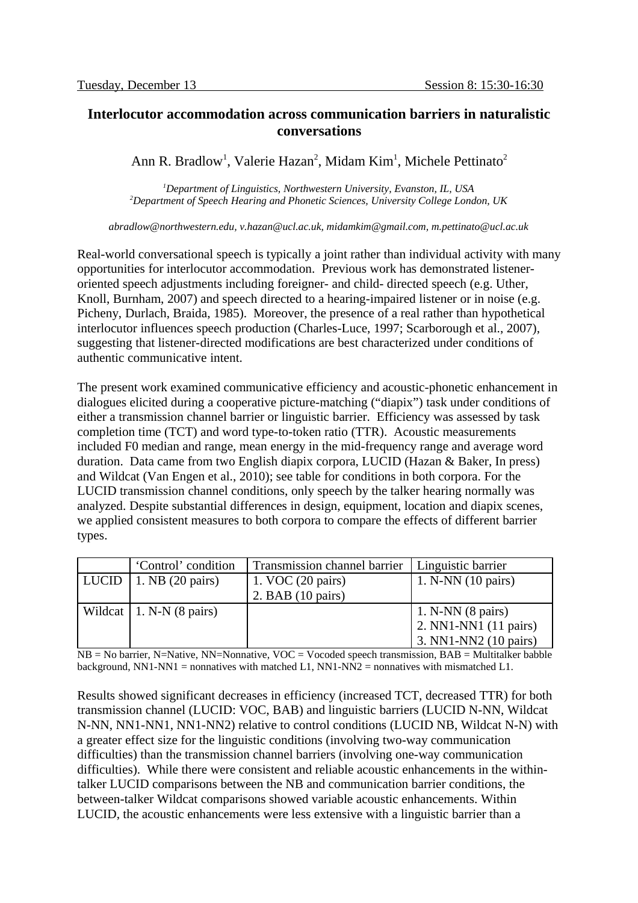Tuesday, December 13 Session 8: 15:30-16:30

## Interlocutor accommodation across communication barriers in naturalistic conversations

Ann R. Bradlow[1], Valerie Hazan[2], Midam Kim[1], Michele Pettinato[2]

*[1]Department of Linguistics, Northwestern University, Evanston, IL, USA*
*[2]Department of Speech Hearing and Phonetic Sciences, University College London, UK*

*abradlow@northwestern.edu, v.hazan@ucl.ac.uk, midamkim@gmail.com, m.pettinato@ucl.ac.uk*

Real-world conversational speech is typically a joint rather than individual activity with many opportunities for interlocutor accommodation. Previous work has demonstrated listener-oriented speech adjustments including foreigner- and child- directed speech (e.g. Uther, Knoll, Burnham, 2007) and speech directed to a hearing-impaired listener or in noise (e.g. Picheny, Durlach, Braida, 1985). Moreover, the presence of a real rather than hypothetical interlocutor influences speech production (Charles-Luce, 1997; Scarborough et al., 2007), suggesting that listener-directed modifications are best characterized under conditions of authentic communicative intent.

The present work examined communicative efficiency and acoustic-phonetic enhancement in dialogues elicited during a cooperative picture-matching ("diapix") task under conditions of either a transmission channel barrier or linguistic barrier. Efficiency was assessed by task completion time (TCT) and word type-to-token ratio (TTR). Acoustic measurements included F0 median and range, mean energy in the mid-frequency range and average word duration. Data came from two English diapix corpora, LUCID (Hazan & Baker, In press) and Wildcat (Van Engen et al., 2010); see table for conditions in both corpora. For the LUCID transmission channel conditions, only speech by the talker hearing normally was analyzed. Despite substantial differences in design, equipment, location and diapix scenes, we applied consistent measures to both corpora to compare the effects of different barrier types.

| | 'Control' condition | Transmission channel barrier | Linguistic barrier |
|---|---|---|---|
| LUCID | 1. NB (20 pairs) | 1. VOC (20 pairs)<br>2. BAB (10 pairs) | 1. N-NN (10 pairs) |
| Wildcat | 1. N-N (8 pairs) | | 1. N-NN (8 pairs)<br>2. NN1-NN1 (11 pairs)<br>3. NN1-NN2 (10 pairs) |

NB = No barrier, N=Native, NN=Nonnative, VOC = Vocoded speech transmission, BAB = Multitalker babble background, NN1-NN1 = nonnatives with matched L1, NN1-NN2 = nonnatives with mismatched L1.

Results showed significant decreases in efficiency (increased TCT, decreased TTR) for both transmission channel (LUCID: VOC, BAB) and linguistic barriers (LUCID N-NN, Wildcat N-NN, NN1-NN1, NN1-NN2) relative to control conditions (LUCID NB, Wildcat N-N) with a greater effect size for the linguistic conditions (involving two-way communication difficulties) than the transmission channel barriers (involving one-way communication difficulties). While there were consistent and reliable acoustic enhancements in the within-talker LUCID comparisons between the NB and communication barrier conditions, the between-talker Wildcat comparisons showed variable acoustic enhancements. Within LUCID, the acoustic enhancements were less extensive with a linguistic barrier than a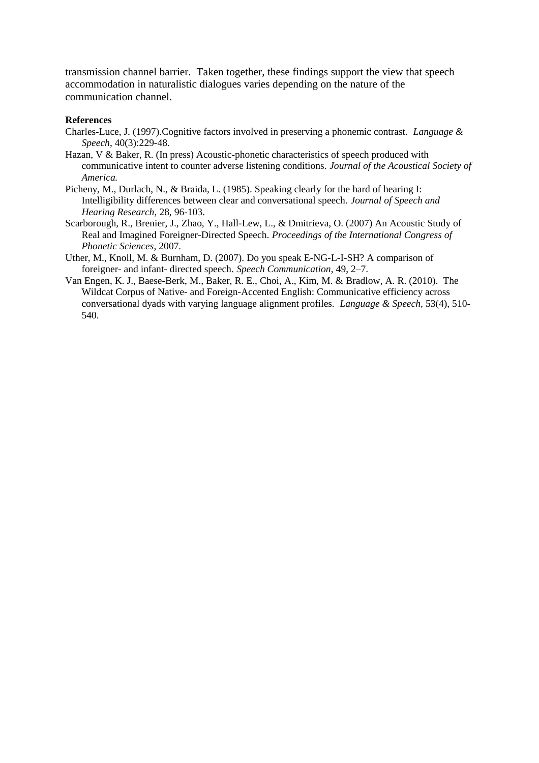transmission channel barrier. Taken together, these findings support the view that speech accommodation in naturalistic dialogues varies depending on the nature of the communication channel.

**References**

Charles-Luce, J. (1997).Cognitive factors involved in preserving a phonemic contrast. *Language & Speech*, 40(3):229-48.

Hazan, V & Baker, R. (In press) Acoustic-phonetic characteristics of speech produced with communicative intent to counter adverse listening conditions. *Journal of the Acoustical Society of America.*

Picheny, M., Durlach, N., & Braida, L. (1985). Speaking clearly for the hard of hearing I: Intelligibility differences between clear and conversational speech. *Journal of Speech and Hearing Research*, 28, 96-103.

Scarborough, R., Brenier, J., Zhao, Y., Hall-Lew, L., & Dmitrieva, O. (2007) An Acoustic Study of Real and Imagined Foreigner-Directed Speech. *Proceedings of the International Congress of Phonetic Sciences*, 2007.

Uther, M., Knoll, M. & Burnham, D. (2007). Do you speak E-NG-L-I-SH? A comparison of foreigner- and infant- directed speech. *Speech Communication*, 49, 2–7.

Van Engen, K. J., Baese-Berk, M., Baker, R. E., Choi, A., Kim, M. & Bradlow, A. R. (2010). The Wildcat Corpus of Native- and Foreign-Accented English: Communicative efficiency across conversational dyads with varying language alignment profiles. *Language & Speech*, 53(4), 510-540.